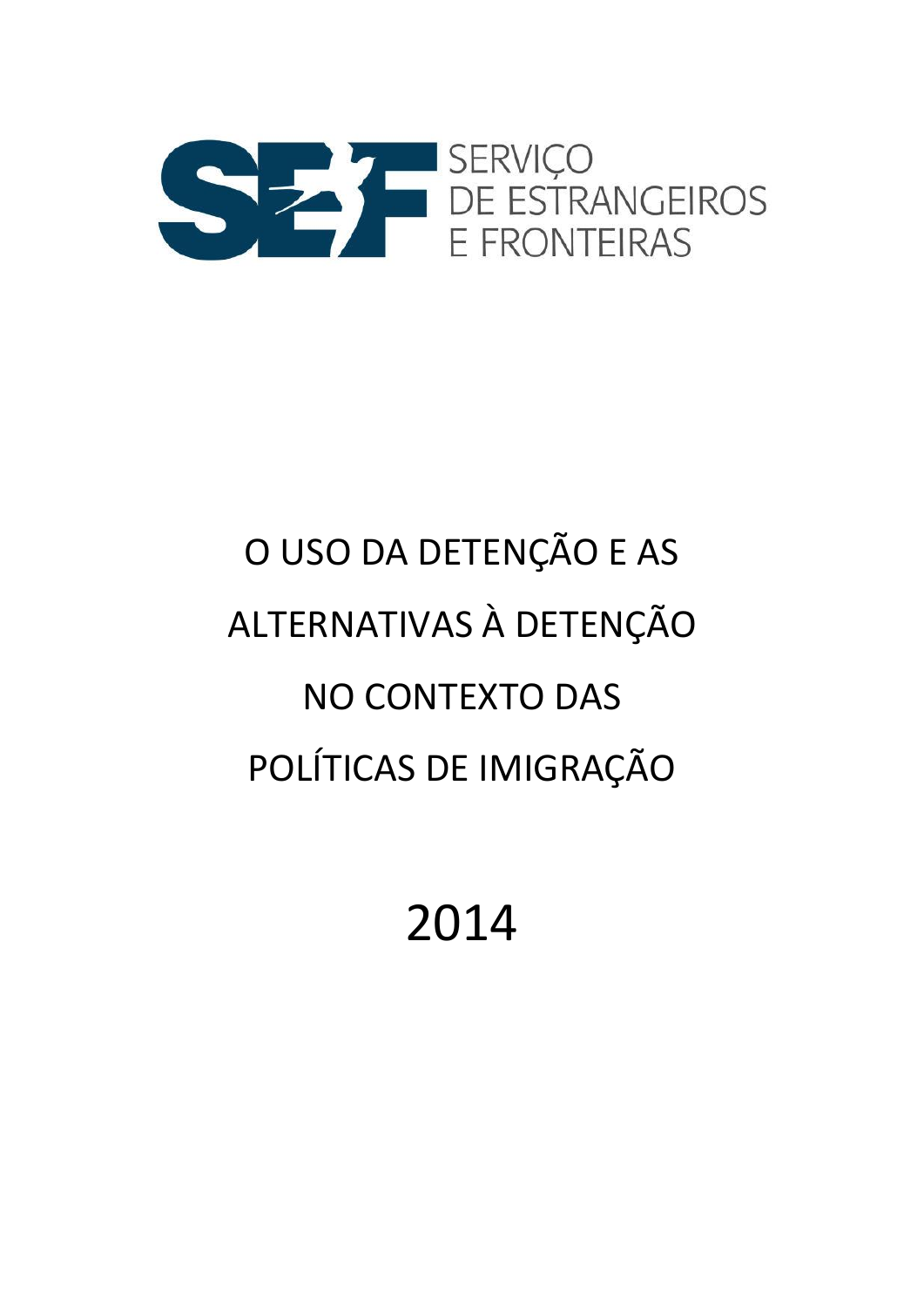SERVIÇO DE ESTRANGEIROS E FRONTEIRAS

# O USO DA DETENÇÃO E AS ALTERNATIVAS À DETENÇÃO NO CONTEXTO DAS POLÍTICAS DE IMIGRAÇÃO

2014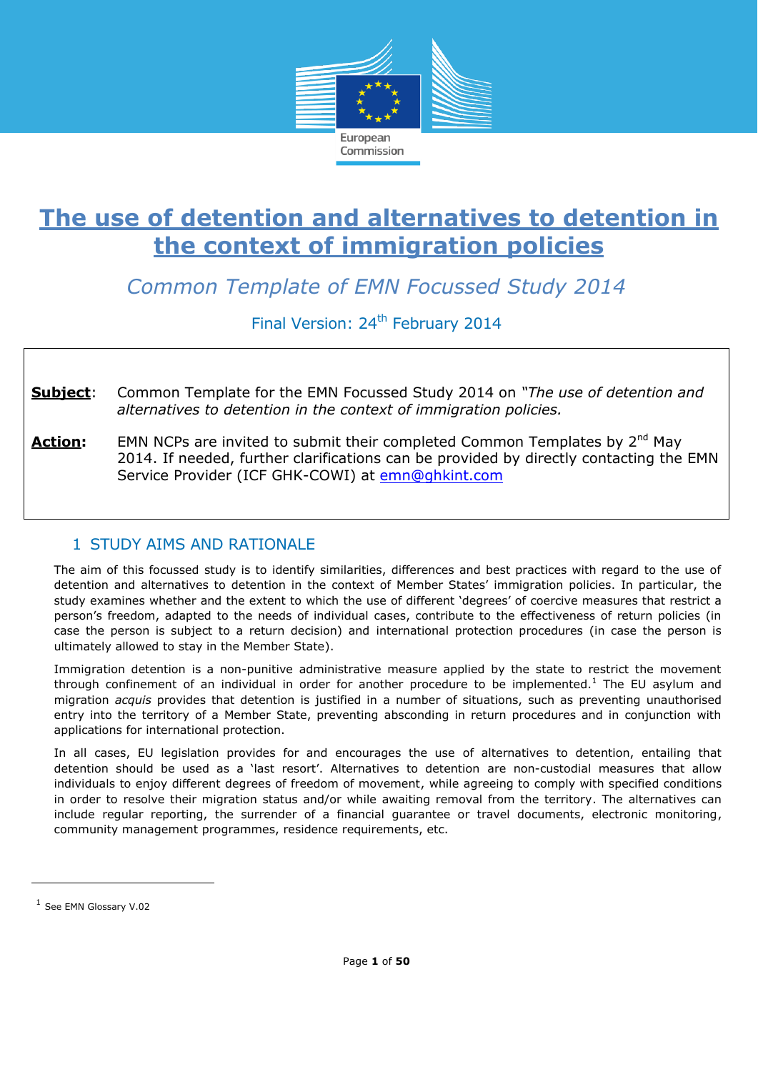# The use of detention and alternatives to detention in the context of immigration policies

*Common Template of EMN Focussed Study 2014*

Final Version: 24th February 2014

**Subject**: Common Template for the EMN Focussed Study 2014 on *"The use of detention and alternatives to detention in the context of immigration policies.*

**Action:** EMN NCPs are invited to submit their completed Common Templates by 2nd May 2014. If needed, further clarifications can be provided by directly contacting the EMN Service Provider (ICF GHK-COWI) at emn@ghkint.com

## 1 STUDY AIMS AND RATIONALE

The aim of this focussed study is to identify similarities, differences and best practices with regard to the use of detention and alternatives to detention in the context of Member States' immigration policies. In particular, the study examines whether and the extent to which the use of different 'degrees' of coercive measures that restrict a person's freedom, adapted to the needs of individual cases, contribute to the effectiveness of return policies (in case the person is subject to a return decision) and international protection procedures (in case the person is ultimately allowed to stay in the Member State).

Immigration detention is a non-punitive administrative measure applied by the state to restrict the movement through confinement of an individual in order for another procedure to be implemented.[1] The EU asylum and migration *acquis* provides that detention is justified in a number of situations, such as preventing unauthorised entry into the territory of a Member State, preventing absconding in return procedures and in conjunction with applications for international protection.

In all cases, EU legislation provides for and encourages the use of alternatives to detention, entailing that detention should be used as a 'last resort'. Alternatives to detention are non-custodial measures that allow individuals to enjoy different degrees of freedom of movement, while agreeing to comply with specified conditions in order to resolve their migration status and/or while awaiting removal from the territory. The alternatives can include regular reporting, the surrender of a financial guarantee or travel documents, electronic monitoring, community management programmes, residence requirements, etc.

[1] See EMN Glossary V.02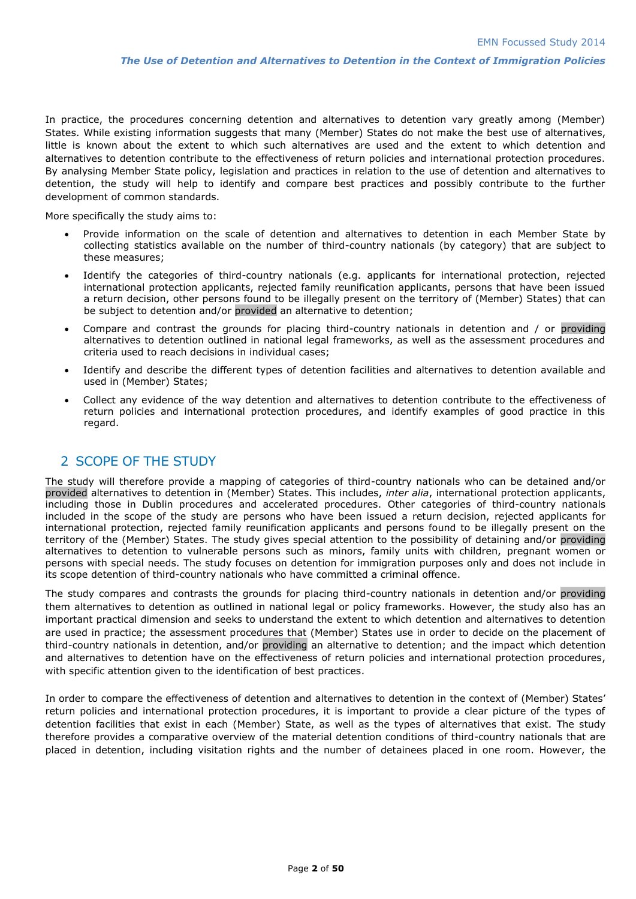In practice, the procedures concerning detention and alternatives to detention vary greatly among (Member) States. While existing information suggests that many (Member) States do not make the best use of alternatives, little is known about the extent to which such alternatives are used and the extent to which detention and alternatives to detention contribute to the effectiveness of return policies and international protection procedures. By analysing Member State policy, legislation and practices in relation to the use of detention and alternatives to detention, the study will help to identify and compare best practices and possibly contribute to the further development of common standards.

More specifically the study aims to:

- Provide information on the scale of detention and alternatives to detention in each Member State by collecting statistics available on the number of third-country nationals (by category) that are subject to these measures;
- Identify the categories of third-country nationals (e.g. applicants for international protection, rejected international protection applicants, rejected family reunification applicants, persons that have been issued a return decision, other persons found to be illegally present on the territory of (Member) States) that can be subject to detention and/or provided an alternative to detention;
- Compare and contrast the grounds for placing third-country nationals in detention and / or providing alternatives to detention outlined in national legal frameworks, as well as the assessment procedures and criteria used to reach decisions in individual cases;
- Identify and describe the different types of detention facilities and alternatives to detention available and used in (Member) States;
- Collect any evidence of the way detention and alternatives to detention contribute to the effectiveness of return policies and international protection procedures, and identify examples of good practice in this regard.

## 2 SCOPE OF THE STUDY

The study will therefore provide a mapping of categories of third-country nationals who can be detained and/or provided alternatives to detention in (Member) States. This includes, *inter alia*, international protection applicants, including those in Dublin procedures and accelerated procedures. Other categories of third-country nationals included in the scope of the study are persons who have been issued a return decision, rejected applicants for international protection, rejected family reunification applicants and persons found to be illegally present on the territory of the (Member) States. The study gives special attention to the possibility of detaining and/or providing alternatives to detention to vulnerable persons such as minors, family units with children, pregnant women or persons with special needs. The study focuses on detention for immigration purposes only and does not include in its scope detention of third-country nationals who have committed a criminal offence.

The study compares and contrasts the grounds for placing third-country nationals in detention and/or providing them alternatives to detention as outlined in national legal or policy frameworks. However, the study also has an important practical dimension and seeks to understand the extent to which detention and alternatives to detention are used in practice; the assessment procedures that (Member) States use in order to decide on the placement of third-country nationals in detention, and/or providing an alternative to detention; and the impact which detention and alternatives to detention have on the effectiveness of return policies and international protection procedures, with specific attention given to the identification of best practices.

In order to compare the effectiveness of detention and alternatives to detention in the context of (Member) States' return policies and international protection procedures, it is important to provide a clear picture of the types of detention facilities that exist in each (Member) State, as well as the types of alternatives that exist. The study therefore provides a comparative overview of the material detention conditions of third-country nationals that are placed in detention, including visitation rights and the number of detainees placed in one room. However, the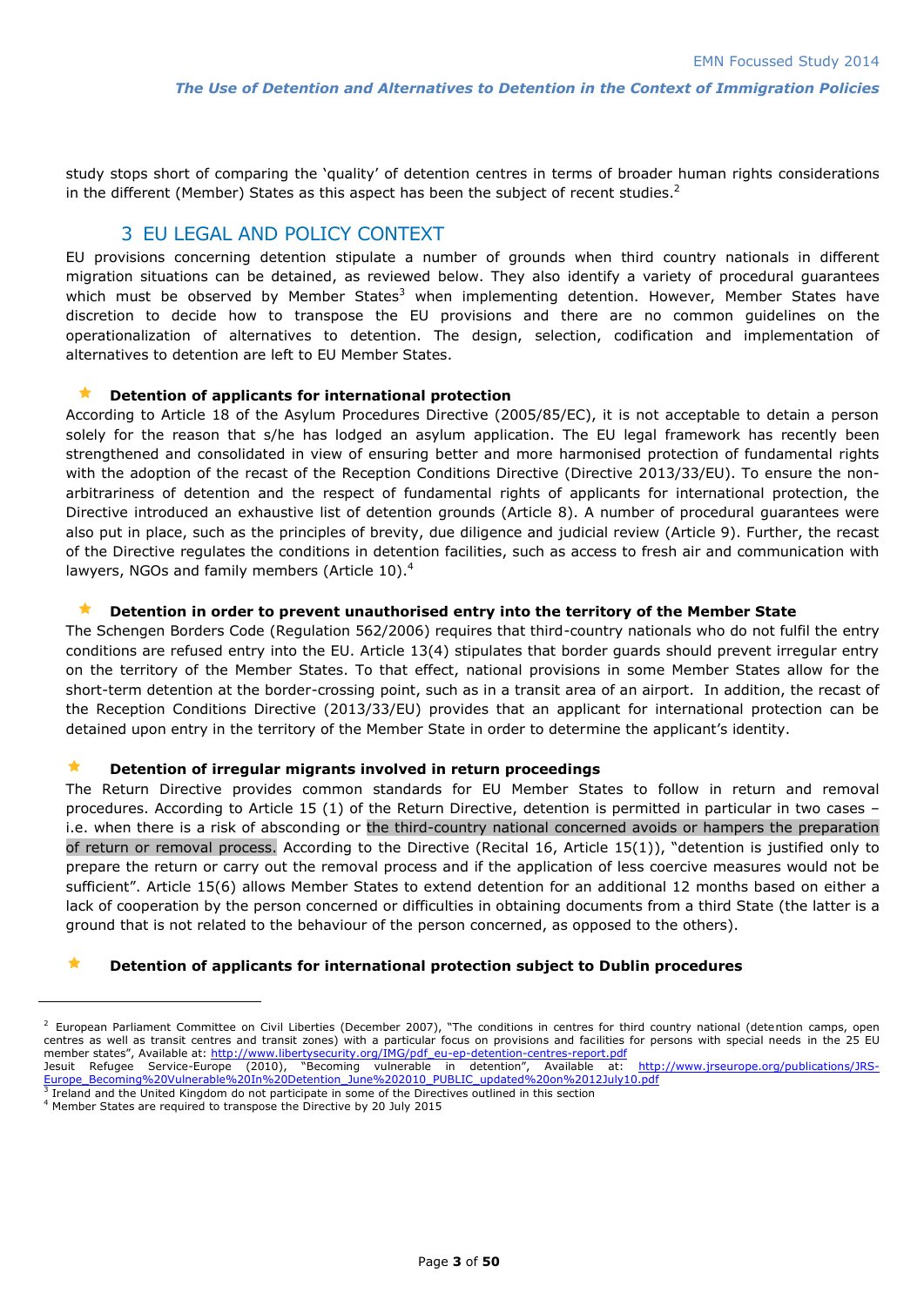study stops short of comparing the 'quality' of detention centres in terms of broader human rights considerations in the different (Member) States as this aspect has been the subject of recent studies.[2]

## 3 EU LEGAL AND POLICY CONTEXT

EU provisions concerning detention stipulate a number of grounds when third country nationals in different migration situations can be detained, as reviewed below. They also identify a variety of procedural guarantees which must be observed by Member States[3] when implementing detention. However, Member States have discretion to decide how to transpose the EU provisions and there are no common guidelines on the operationalization of alternatives to detention. The design, selection, codification and implementation of alternatives to detention are left to EU Member States.

- **Detention of applicants for international protection**

According to Article 18 of the Asylum Procedures Directive (2005/85/EC), it is not acceptable to detain a person solely for the reason that s/he has lodged an asylum application. The EU legal framework has recently been strengthened and consolidated in view of ensuring better and more harmonised protection of fundamental rights with the adoption of the recast of the Reception Conditions Directive (Directive 2013/33/EU). To ensure the non-arbitrariness of detention and the respect of fundamental rights of applicants for international protection, the Directive introduced an exhaustive list of detention grounds (Article 8). A number of procedural guarantees were also put in place, such as the principles of brevity, due diligence and judicial review (Article 9). Further, the recast of the Directive regulates the conditions in detention facilities, such as access to fresh air and communication with lawyers, NGOs and family members (Article 10).[4]

- **Detention in order to prevent unauthorised entry into the territory of the Member State**

The Schengen Borders Code (Regulation 562/2006) requires that third-country nationals who do not fulfil the entry conditions are refused entry into the EU. Article 13(4) stipulates that border guards should prevent irregular entry on the territory of the Member States. To that effect, national provisions in some Member States allow for the short-term detention at the border-crossing point, such as in a transit area of an airport. In addition, the recast of the Reception Conditions Directive (2013/33/EU) provides that an applicant for international protection can be detained upon entry in the territory of the Member State in order to determine the applicant's identity.

- **Detention of irregular migrants involved in return proceedings**

The Return Directive provides common standards for EU Member States to follow in return and removal procedures. According to Article 15 (1) of the Return Directive, detention is permitted in particular in two cases – i.e. when there is a risk of absconding or the third-country national concerned avoids or hampers the preparation of return or removal process. According to the Directive (Recital 16, Article 15(1)), "detention is justified only to prepare the return or carry out the removal process and if the application of less coercive measures would not be sufficient". Article 15(6) allows Member States to extend detention for an additional 12 months based on either a lack of cooperation by the person concerned or difficulties in obtaining documents from a third State (the latter is a ground that is not related to the behaviour of the person concerned, as opposed to the others).

- **Detention of applicants for international protection subject to Dublin procedures**

---

[2] European Parliament Committee on Civil Liberties (December 2007), "The conditions in centres for third country national (detention camps, open centres as well as transit centres and transit zones) with a particular focus on provisions and facilities for persons with special needs in the 25 EU member states", Available at: http://www.libertysecurity.org/IMG/pdf_eu-ep-detention-centres-report.pdf
Jesuit Refugee Service-Europe (2010), "Becoming vulnerable in detention", Available at: http://www.jrseurope.org/publications/JRS-Europe_Becoming%20Vulnerable%20In%20Detention_June%202010_PUBLIC_updated%20on%2012July10.pdf

[3] Ireland and the United Kingdom do not participate in some of the Directives outlined in this section

[4] Member States are required to transpose the Directive by 20 July 2015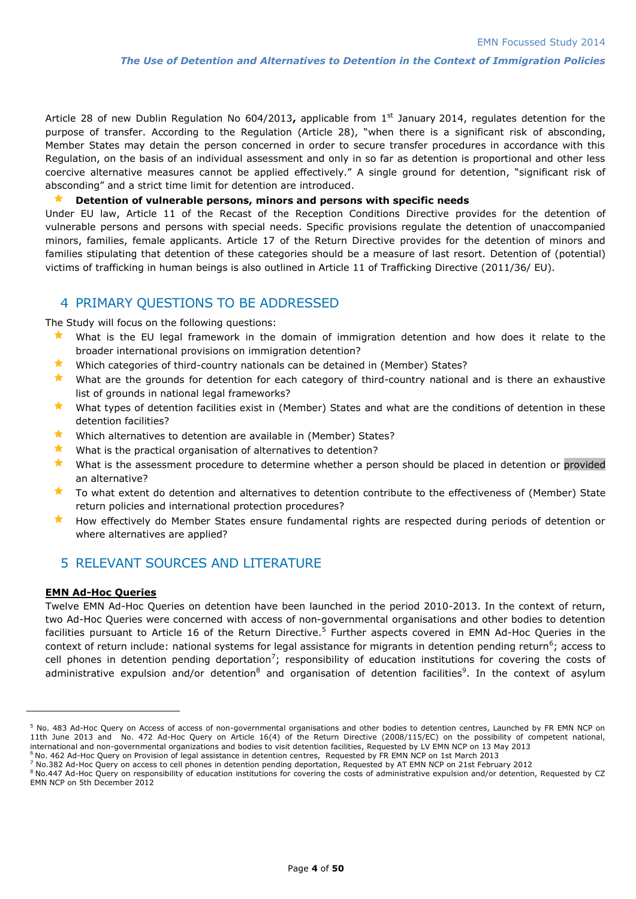Article 28 of new Dublin Regulation No 604/2013**,** applicable from 1st January 2014, regulates detention for the purpose of transfer. According to the Regulation (Article 28), "when there is a significant risk of absconding, Member States may detain the person concerned in order to secure transfer procedures in accordance with this Regulation, on the basis of an individual assessment and only in so far as detention is proportional and other less coercive alternative measures cannot be applied effectively." A single ground for detention, "significant risk of absconding" and a strict time limit for detention are introduced.

- **Detention of vulnerable persons, minors and persons with specific needs**

Under EU law, Article 11 of the Recast of the Reception Conditions Directive provides for the detention of vulnerable persons and persons with special needs. Specific provisions regulate the detention of unaccompanied minors, families, female applicants. Article 17 of the Return Directive provides for the detention of minors and families stipulating that detention of these categories should be a measure of last resort. Detention of (potential) victims of trafficking in human beings is also outlined in Article 11 of Trafficking Directive (2011/36/ EU).

## 4 PRIMARY QUESTIONS TO BE ADDRESSED

The Study will focus on the following questions:

- What is the EU legal framework in the domain of immigration detention and how does it relate to the broader international provisions on immigration detention?
- Which categories of third-country nationals can be detained in (Member) States?
- What are the grounds for detention for each category of third-country national and is there an exhaustive list of grounds in national legal frameworks?
- What types of detention facilities exist in (Member) States and what are the conditions of detention in these detention facilities?
- Which alternatives to detention are available in (Member) States?
- What is the practical organisation of alternatives to detention?
- What is the assessment procedure to determine whether a person should be placed in detention or provided an alternative?
- To what extent do detention and alternatives to detention contribute to the effectiveness of (Member) State return policies and international protection procedures?
- How effectively do Member States ensure fundamental rights are respected during periods of detention or where alternatives are applied?

## 5 RELEVANT SOURCES AND LITERATURE

**EMN Ad-Hoc Queries**

Twelve EMN Ad-Hoc Queries on detention have been launched in the period 2010-2013. In the context of return, two Ad-Hoc Queries were concerned with access of non-governmental organisations and other bodies to detention facilities pursuant to Article 16 of the Return Directive.[5] Further aspects covered in EMN Ad-Hoc Queries in the context of return include: national systems for legal assistance for migrants in detention pending return[6]; access to cell phones in detention pending deportation[7]; responsibility of education institutions for covering the costs of administrative expulsion and/or detention[8] and organisation of detention facilities[9]. In the context of asylum

---

[5] No. 483 Ad-Hoc Query on Access of access of non-governmental organisations and other bodies to detention centres, Launched by FR EMN NCP on 11th June 2013 and No. 472 Ad-Hoc Query on Article 16(4) of the Return Directive (2008/115/EC) on the possibility of competent national, international and non-governmental organizations and bodies to visit detention facilities, Requested by LV EMN NCP on 13 May 2013

[6] No. 462 Ad-Hoc Query on Provision of legal assistance in detention centres, Requested by FR EMN NCP on 1st March 2013

[7] No.382 Ad-Hoc Query on access to cell phones in detention pending deportation, Requested by AT EMN NCP on 21st February 2012

[8] No.447 Ad-Hoc Query on responsibility of education institutions for covering the costs of administrative expulsion and/or detention, Requested by CZ EMN NCP on 5th December 2012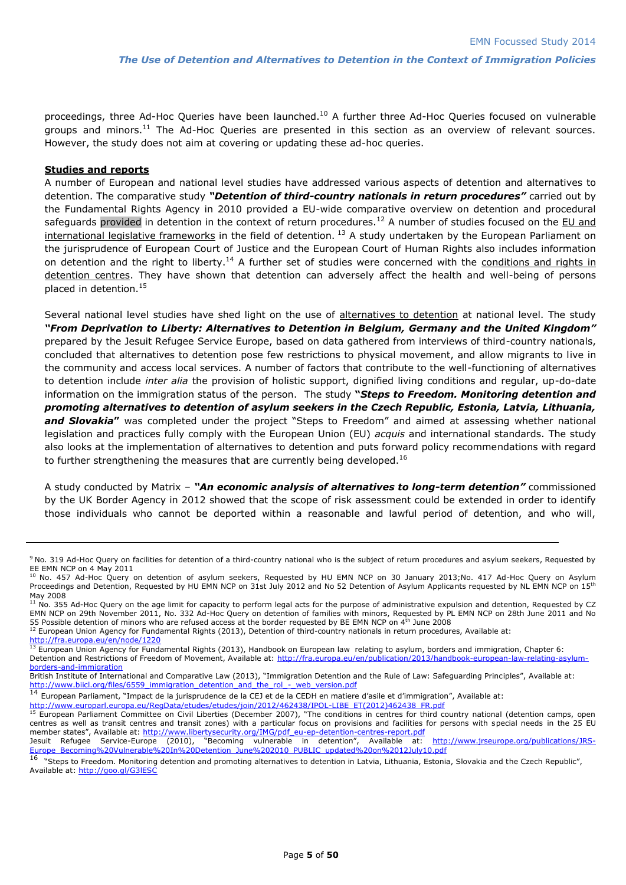proceedings, three Ad-Hoc Queries have been launched.[10] A further three Ad-Hoc Queries focused on vulnerable groups and minors.[11] The Ad-Hoc Queries are presented in this section as an overview of relevant sources. However, the study does not aim at covering or updating these ad-hoc queries.

**Studies and reports**

A number of European and national level studies have addressed various aspects of detention and alternatives to detention. The comparative study ***"Detention of third-country nationals in return procedures"*** carried out by the Fundamental Rights Agency in 2010 provided a EU-wide comparative overview on detention and procedural safeguards provided in detention in the context of return procedures.[12] A number of studies focused on the EU and international legislative frameworks in the field of detention. [13] A study undertaken by the European Parliament on the jurisprudence of European Court of Justice and the European Court of Human Rights also includes information on detention and the right to liberty.[14] A further set of studies were concerned with the conditions and rights in detention centres. They have shown that detention can adversely affect the health and well-being of persons placed in detention.[15]

Several national level studies have shed light on the use of alternatives to detention at national level. The study ***"From Deprivation to Liberty: Alternatives to Detention in Belgium, Germany and the United Kingdom"*** prepared by the Jesuit Refugee Service Europe, based on data gathered from interviews of third-country nationals, concluded that alternatives to detention pose few restrictions to physical movement, and allow migrants to live in the community and access local services. A number of factors that contribute to the well-functioning of alternatives to detention include *inter alia* the provision of holistic support, dignified living conditions and regular, up-do-date information on the immigration status of the person. The study **"*Steps to Freedom. Monitoring detention and promoting alternatives to detention of asylum seekers in the Czech Republic, Estonia, Latvia, Lithuania, and Slovakia*"** was completed under the project "Steps to Freedom" and aimed at assessing whether national legislation and practices fully comply with the European Union (EU) *acquis* and international standards. The study also looks at the implementation of alternatives to detention and puts forward policy recommendations with regard to further strengthening the measures that are currently being developed.[16]

A study conducted by Matrix – ***"An economic analysis of alternatives to long-term detention"*** commissioned by the UK Border Agency in 2012 showed that the scope of risk assessment could be extended in order to identify those individuals who cannot be deported within a reasonable and lawful period of detention, and who will,

---

[9] No. 319 Ad-Hoc Query on facilities for detention of a third-country national who is the subject of return procedures and asylum seekers, Requested by EE EMN NCP on 4 May 2011

[10] No. 457 Ad-Hoc Query on detention of asylum seekers, Requested by HU EMN NCP on 30 January 2013;No. 417 Ad-Hoc Query on Asylum Proceedings and Detention, Requested by HU EMN NCP on 31st July 2012 and No 52 Detention of Asylum Applicants requested by NL EMN NCP on 15th May 2008

[11] No. 355 Ad-Hoc Query on the age limit for capacity to perform legal acts for the purpose of administrative expulsion and detention, Requested by CZ EMN NCP on 29th November 2011, No. 332 Ad-Hoc Query on detention of families with minors, Requested by PL EMN NCP on 28th June 2011 and No 55 Possible detention of minors who are refused access at the border requested by BE EMN NCP on 4th June 2008

[12] European Union Agency for Fundamental Rights (2013), Detention of third-country nationals in return procedures, Available at: http://fra.europa.eu/en/node/1220

[13] European Union Agency for Fundamental Rights (2013), Handbook on European law relating to asylum, borders and immigration, Chapter 6: Detention and Restrictions of Freedom of Movement, Available at: http://fra.europa.eu/en/publication/2013/handbook-european-law-relating-asylum-borders-and-immigration
British Institute of International and Comparative Law (2013), "Immigration Detention and the Rule of Law: Safeguarding Principles", Available at: http://www.biicl.org/files/6559_immigration_detention_and_the_rol_-_web_version.pdf

[14] European Parliament, "Impact de la jurisprudence de la CEJ et de la CEDH en matiere d'asile et d'immigration", Available at: http://www.europarl.europa.eu/RegData/etudes/etudes/join/2012/462438/IPOL-LIBE_ET(2012)462438_FR.pdf

[15] European Parliament Committee on Civil Liberties (December 2007), "The conditions in centres for third country national (detention camps, open centres as well as transit centres and transit zones) with a particular focus on provisions and facilities for persons with special needs in the 25 EU member states", Available at: http://www.libertysecurity.org/IMG/pdf_eu-ep-detention-centres-report.pdf
Jesuit Refugee Service-Europe (2010), "Becoming vulnerable in detention", Available at: http://www.jrseurope.org/publications/JRS-Europe_Becoming%20Vulnerable%20In%20Detention_June%202010_PUBLIC_updated%20on%2012July10.pdf

[16] "Steps to Freedom. Monitoring detention and promoting alternatives to detention in Latvia, Lithuania, Estonia, Slovakia and the Czech Republic", Available at: http://goo.gl/G3lESC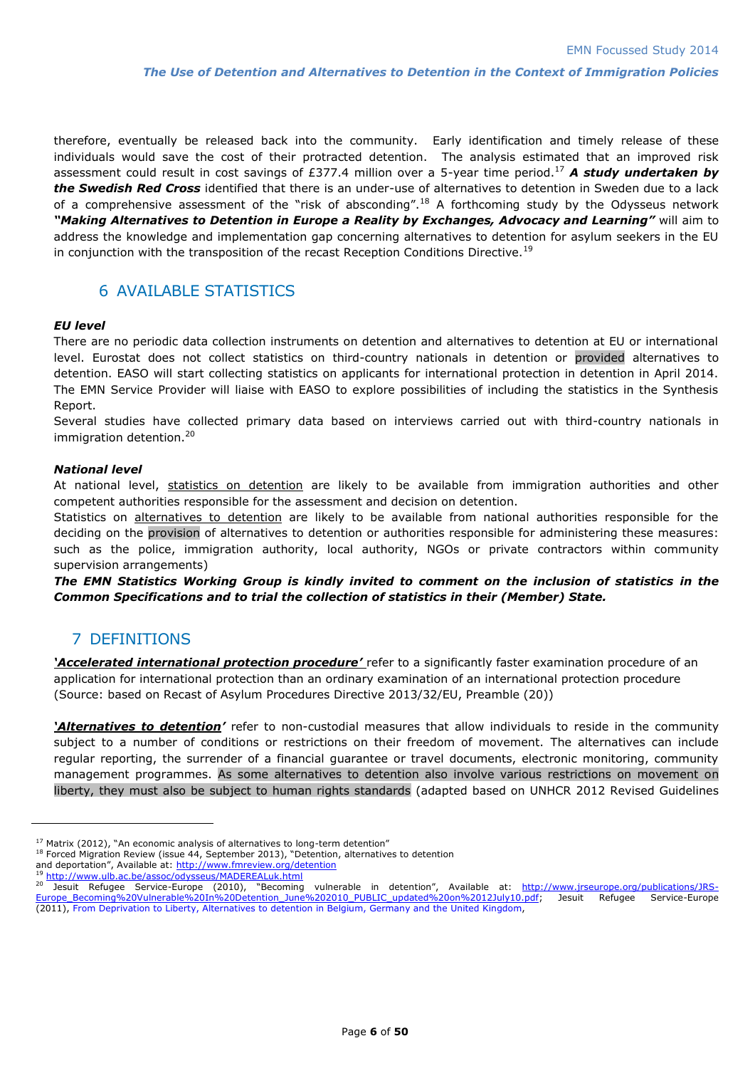therefore, eventually be released back into the community. Early identification and timely release of these individuals would save the cost of their protracted detention. The analysis estimated that an improved risk assessment could result in cost savings of £377.4 million over a 5-year time period.[17] ***A study undertaken by the Swedish Red Cross*** identified that there is an under-use of alternatives to detention in Sweden due to a lack of a comprehensive assessment of the "risk of absconding".[18] A forthcoming study by the Odysseus network ***"Making Alternatives to Detention in Europe a Reality by Exchanges, Advocacy and Learning"*** will aim to address the knowledge and implementation gap concerning alternatives to detention for asylum seekers in the EU in conjunction with the transposition of the recast Reception Conditions Directive.[19]

## 6 AVAILABLE STATISTICS

***EU level***

There are no periodic data collection instruments on detention and alternatives to detention at EU or international level. Eurostat does not collect statistics on third-country nationals in detention or provided alternatives to detention. EASO will start collecting statistics on applicants for international protection in detention in April 2014. The EMN Service Provider will liaise with EASO to explore possibilities of including the statistics in the Synthesis Report.

Several studies have collected primary data based on interviews carried out with third-country nationals in immigration detention.[20]

***National level***

At national level, statistics on detention are likely to be available from immigration authorities and other competent authorities responsible for the assessment and decision on detention.

Statistics on alternatives to detention are likely to be available from national authorities responsible for the deciding on the provision of alternatives to detention or authorities responsible for administering these measures: such as the police, immigration authority, local authority, NGOs or private contractors within community supervision arrangements)

***The EMN Statistics Working Group is kindly invited to comment on the inclusion of statistics in the Common Specifications and to trial the collection of statistics in their (Member) State.***

## 7 DEFINITIONS

***'Accelerated international protection procedure'*** refer to a significantly faster examination procedure of an application for international protection than an ordinary examination of an international protection procedure (Source: based on Recast of Asylum Procedures Directive 2013/32/EU, Preamble (20))

***'Alternatives to detention'*** refer to non-custodial measures that allow individuals to reside in the community subject to a number of conditions or restrictions on their freedom of movement. The alternatives can include regular reporting, the surrender of a financial guarantee or travel documents, electronic monitoring, community management programmes. As some alternatives to detention also involve various restrictions on movement on liberty, they must also be subject to human rights standards (adapted based on UNHCR 2012 Revised Guidelines

---

[17] Matrix (2012), "An economic analysis of alternatives to long-term detention"

[18] Forced Migration Review (issue 44, September 2013), "Detention, alternatives to detention and deportation", Available at: http://www.fmreview.org/detention

[19] http://www.ulb.ac.be/assoc/odysseus/MADEREALuk.html

[20] Jesuit Refugee Service-Europe (2010), "Becoming vulnerable in detention", Available at: http://www.jrseurope.org/publications/JRS-Europe_Becoming%20Vulnerable%20In%20Detention_June%202010_PUBLIC_updated%20on%2012July10.pdf; Jesuit Refugee Service-Europe (2011), From Deprivation to Liberty, Alternatives to detention in Belgium, Germany and the United Kingdom,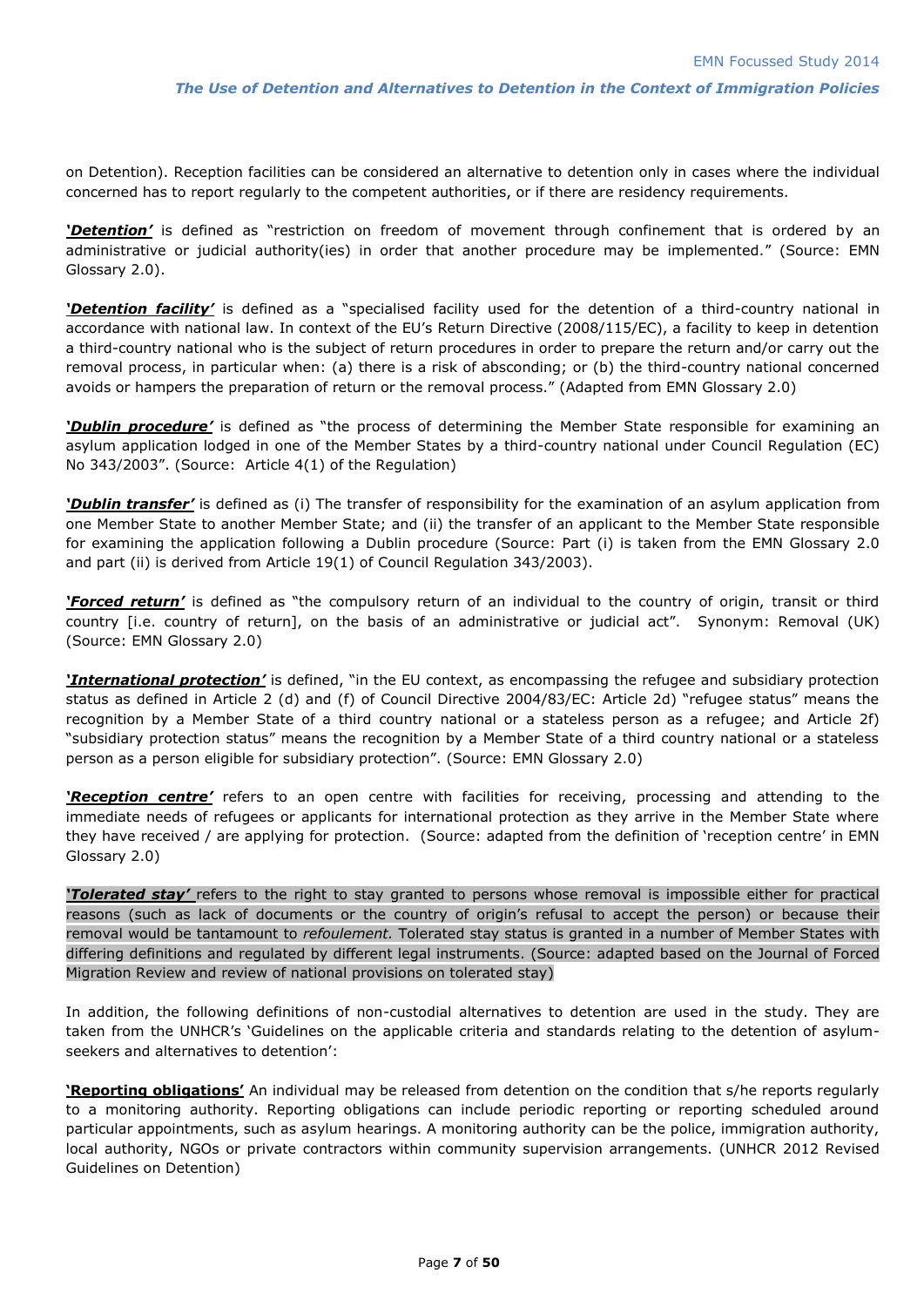on Detention). Reception facilities can be considered an alternative to detention only in cases where the individual concerned has to report regularly to the competent authorities, or if there are residency requirements.

***'Detention'*** is defined as "restriction on freedom of movement through confinement that is ordered by an administrative or judicial authority(ies) in order that another procedure may be implemented." (Source: EMN Glossary 2.0).

***'Detention facility'*** is defined as a "specialised facility used for the detention of a third-country national in accordance with national law. In context of the EU's Return Directive (2008/115/EC), a facility to keep in detention a third-country national who is the subject of return procedures in order to prepare the return and/or carry out the removal process, in particular when: (a) there is a risk of absconding; or (b) the third-country national concerned avoids or hampers the preparation of return or the removal process." (Adapted from EMN Glossary 2.0)

***'Dublin procedure'*** is defined as "the process of determining the Member State responsible for examining an asylum application lodged in one of the Member States by a third-country national under Council Regulation (EC) No 343/2003". (Source: Article 4(1) of the Regulation)

***'Dublin transfer'*** is defined as (i) The transfer of responsibility for the examination of an asylum application from one Member State to another Member State; and (ii) the transfer of an applicant to the Member State responsible for examining the application following a Dublin procedure (Source: Part (i) is taken from the EMN Glossary 2.0 and part (ii) is derived from Article 19(1) of Council Regulation 343/2003).

***'Forced return'*** is defined as "the compulsory return of an individual to the country of origin, transit or third country [i.e. country of return], on the basis of an administrative or judicial act". Synonym: Removal (UK) (Source: EMN Glossary 2.0)

***'International protection'*** is defined, "in the EU context, as encompassing the refugee and subsidiary protection status as defined in Article 2 (d) and (f) of Council Directive 2004/83/EC: Article 2d) "refugee status" means the recognition by a Member State of a third country national or a stateless person as a refugee; and Article 2f) "subsidiary protection status" means the recognition by a Member State of a third country national or a stateless person as a person eligible for subsidiary protection". (Source: EMN Glossary 2.0)

***'Reception centre'*** refers to an open centre with facilities for receiving, processing and attending to the immediate needs of refugees or applicants for international protection as they arrive in the Member State where they have received / are applying for protection. (Source: adapted from the definition of 'reception centre' in EMN Glossary 2.0)

***'Tolerated stay'*** refers to the right to stay granted to persons whose removal is impossible either for practical reasons (such as lack of documents or the country of origin's refusal to accept the person) or because their removal would be tantamount to *refoulement.* Tolerated stay status is granted in a number of Member States with differing definitions and regulated by different legal instruments. (Source: adapted based on the Journal of Forced Migration Review and review of national provisions on tolerated stay)

In addition, the following definitions of non-custodial alternatives to detention are used in the study. They are taken from the UNHCR's 'Guidelines on the applicable criteria and standards relating to the detention of asylum-seekers and alternatives to detention':

**'Reporting obligations'** An individual may be released from detention on the condition that s/he reports regularly to a monitoring authority. Reporting obligations can include periodic reporting or reporting scheduled around particular appointments, such as asylum hearings. A monitoring authority can be the police, immigration authority, local authority, NGOs or private contractors within community supervision arrangements. (UNHCR 2012 Revised Guidelines on Detention)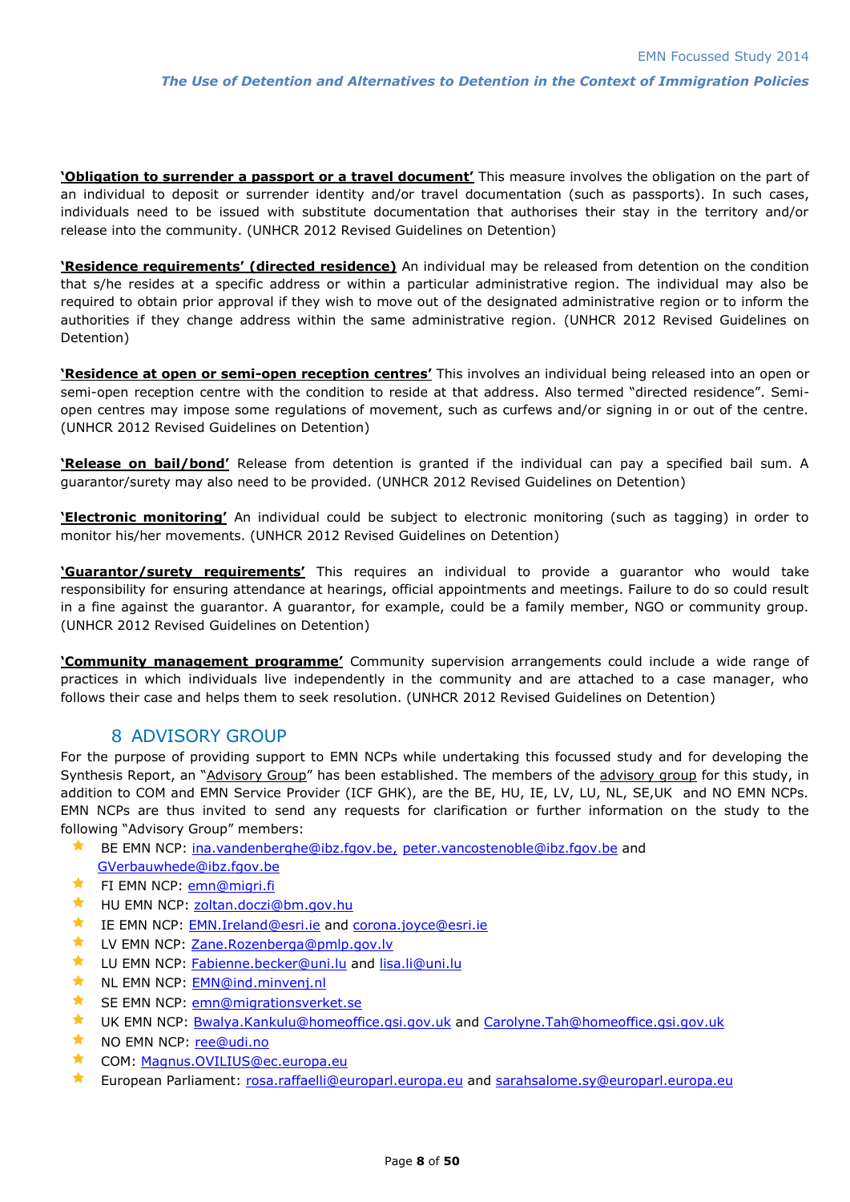**'Obligation to surrender a passport or a travel document'** This measure involves the obligation on the part of an individual to deposit or surrender identity and/or travel documentation (such as passports). In such cases, individuals need to be issued with substitute documentation that authorises their stay in the territory and/or release into the community. (UNHCR 2012 Revised Guidelines on Detention)

**'Residence requirements' (directed residence)** An individual may be released from detention on the condition that s/he resides at a specific address or within a particular administrative region. The individual may also be required to obtain prior approval if they wish to move out of the designated administrative region or to inform the authorities if they change address within the same administrative region. (UNHCR 2012 Revised Guidelines on Detention)

**'Residence at open or semi-open reception centres'** This involves an individual being released into an open or semi-open reception centre with the condition to reside at that address. Also termed "directed residence". Semi-open centres may impose some regulations of movement, such as curfews and/or signing in or out of the centre. (UNHCR 2012 Revised Guidelines on Detention)

**'Release on bail/bond'** Release from detention is granted if the individual can pay a specified bail sum. A guarantor/surety may also need to be provided. (UNHCR 2012 Revised Guidelines on Detention)

**'Electronic monitoring'** An individual could be subject to electronic monitoring (such as tagging) in order to monitor his/her movements. (UNHCR 2012 Revised Guidelines on Detention)

**'Guarantor/surety requirements'** This requires an individual to provide a guarantor who would take responsibility for ensuring attendance at hearings, official appointments and meetings. Failure to do so could result in a fine against the guarantor. A guarantor, for example, could be a family member, NGO or community group. (UNHCR 2012 Revised Guidelines on Detention)

**'Community management programme'** Community supervision arrangements could include a wide range of practices in which individuals live independently in the community and are attached to a case manager, who follows their case and helps them to seek resolution. (UNHCR 2012 Revised Guidelines on Detention)

## 8 ADVISORY GROUP

For the purpose of providing support to EMN NCPs while undertaking this focussed study and for developing the Synthesis Report, an "Advisory Group" has been established. The members of the advisory group for this study, in addition to COM and EMN Service Provider (ICF GHK), are the BE, HU, IE, LV, LU, NL, SE,UK and NO EMN NCPs. EMN NCPs are thus invited to send any requests for clarification or further information on the study to the following "Advisory Group" members:

- BE EMN NCP: ina.vandenberghe@ibz.fgov.be, peter.vancostenoble@ibz.fgov.be and GVerbauwhede@ibz.fgov.be
- FI EMN NCP: emn@migri.fi
- HU EMN NCP: zoltan.doczi@bm.gov.hu
- IE EMN NCP: EMN.Ireland@esri.ie and corona.joyce@esri.ie
- LV EMN NCP: Zane.Rozenberga@pmlp.gov.lv
- LU EMN NCP: Fabienne.becker@uni.lu and lisa.li@uni.lu
- NL EMN NCP: EMN@ind.minvenj.nl
- SE EMN NCP: emn@migrationsverket.se
- UK EMN NCP: Bwalya.Kankulu@homeoffice.gsi.gov.uk and Carolyne.Tah@homeoffice.gsi.gov.uk
- NO EMN NCP: ree@udi.no
- COM: Magnus.OVILIUS@ec.europa.eu
- European Parliament: rosa.raffaelli@europarl.europa.eu and sarahsalome.sy@europarl.europa.eu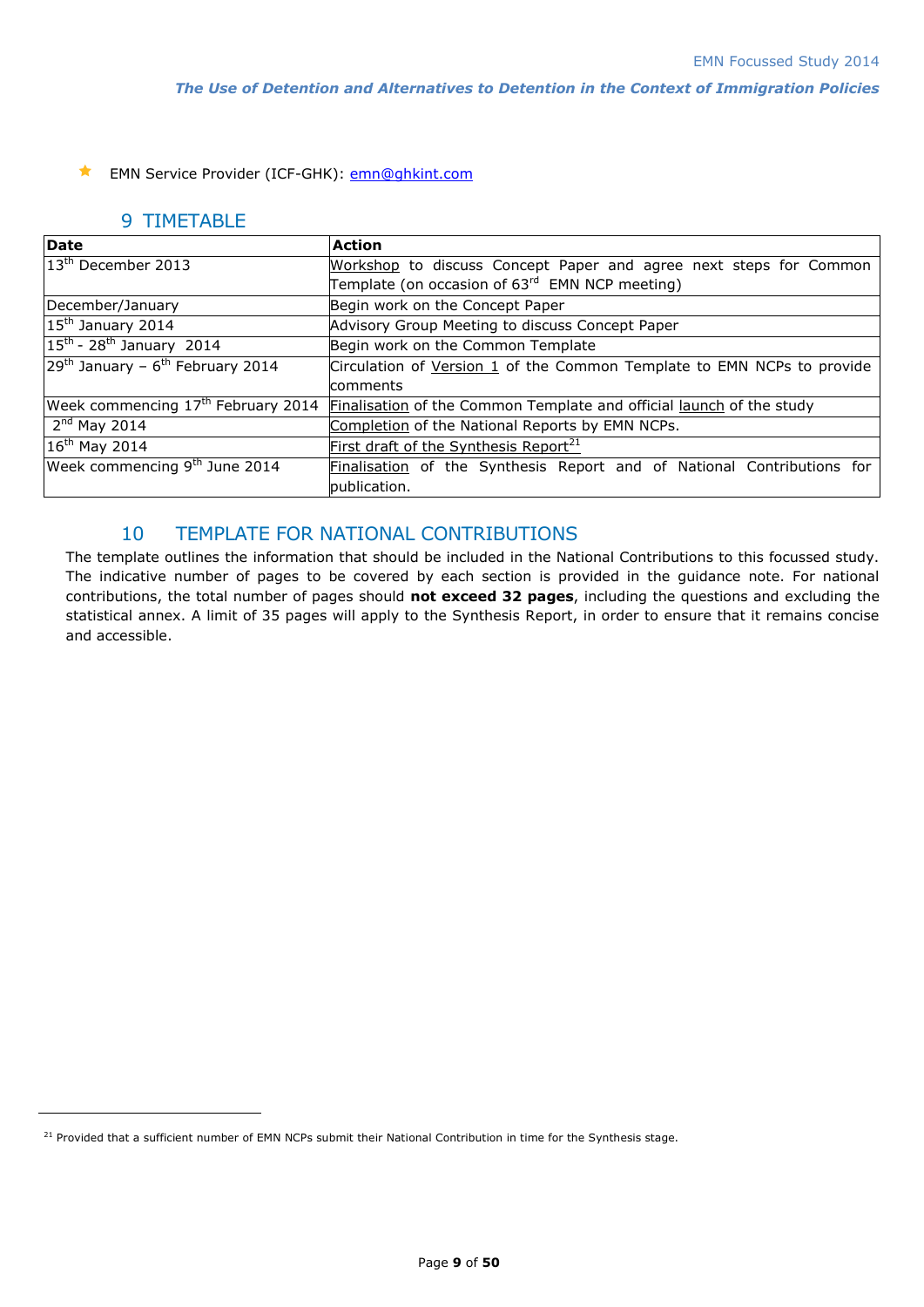- ★ EMN Service Provider (ICF-GHK): emn@ghkint.com

## 9 TIMETABLE

| Date | Action |
|---|---|
| 13th December 2013 | Workshop to discuss Concept Paper and agree next steps for Common Template (on occasion of 63rd EMN NCP meeting) |
| December/January | Begin work on the Concept Paper |
| 15th January 2014 | Advisory Group Meeting to discuss Concept Paper |
| 15th - 28th January 2014 | Begin work on the Common Template |
| 29th January – 6th February 2014 | Circulation of Version 1 of the Common Template to EMN NCPs to provide comments |
| Week commencing 17th February 2014 | Finalisation of the Common Template and official launch of the study |
| 2nd May 2014 | Completion of the National Reports by EMN NCPs. |
| 16th May 2014 | First draft of the Synthesis Report[21] |
| Week commencing 9th June 2014 | Finalisation of the Synthesis Report and of National Contributions for publication. |

## 10 TEMPLATE FOR NATIONAL CONTRIBUTIONS

The template outlines the information that should be included in the National Contributions to this focussed study. The indicative number of pages to be covered by each section is provided in the guidance note. For national contributions, the total number of pages should **not exceed 32 pages**, including the questions and excluding the statistical annex. A limit of 35 pages will apply to the Synthesis Report, in order to ensure that it remains concise and accessible.

[21] Provided that a sufficient number of EMN NCPs submit their National Contribution in time for the Synthesis stage.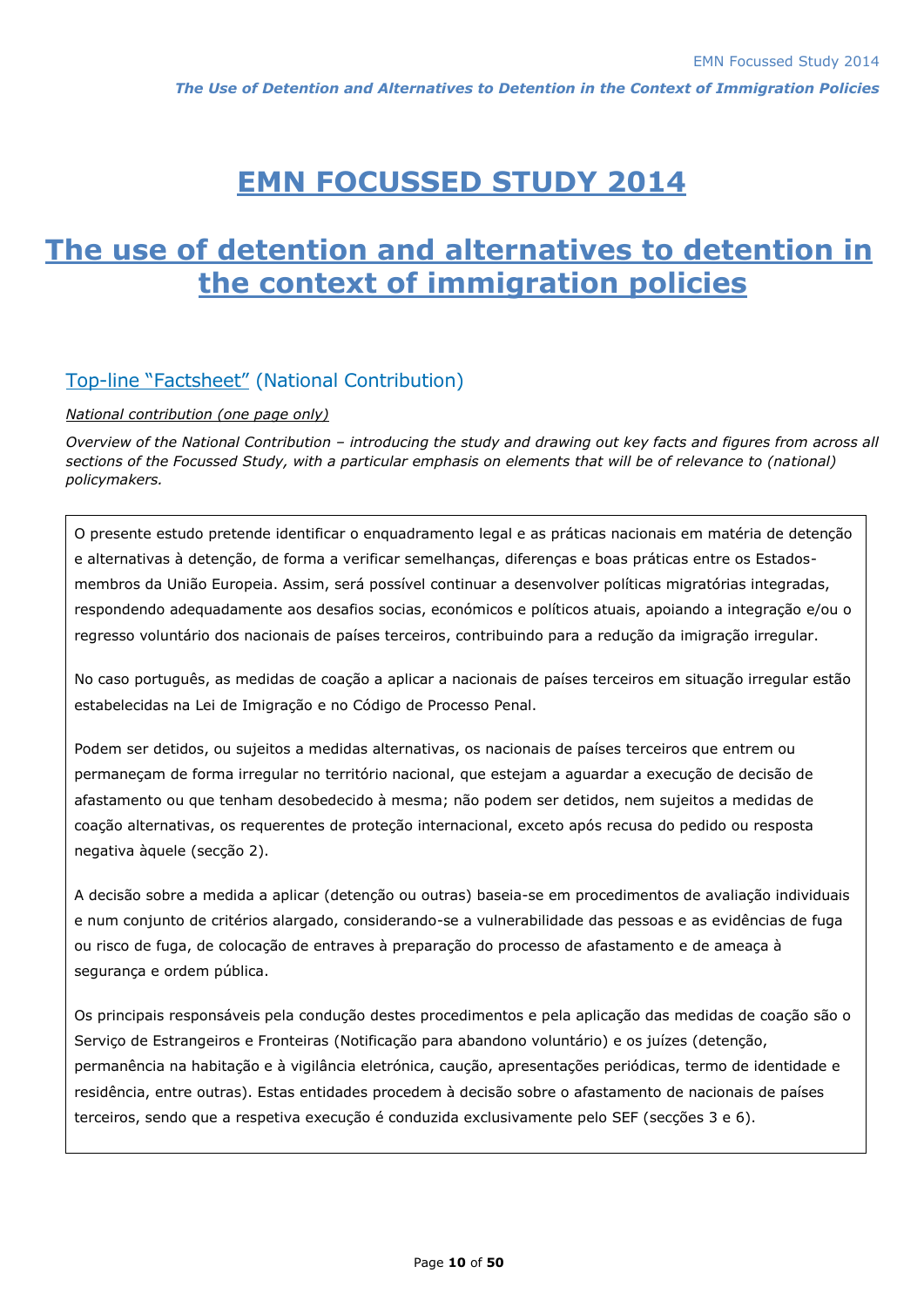# EMN FOCUSSED STUDY 2014

# The use of detention and alternatives to detention in the context of immigration policies

## Top-line "Factsheet" (National Contribution)

*National contribution (one page only)*

*Overview of the National Contribution – introducing the study and drawing out key facts and figures from across all sections of the Focussed Study, with a particular emphasis on elements that will be of relevance to (national) policymakers.*

O presente estudo pretende identificar o enquadramento legal e as práticas nacionais em matéria de detenção e alternativas à detenção, de forma a verificar semelhanças, diferenças e boas práticas entre os Estados-membros da União Europeia. Assim, será possível continuar a desenvolver políticas migratórias integradas, respondendo adequadamente aos desafios socias, económicos e políticos atuais, apoiando a integração e/ou o regresso voluntário dos nacionais de países terceiros, contribuindo para a redução da imigração irregular.

No caso português, as medidas de coação a aplicar a nacionais de países terceiros em situação irregular estão estabelecidas na Lei de Imigração e no Código de Processo Penal.

Podem ser detidos, ou sujeitos a medidas alternativas, os nacionais de países terceiros que entrem ou permaneçam de forma irregular no território nacional, que estejam a aguardar a execução de decisão de afastamento ou que tenham desobedecido à mesma; não podem ser detidos, nem sujeitos a medidas de coação alternativas, os requerentes de proteção internacional, exceto após recusa do pedido ou resposta negativa àquele (secção 2).

A decisão sobre a medida a aplicar (detenção ou outras) baseia-se em procedimentos de avaliação individuais e num conjunto de critérios alargado, considerando-se a vulnerabilidade das pessoas e as evidências de fuga ou risco de fuga, de colocação de entraves à preparação do processo de afastamento e de ameaça à segurança e ordem pública.

Os principais responsáveis pela condução destes procedimentos e pela aplicação das medidas de coação são o Serviço de Estrangeiros e Fronteiras (Notificação para abandono voluntário) e os juízes (detenção, permanência na habitação e à vigilância eletrónica, caução, apresentações periódicas, termo de identidade e residência, entre outras). Estas entidades procedem à decisão sobre o afastamento de nacionais de países terceiros, sendo que a respetiva execução é conduzida exclusivamente pelo SEF (secções 3 e 6).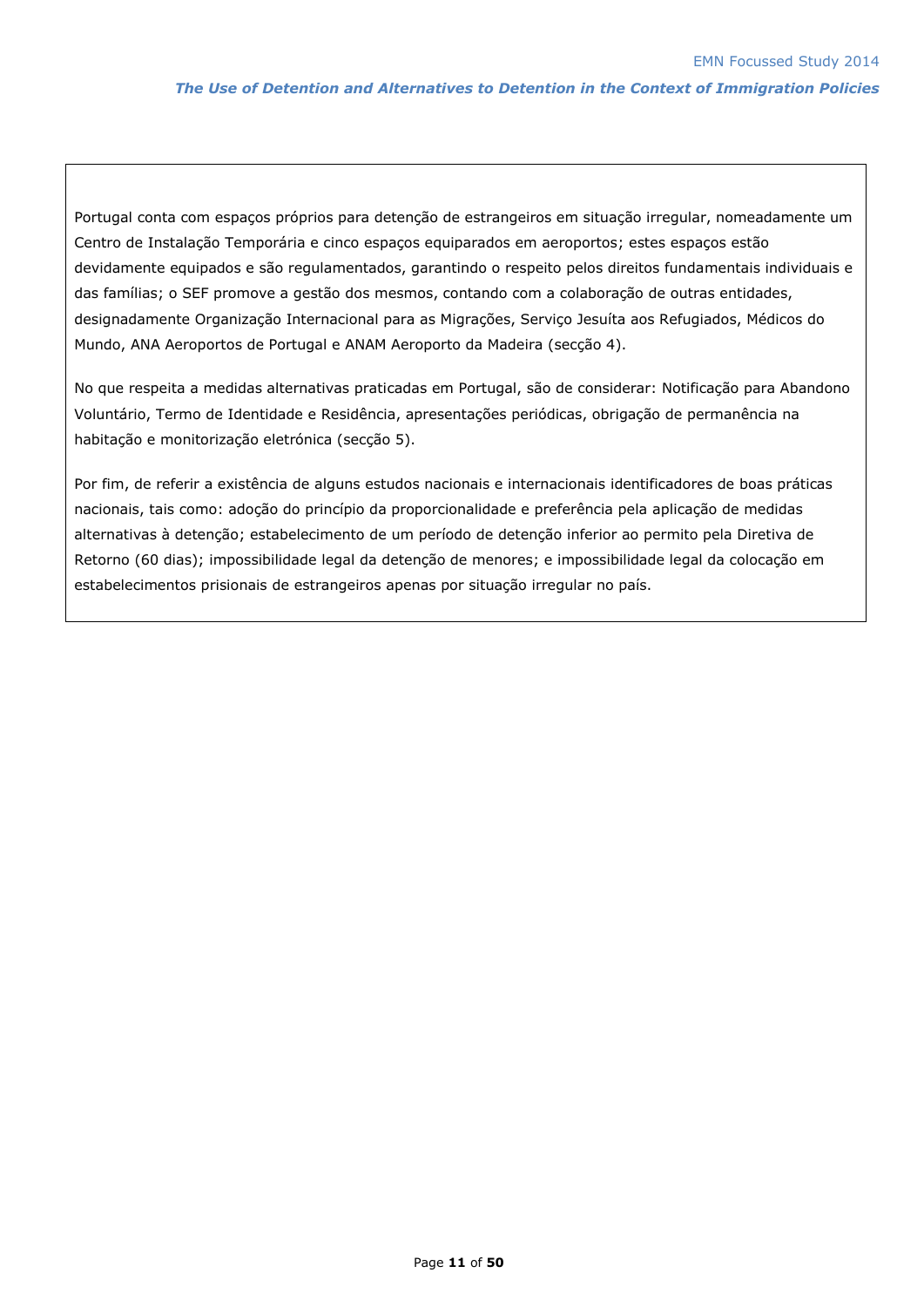Portugal conta com espaços próprios para detenção de estrangeiros em situação irregular, nomeadamente um Centro de Instalação Temporária e cinco espaços equiparados em aeroportos; estes espaços estão devidamente equipados e são regulamentados, garantindo o respeito pelos direitos fundamentais individuais e das famílias; o SEF promove a gestão dos mesmos, contando com a colaboração de outras entidades, designadamente Organização Internacional para as Migrações, Serviço Jesuíta aos Refugiados, Médicos do Mundo, ANA Aeroportos de Portugal e ANAM Aeroporto da Madeira (secção 4).

No que respeita a medidas alternativas praticadas em Portugal, são de considerar: Notificação para Abandono Voluntário, Termo de Identidade e Residência, apresentações periódicas, obrigação de permanência na habitação e monitorização eletrónica (secção 5).

Por fim, de referir a existência de alguns estudos nacionais e internacionais identificadores de boas práticas nacionais, tais como: adoção do princípio da proporcionalidade e preferência pela aplicação de medidas alternativas à detenção; estabelecimento de um período de detenção inferior ao permito pela Diretiva de Retorno (60 dias); impossibilidade legal da detenção de menores; e impossibilidade legal da colocação em estabelecimentos prisionais de estrangeiros apenas por situação irregular no país.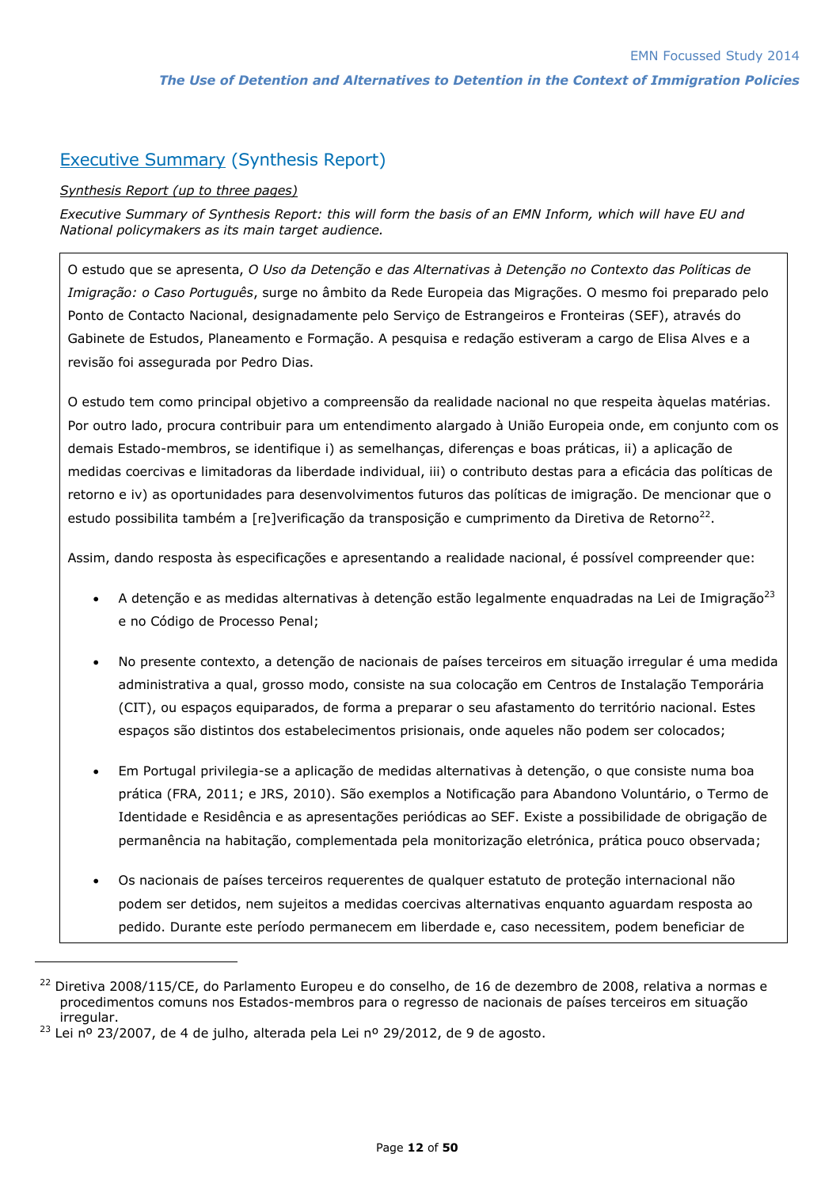## Executive Summary (Synthesis Report)

*Synthesis Report (up to three pages)*

*Executive Summary of Synthesis Report: this will form the basis of an EMN Inform, which will have EU and National policymakers as its main target audience.*

O estudo que se apresenta, *O Uso da Detenção e das Alternativas à Detenção no Contexto das Políticas de Imigração: o Caso Português*, surge no âmbito da Rede Europeia das Migrações. O mesmo foi preparado pelo Ponto de Contacto Nacional, designadamente pelo Serviço de Estrangeiros e Fronteiras (SEF), através do Gabinete de Estudos, Planeamento e Formação. A pesquisa e redação estiveram a cargo de Elisa Alves e a revisão foi assegurada por Pedro Dias.

O estudo tem como principal objetivo a compreensão da realidade nacional no que respeita àquelas matérias. Por outro lado, procura contribuir para um entendimento alargado à União Europeia onde, em conjunto com os demais Estado-membros, se identifique i) as semelhanças, diferenças e boas práticas, ii) a aplicação de medidas coercivas e limitadoras da liberdade individual, iii) o contributo destas para a eficácia das políticas de retorno e iv) as oportunidades para desenvolvimentos futuros das políticas de imigração. De mencionar que o estudo possibilita também a [re]verificação da transposição e cumprimento da Diretiva de Retorno[22].

Assim, dando resposta às especificações e apresentando a realidade nacional, é possível compreender que:

- A detenção e as medidas alternativas à detenção estão legalmente enquadradas na Lei de Imigração[23] e no Código de Processo Penal;
- No presente contexto, a detenção de nacionais de países terceiros em situação irregular é uma medida administrativa a qual, grosso modo, consiste na sua colocação em Centros de Instalação Temporária (CIT), ou espaços equiparados, de forma a preparar o seu afastamento do território nacional. Estes espaços são distintos dos estabelecimentos prisionais, onde aqueles não podem ser colocados;
- Em Portugal privilegia-se a aplicação de medidas alternativas à detenção, o que consiste numa boa prática (FRA, 2011; e JRS, 2010). São exemplos a Notificação para Abandono Voluntário, o Termo de Identidade e Residência e as apresentações periódicas ao SEF. Existe a possibilidade de obrigação de permanência na habitação, complementada pela monitorização eletrónica, prática pouco observada;
- Os nacionais de países terceiros requerentes de qualquer estatuto de proteção internacional não podem ser detidos, nem sujeitos a medidas coercivas alternativas enquanto aguardam resposta ao pedido. Durante este período permanecem em liberdade e, caso necessitem, podem beneficiar de

---

[22] Diretiva 2008/115/CE, do Parlamento Europeu e do conselho, de 16 de dezembro de 2008, relativa a normas e procedimentos comuns nos Estados-membros para o regresso de nacionais de países terceiros em situação irregular.

[23] Lei nº 23/2007, de 4 de julho, alterada pela Lei nº 29/2012, de 9 de agosto.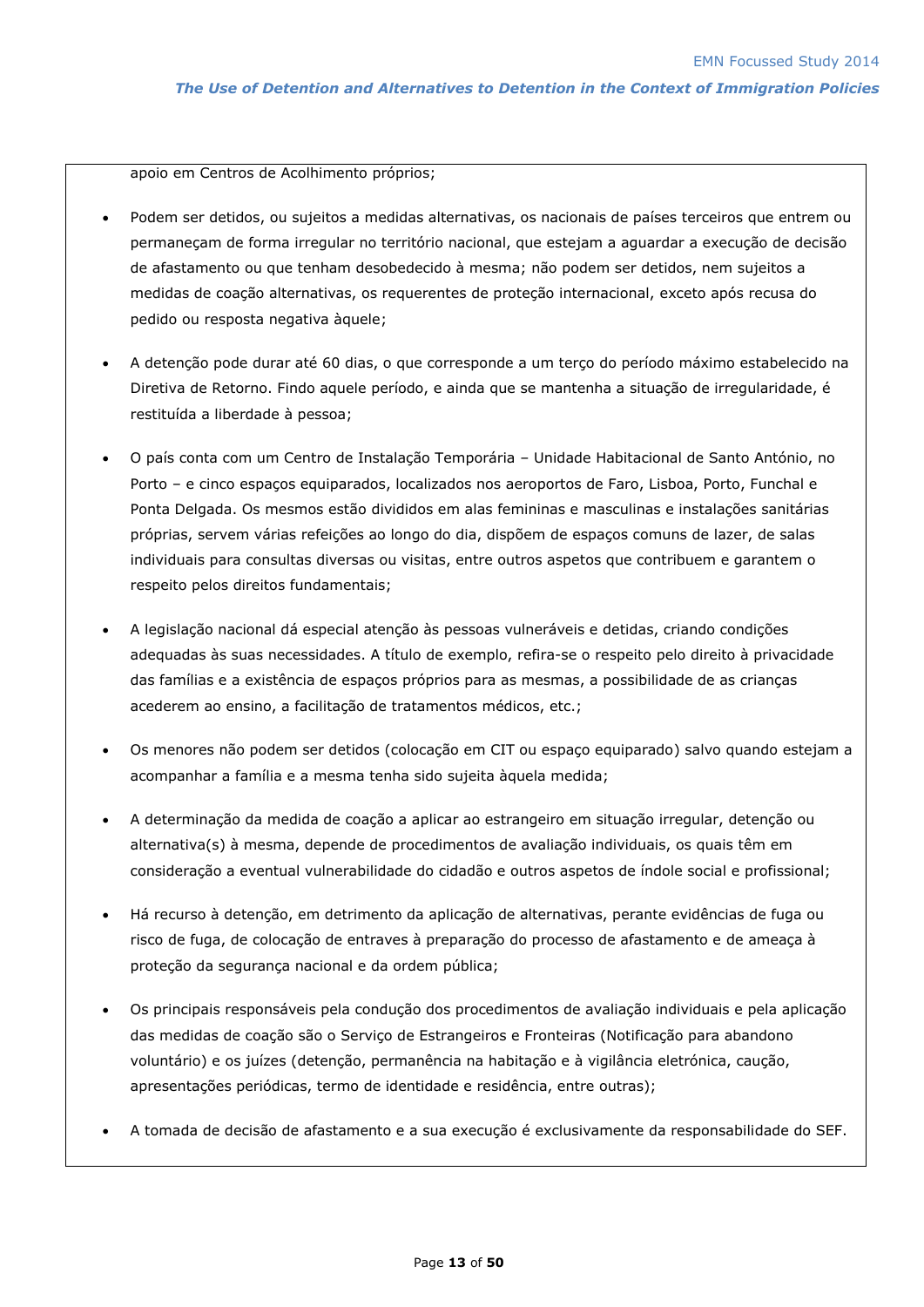apoio em Centros de Acolhimento próprios;

- Podem ser detidos, ou sujeitos a medidas alternativas, os nacionais de países terceiros que entrem ou permaneçam de forma irregular no território nacional, que estejam a aguardar a execução de decisão de afastamento ou que tenham desobedecido à mesma; não podem ser detidos, nem sujeitos a medidas de coação alternativas, os requerentes de proteção internacional, exceto após recusa do pedido ou resposta negativa àquele;

- A detenção pode durar até 60 dias, o que corresponde a um terço do período máximo estabelecido na Diretiva de Retorno. Findo aquele período, e ainda que se mantenha a situação de irregularidade, é restituída a liberdade à pessoa;

- O país conta com um Centro de Instalação Temporária – Unidade Habitacional de Santo António, no Porto – e cinco espaços equiparados, localizados nos aeroportos de Faro, Lisboa, Porto, Funchal e Ponta Delgada. Os mesmos estão divididos em alas femininas e masculinas e instalações sanitárias próprias, servem várias refeições ao longo do dia, dispõem de espaços comuns de lazer, de salas individuais para consultas diversas ou visitas, entre outros aspetos que contribuem e garantem o respeito pelos direitos fundamentais;

- A legislação nacional dá especial atenção às pessoas vulneráveis e detidas, criando condições adequadas às suas necessidades. A título de exemplo, refira-se o respeito pelo direito à privacidade das famílias e a existência de espaços próprios para as mesmas, a possibilidade de as crianças acederem ao ensino, a facilitação de tratamentos médicos, etc.;

- Os menores não podem ser detidos (colocação em CIT ou espaço equiparado) salvo quando estejam a acompanhar a família e a mesma tenha sido sujeita àquela medida;

- A determinação da medida de coação a aplicar ao estrangeiro em situação irregular, detenção ou alternativa(s) à mesma, depende de procedimentos de avaliação individuais, os quais têm em consideração a eventual vulnerabilidade do cidadão e outros aspetos de índole social e profissional;

- Há recurso à detenção, em detrimento da aplicação de alternativas, perante evidências de fuga ou risco de fuga, de colocação de entraves à preparação do processo de afastamento e de ameaça à proteção da segurança nacional e da ordem pública;

- Os principais responsáveis pela condução dos procedimentos de avaliação individuais e pela aplicação das medidas de coação são o Serviço de Estrangeiros e Fronteiras (Notificação para abandono voluntário) e os juízes (detenção, permanência na habitação e à vigilância eletrónica, caução, apresentações periódicas, termo de identidade e residência, entre outras);

- A tomada de decisão de afastamento e a sua execução é exclusivamente da responsabilidade do SEF.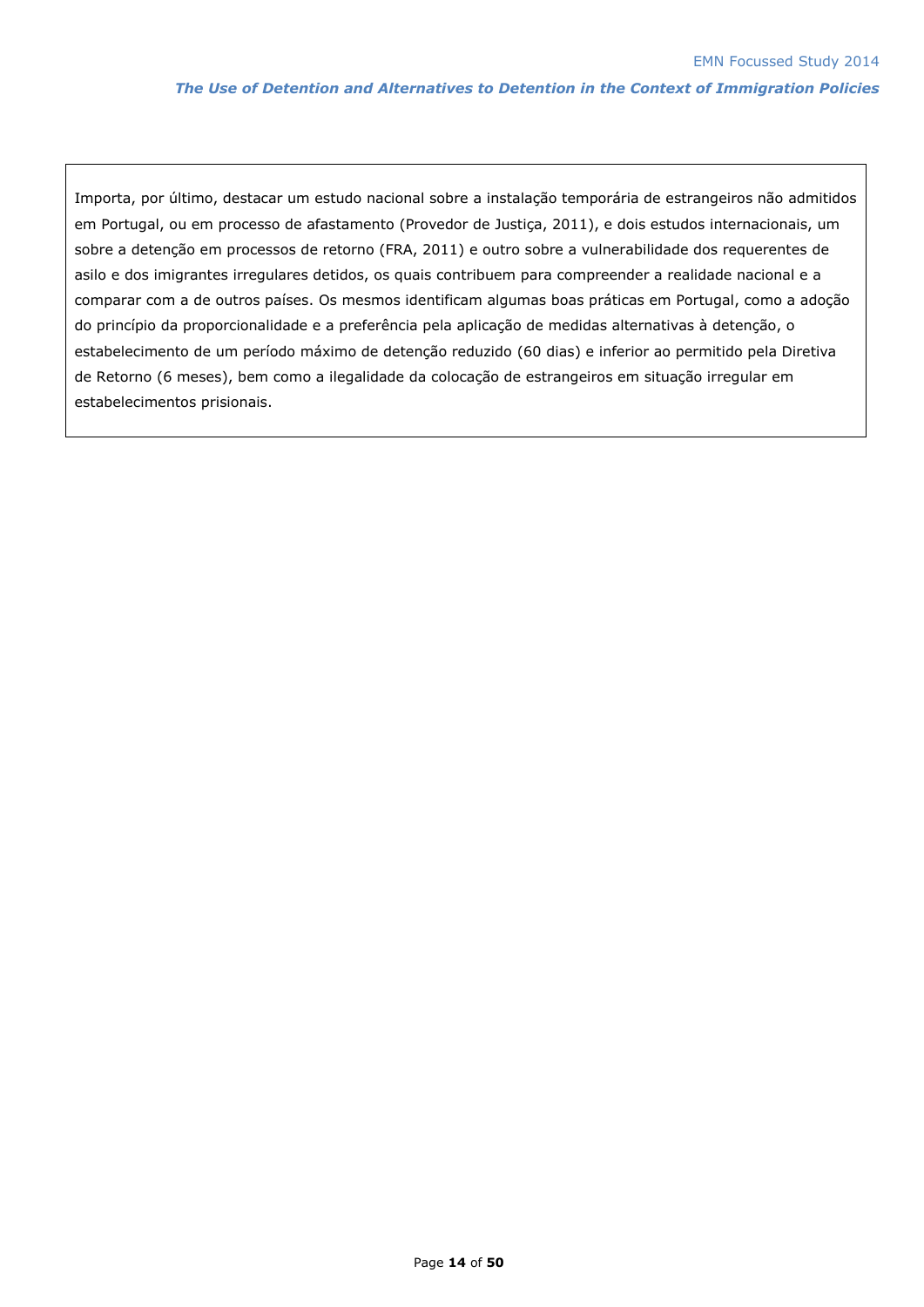Importa, por último, destacar um estudo nacional sobre a instalação temporária de estrangeiros não admitidos em Portugal, ou em processo de afastamento (Provedor de Justiça, 2011), e dois estudos internacionais, um sobre a detenção em processos de retorno (FRA, 2011) e outro sobre a vulnerabilidade dos requerentes de asilo e dos imigrantes irregulares detidos, os quais contribuem para compreender a realidade nacional e a comparar com a de outros países. Os mesmos identificam algumas boas práticas em Portugal, como a adoção do princípio da proporcionalidade e a preferência pela aplicação de medidas alternativas à detenção, o estabelecimento de um período máximo de detenção reduzido (60 dias) e inferior ao permitido pela Diretiva de Retorno (6 meses), bem como a ilegalidade da colocação de estrangeiros em situação irregular em estabelecimentos prisionais.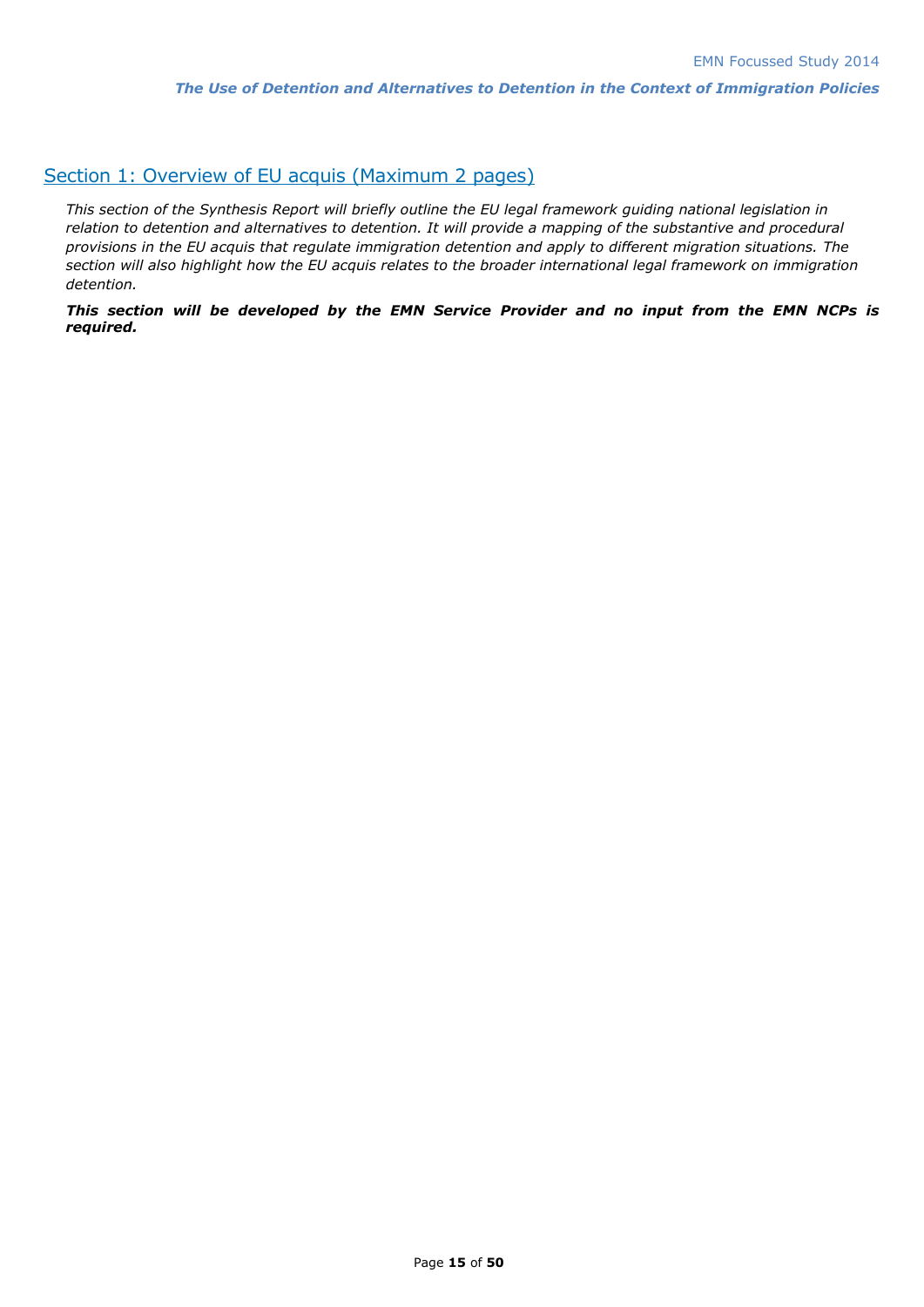## Section 1: Overview of EU acquis (Maximum 2 pages)

*This section of the Synthesis Report will briefly outline the EU legal framework guiding national legislation in relation to detention and alternatives to detention. It will provide a mapping of the substantive and procedural provisions in the EU acquis that regulate immigration detention and apply to different migration situations. The section will also highlight how the EU acquis relates to the broader international legal framework on immigration detention.*

***This section will be developed by the EMN Service Provider and no input from the EMN NCPs is required.***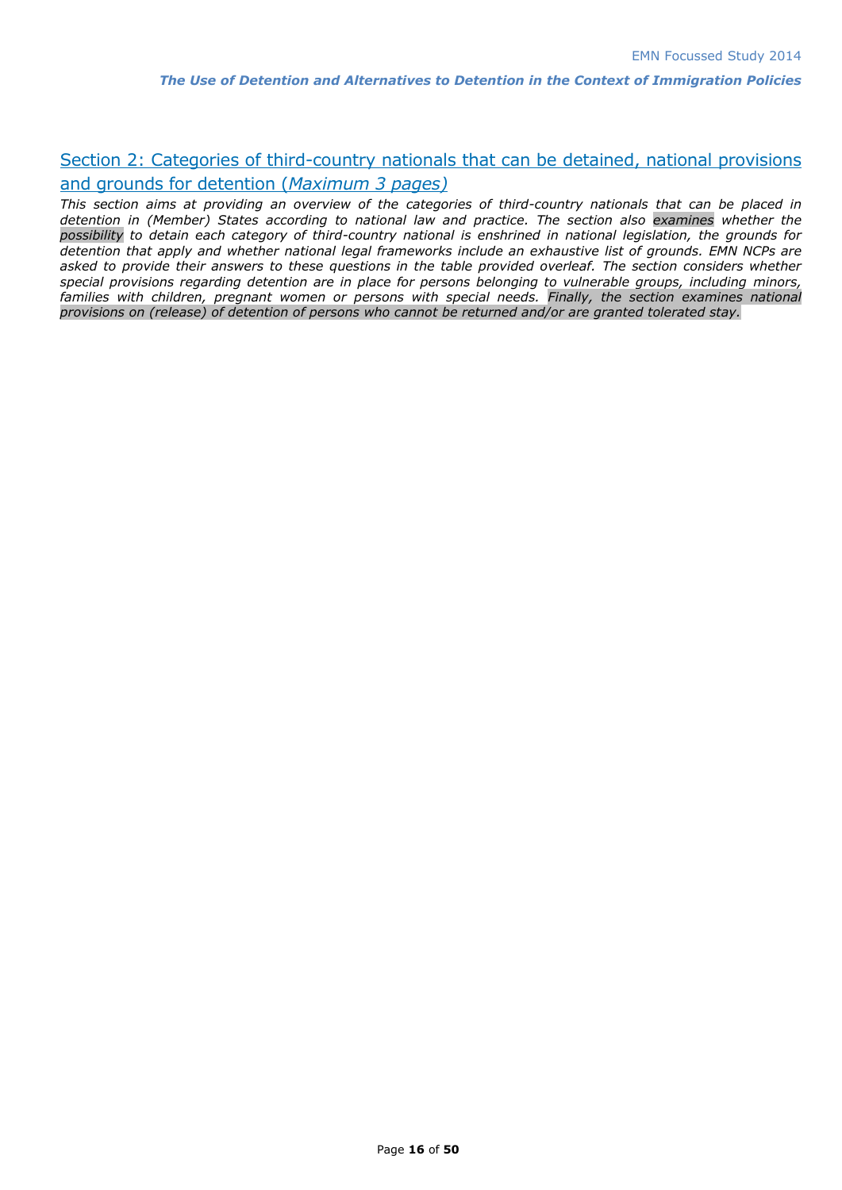## Section 2: Categories of third-country nationals that can be detained, national provisions and grounds for detention (*Maximum 3 pages*)

*This section aims at providing an overview of the categories of third-country nationals that can be placed in detention in (Member) States according to national law and practice. The section also examines whether the possibility to detain each category of third-country national is enshrined in national legislation, the grounds for detention that apply and whether national legal frameworks include an exhaustive list of grounds. EMN NCPs are asked to provide their answers to these questions in the table provided overleaf. The section considers whether special provisions regarding detention are in place for persons belonging to vulnerable groups, including minors, families with children, pregnant women or persons with special needs. Finally, the section examines national provisions on (release) of detention of persons who cannot be returned and/or are granted tolerated stay.*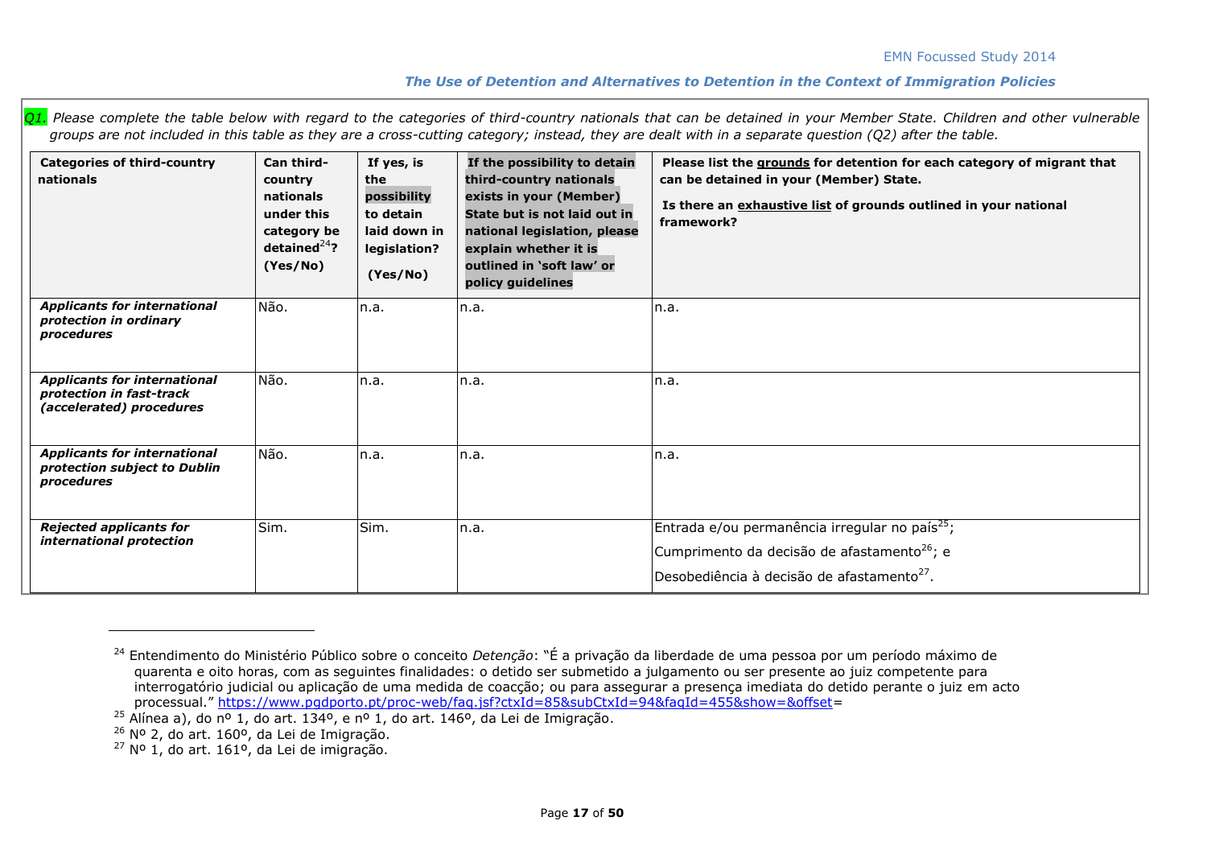*Q1. Please complete the table below with regard to the categories of third-country nationals that can be detained in your Member State. Children and other vulnerable groups are not included in this table as they are a cross-cutting category; instead, they are dealt with in a separate question (Q2) after the table.*

| Categories of third-country nationals | Can third-country nationals under this category be detained[24]? (Yes/No) | If yes, is the possibility to detain laid down in legislation? (Yes/No) | If the possibility to detain third-country nationals exists in your (Member) State but is not laid out in national legislation, please explain whether it is outlined in 'soft law' or policy guidelines | Please list the **grounds** for detention for each category of migrant that can be detained in your (Member) State. Is there an **exhaustive list** of grounds outlined in your national framework? |
|---|---|---|---|---|
| ***Applicants for international protection in ordinary procedures*** | Não. | n.a. | n.a. | n.a. |
| ***Applicants for international protection in fast-track (accelerated) procedures*** | Não. | n.a. | n.a. | n.a. |
| ***Applicants for international protection subject to Dublin procedures*** | Não. | n.a. | n.a. | n.a. |
| ***Rejected applicants for international protection*** | Sim. | Sim. | n.a. | Entrada e/ou permanência irregular no país[25]; Cumprimento da decisão de afastamento[26]; e Desobediência à decisão de afastamento[27]. |

[24] Entendimento do Ministério Público sobre o conceito *Detenção*: "É a privação da liberdade de uma pessoa por um período máximo de quarenta e oito horas, com as seguintes finalidades: o detido ser submetido a julgamento ou ser presente ao juiz competente para interrogatório judicial ou aplicação de uma medida de coacção; ou para assegurar a presença imediata do detido perante o juiz em acto processual." https://www.pgdporto.pt/proc-web/faq.jsf?ctxId=85&subCtxId=94&faqId=455&show=&offset=

[25] Alínea a), do nº 1, do art. 134º, e nº 1, do art. 146º, da Lei de Imigração.

[26] Nº 2, do art. 160º, da Lei de Imigração.

[27] Nº 1, do art. 161º, da Lei de imigração.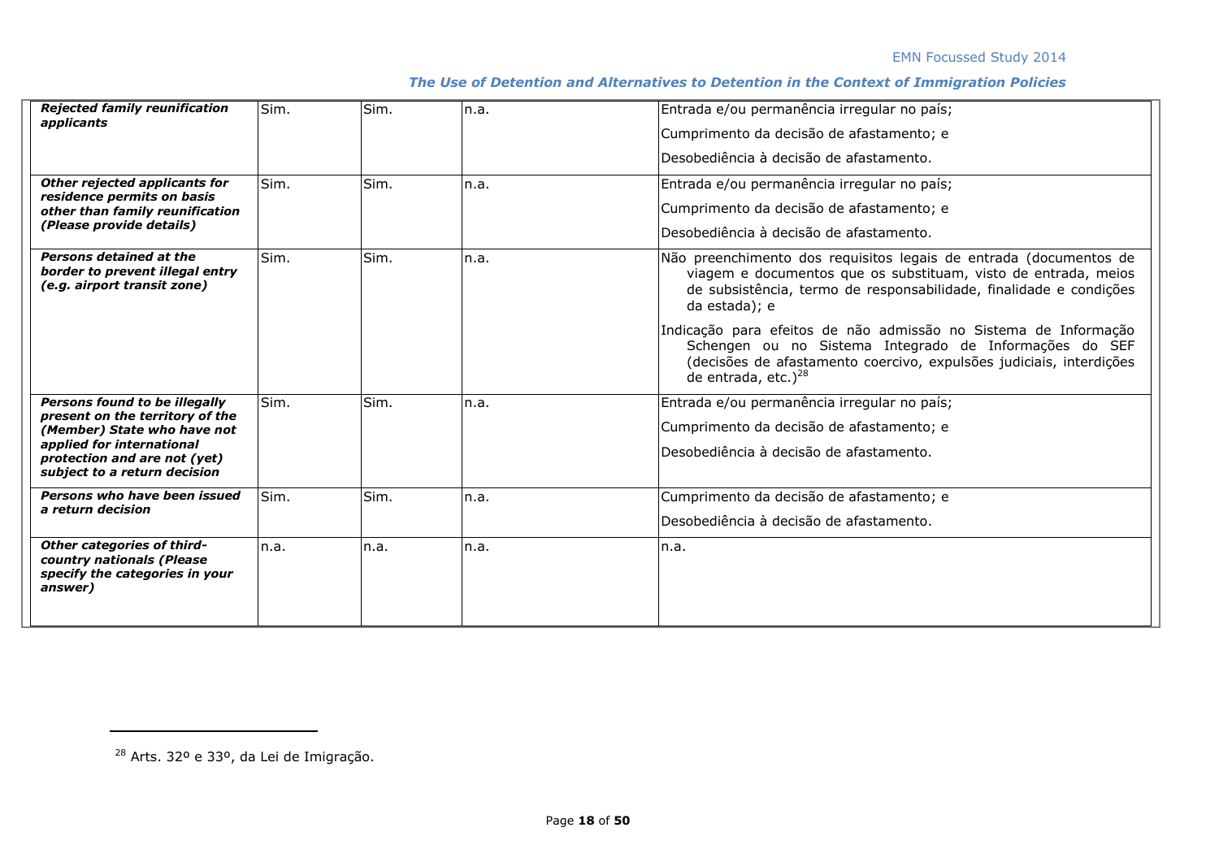| | | | | |
|---|---|---|---|---|
| ***Rejected family reunification applicants*** | Sim. | Sim. | n.a. | Entrada e/ou permanência irregular no país;<br>Cumprimento da decisão de afastamento; e<br>Desobediência à decisão de afastamento. |
| ***Other rejected applicants for residence permits on basis other than family reunification (Please provide details)*** | Sim. | Sim. | n.a. | Entrada e/ou permanência irregular no país;<br>Cumprimento da decisão de afastamento; e<br>Desobediência à decisão de afastamento. |
| ***Persons detained at the border to prevent illegal entry (e.g. airport transit zone)*** | Sim. | Sim. | n.a. | Não preenchimento dos requisitos legais de entrada (documentos de viagem e documentos que os substituam, visto de entrada, meios de subsistência, termo de responsabilidade, finalidade e condições da estada); e<br>Indicação para efeitos de não admissão no Sistema de Informação Schengen ou no Sistema Integrado de Informações do SEF (decisões de afastamento coercivo, expulsões judiciais, interdições de entrada, etc.)[28] |
| ***Persons found to be illegally present on the territory of the (Member) State who have not applied for international protection and are not (yet) subject to a return decision*** | Sim. | Sim. | n.a. | Entrada e/ou permanência irregular no país;<br>Cumprimento da decisão de afastamento; e<br>Desobediência à decisão de afastamento. |
| ***Persons who have been issued a return decision*** | Sim. | Sim. | n.a. | Cumprimento da decisão de afastamento; e<br>Desobediência à decisão de afastamento. |
| ***Other categories of third-country nationals (Please specify the categories in your answer)*** | n.a. | n.a. | n.a. | n.a. |

[28] Arts. 32º e 33º, da Lei de Imigração.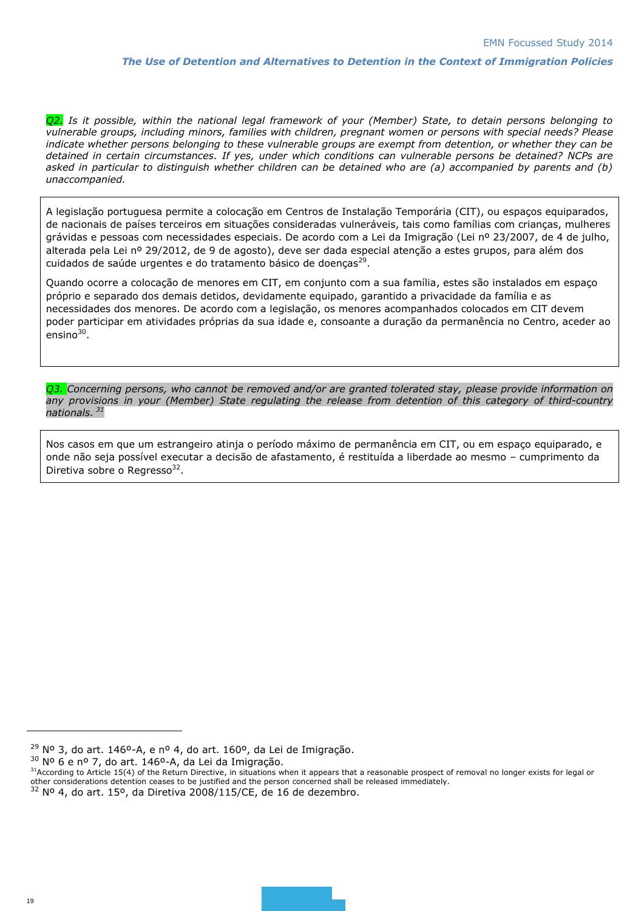*Q2. Is it possible, within the national legal framework of your (Member) State, to detain persons belonging to vulnerable groups, including minors, families with children, pregnant women or persons with special needs? Please indicate whether persons belonging to these vulnerable groups are exempt from detention, or whether they can be detained in certain circumstances. If yes, under which conditions can vulnerable persons be detained? NCPs are asked in particular to distinguish whether children can be detained who are (a) accompanied by parents and (b) unaccompanied.*

A legislação portuguesa permite a colocação em Centros de Instalação Temporária (CIT), ou espaços equiparados, de nacionais de países terceiros em situações consideradas vulneráveis, tais como famílias com crianças, mulheres grávidas e pessoas com necessidades especiais. De acordo com a Lei da Imigração (Lei nº 23/2007, de 4 de julho, alterada pela Lei nº 29/2012, de 9 de agosto), deve ser dada especial atenção a estes grupos, para além dos cuidados de saúde urgentes e do tratamento básico de doenças[29].

Quando ocorre a colocação de menores em CIT, em conjunto com a sua família, estes são instalados em espaço próprio e separado dos demais detidos, devidamente equipado, garantido a privacidade da família e as necessidades dos menores. De acordo com a legislação, os menores acompanhados colocados em CIT devem poder participar em atividades próprias da sua idade e, consoante a duração da permanência no Centro, aceder ao ensino[30].

*Q3. Concerning persons, who cannot be removed and/or are granted tolerated stay, please provide information on any provisions in your (Member) State regulating the release from detention of this category of third-country nationals.* [31]

Nos casos em que um estrangeiro atinja o período máximo de permanência em CIT, ou em espaço equiparado, e onde não seja possível executar a decisão de afastamento, é restituída a liberdade ao mesmo – cumprimento da Diretiva sobre o Regresso[32].

---

[29] Nº 3, do art. 146º-A, e nº 4, do art. 160º, da Lei de Imigração.

[30] Nº 6 e nº 7, do art. 146º-A, da Lei da Imigração.

[31] According to Article 15(4) of the Return Directive, in situations when it appears that a reasonable prospect of removal no longer exists for legal or other considerations detention ceases to be justified and the person concerned shall be released immediately.

[32] Nº 4, do art. 15º, da Diretiva 2008/115/CE, de 16 de dezembro.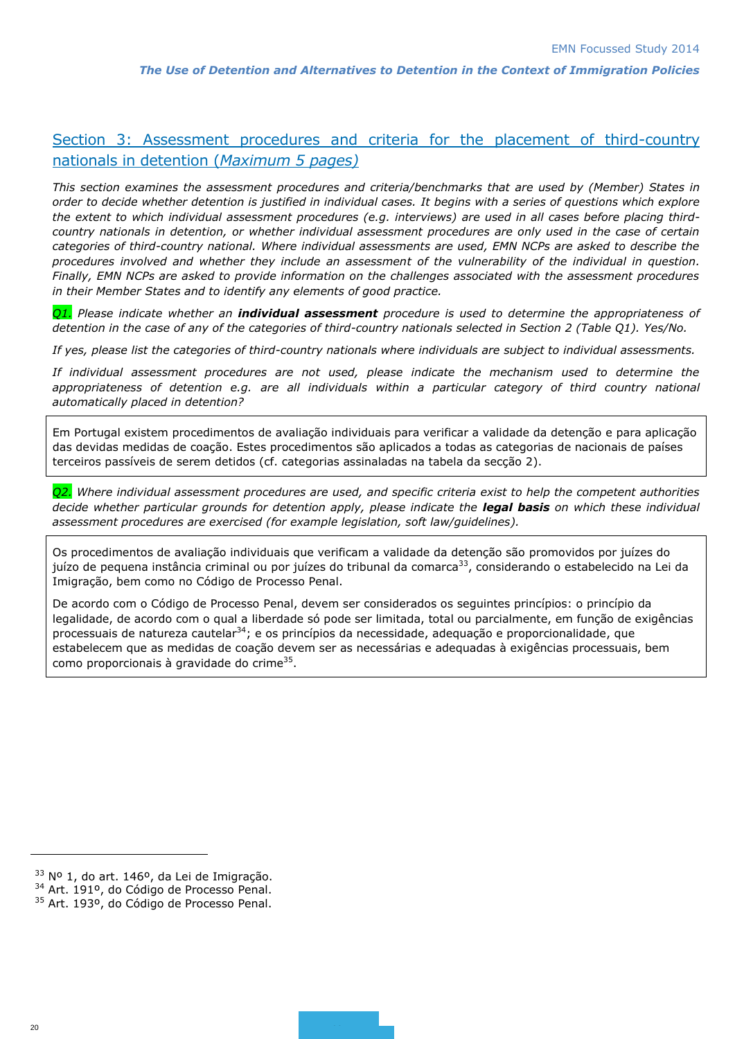## Section 3: Assessment procedures and criteria for the placement of third-country nationals in detention (*Maximum 5 pages*)

*This section examines the assessment procedures and criteria/benchmarks that are used by (Member) States in order to decide whether detention is justified in individual cases. It begins with a series of questions which explore the extent to which individual assessment procedures (e.g. interviews) are used in all cases before placing third-country nationals in detention, or whether individual assessment procedures are only used in the case of certain categories of third-country national. Where individual assessments are used, EMN NCPs are asked to describe the procedures involved and whether they include an assessment of the vulnerability of the individual in question. Finally, EMN NCPs are asked to provide information on the challenges associated with the assessment procedures in their Member States and to identify any elements of good practice.*

*Q1. Please indicate whether an **individual assessment** procedure is used to determine the appropriateness of detention in the case of any of the categories of third-country nationals selected in Section 2 (Table Q1). Yes/No.*

*If yes, please list the categories of third-country nationals where individuals are subject to individual assessments.*

*If individual assessment procedures are not used, please indicate the mechanism used to determine the appropriateness of detention e.g. are all individuals within a particular category of third country national automatically placed in detention?*

Em Portugal existem procedimentos de avaliação individuais para verificar a validade da detenção e para aplicação das devidas medidas de coação. Estes procedimentos são aplicados a todas as categorias de nacionais de países terceiros passíveis de serem detidos (cf. categorias assinaladas na tabela da secção 2).

*Q2. Where individual assessment procedures are used, and specific criteria exist to help the competent authorities decide whether particular grounds for detention apply, please indicate the **legal basis** on which these individual assessment procedures are exercised (for example legislation, soft law/guidelines).*

Os procedimentos de avaliação individuais que verificam a validade da detenção são promovidos por juízes do juízo de pequena instância criminal ou por juízes do tribunal da comarca[33], considerando o estabelecido na Lei da Imigração, bem como no Código de Processo Penal.

De acordo com o Código de Processo Penal, devem ser considerados os seguintes princípios: o princípio da legalidade, de acordo com o qual a liberdade só pode ser limitada, total ou parcialmente, em função de exigências processuais de natureza cautelar[34]; e os princípios da necessidade, adequação e proporcionalidade, que estabelecem que as medidas de coação devem ser as necessárias e adequadas à exigências processuais, bem como proporcionais à gravidade do crime[35].

---

[33] Nº 1, do art. 146º, da Lei de Imigração.
[34] Art. 191º, do Código de Processo Penal.
[35] Art. 193º, do Código de Processo Penal.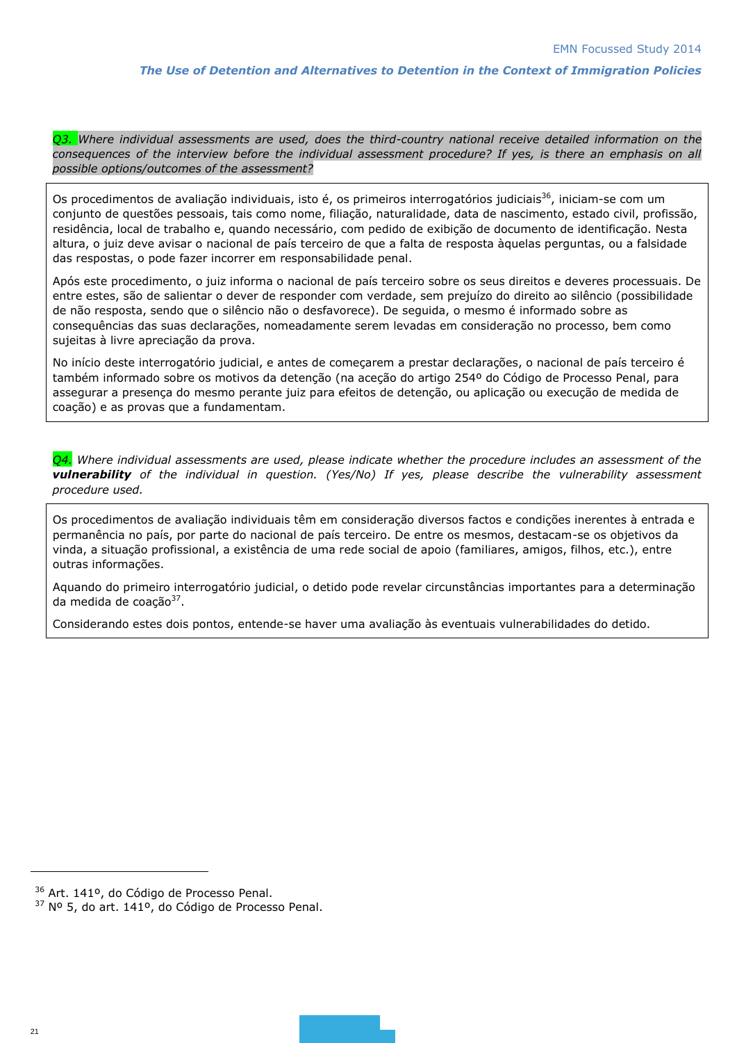*Q3. Where individual assessments are used, does the third-country national receive detailed information on the consequences of the interview before the individual assessment procedure? If yes, is there an emphasis on all possible options/outcomes of the assessment?*

Os procedimentos de avaliação individuais, isto é, os primeiros interrogatórios judiciais[36], iniciam-se com um conjunto de questões pessoais, tais como nome, filiação, naturalidade, data de nascimento, estado civil, profissão, residência, local de trabalho e, quando necessário, com pedido de exibição de documento de identificação. Nesta altura, o juiz deve avisar o nacional de país terceiro de que a falta de resposta àquelas perguntas, ou a falsidade das respostas, o pode fazer incorrer em responsabilidade penal.

Após este procedimento, o juiz informa o nacional de país terceiro sobre os seus direitos e deveres processuais. De entre estes, são de salientar o dever de responder com verdade, sem prejuízo do direito ao silêncio (possibilidade de não resposta, sendo que o silêncio não o desfavorece). De seguida, o mesmo é informado sobre as consequências das suas declarações, nomeadamente serem levadas em consideração no processo, bem como sujeitas à livre apreciação da prova.

No início deste interrogatório judicial, e antes de começarem a prestar declarações, o nacional de país terceiro é também informado sobre os motivos da detenção (na aceção do artigo 254º do Código de Processo Penal, para assegurar a presença do mesmo perante juiz para efeitos de detenção, ou aplicação ou execução de medida de coação) e as provas que a fundamentam.

*Q4. Where individual assessments are used, please indicate whether the procedure includes an assessment of the **vulnerability** of the individual in question. (Yes/No) If yes, please describe the vulnerability assessment procedure used.*

Os procedimentos de avaliação individuais têm em consideração diversos factos e condições inerentes à entrada e permanência no país, por parte do nacional de país terceiro. De entre os mesmos, destacam-se os objetivos da vinda, a situação profissional, a existência de uma rede social de apoio (familiares, amigos, filhos, etc.), entre outras informações.

Aquando do primeiro interrogatório judicial, o detido pode revelar circunstâncias importantes para a determinação da medida de coação[37].

Considerando estes dois pontos, entende-se haver uma avaliação às eventuais vulnerabilidades do detido.

---

[36] Art. 141º, do Código de Processo Penal.

[37] Nº 5, do art. 141º, do Código de Processo Penal.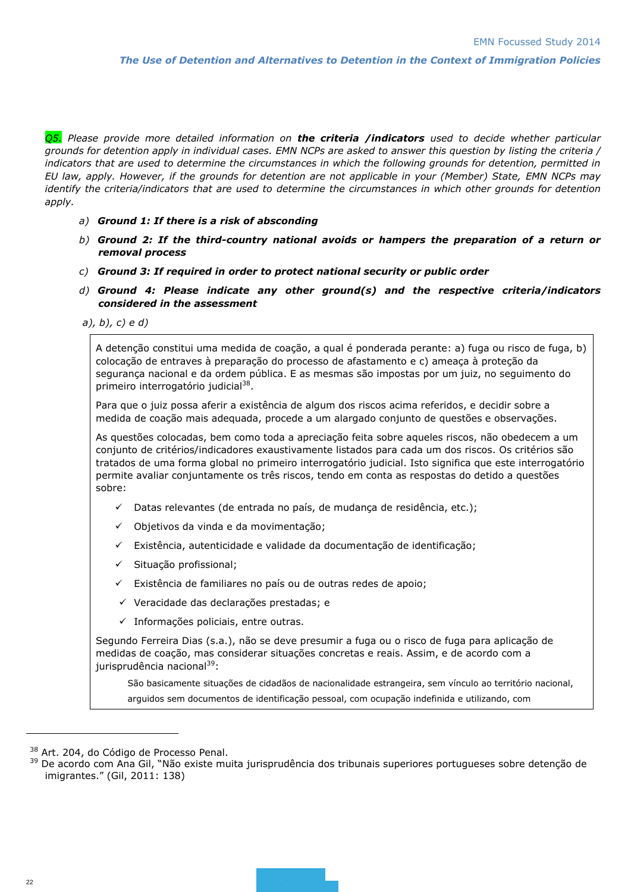*Q5. Please provide more detailed information on **the criteria /indicators** used to decide whether particular grounds for detention apply in individual cases. EMN NCPs are asked to answer this question by listing the criteria / indicators that are used to determine the circumstances in which the following grounds for detention, permitted in EU law, apply. However, if the grounds for detention are not applicable in your (Member) State, EMN NCPs may identify the criteria/indicators that are used to determine the circumstances in which other grounds for detention apply.*

a) ***Ground 1: If there is a risk of absconding***

b) ***Ground 2: If the third-country national avoids or hampers the preparation of a return or removal process***

c) ***Ground 3: If required in order to protect national security or public order***

d) ***Ground 4: Please indicate any other ground(s) and the respective criteria/indicators considered in the assessment***

*a), b), c) e d)*

A detenção constitui uma medida de coação, a qual é ponderada perante: a) fuga ou risco de fuga, b) colocação de entraves à preparação do processo de afastamento e c) ameaça à proteção da segurança nacional e da ordem pública. E as mesmas são impostas por um juiz, no seguimento do primeiro interrogatório judicial[38].

Para que o juiz possa aferir a existência de algum dos riscos acima referidos, e decidir sobre a medida de coação mais adequada, procede a um alargado conjunto de questões e observações.

As questões colocadas, bem como toda a apreciação feita sobre aqueles riscos, não obedecem a um conjunto de critérios/indicadores exaustivamente listados para cada um dos riscos. Os critérios são tratados de uma forma global no primeiro interrogatório judicial. Isto significa que este interrogatório permite avaliar conjuntamente os três riscos, tendo em conta as respostas do detido a questões sobre:

- ✓ Datas relevantes (de entrada no país, de mudança de residência, etc.);
- ✓ Objetivos da vinda e da movimentação;
- ✓ Existência, autenticidade e validade da documentação de identificação;
- ✓ Situação profissional;
- ✓ Existência de familiares no país ou de outras redes de apoio;
- ✓ Veracidade das declarações prestadas; e
- ✓ Informações policiais, entre outras.

Segundo Ferreira Dias (s.a.), não se deve presumir a fuga ou o risco de fuga para aplicação de medidas de coação, mas considerar situações concretas e reais. Assim, e de acordo com a jurisprudência nacional[39]:

> São basicamente situações de cidadãos de nacionalidade estrangeira, sem vínculo ao território nacional, arguidos sem documentos de identificação pessoal, com ocupação indefinida e utilizando, com

[38] Art. 204, do Código de Processo Penal.

[39] De acordo com Ana Gil, "Não existe muita jurisprudência dos tribunais superiores portugueses sobre detenção de imigrantes." (Gil, 2011: 138)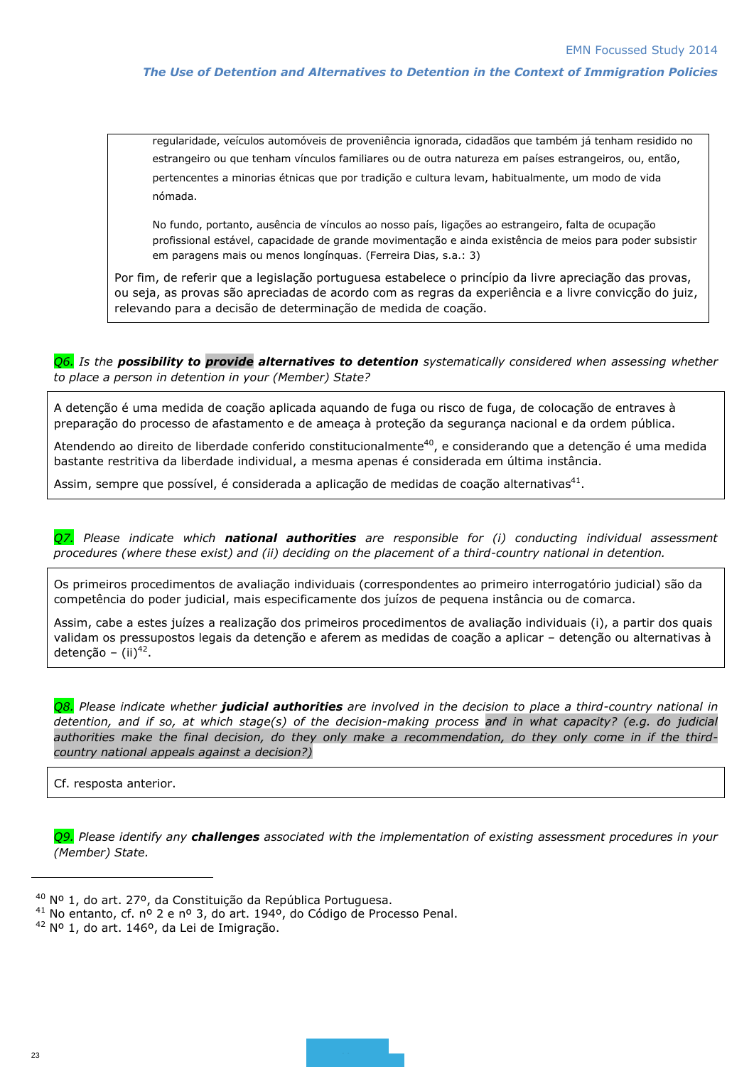> regularidade, veículos automóveis de proveniência ignorada, cidadãos que também já tenham residido no estrangeiro ou que tenham vínculos familiares ou de outra natureza em países estrangeiros, ou, então, pertencentes a minorias étnicas que por tradição e cultura levam, habitualmente, um modo de vida nómada.
>
> No fundo, portanto, ausência de vínculos ao nosso país, ligações ao estrangeiro, falta de ocupação profissional estável, capacidade de grande movimentação e ainda existência de meios para poder subsistir em paragens mais ou menos longínquas. (Ferreira Dias, s.a.: 3)

Por fim, de referir que a legislação portuguesa estabelece o princípio da livre apreciação das provas, ou seja, as provas são apreciadas de acordo com as regras da experiência e a livre convicção do juiz, relevando para a decisão de determinação de medida de coação.

*Q6. Is the **possibility to provide alternatives to detention** systematically considered when assessing whether to place a person in detention in your (Member) State?*

A detenção é uma medida de coação aplicada aquando de fuga ou risco de fuga, de colocação de entraves à preparação do processo de afastamento e de ameaça à proteção da segurança nacional e da ordem pública.

Atendendo ao direito de liberdade conferido constitucionalmente[40], e considerando que a detenção é uma medida bastante restritiva da liberdade individual, a mesma apenas é considerada em última instância.

Assim, sempre que possível, é considerada a aplicação de medidas de coação alternativas[41].

*Q7. Please indicate which **national authorities** are responsible for (i) conducting individual assessment procedures (where these exist) and (ii) deciding on the placement of a third-country national in detention.*

Os primeiros procedimentos de avaliação individuais (correspondentes ao primeiro interrogatório judicial) são da competência do poder judicial, mais especificamente dos juízos de pequena instância ou de comarca.

Assim, cabe a estes juízes a realização dos primeiros procedimentos de avaliação individuais (i), a partir dos quais validam os pressupostos legais da detenção e aferem as medidas de coação a aplicar – detenção ou alternativas à detenção – (ii)[42].

*Q8. Please indicate whether **judicial authorities** are involved in the decision to place a third-country national in detention, and if so, at which stage(s) of the decision-making process and in what capacity? (e.g. do judicial authorities make the final decision, do they only make a recommendation, do they only come in if the third-country national appeals against a decision?)*

Cf. resposta anterior.

*Q9. Please identify any **challenges** associated with the implementation of existing assessment procedures in your (Member) State.*

---

[40] Nº 1, do art. 27º, da Constituição da República Portuguesa.

[41] No entanto, cf. nº 2 e nº 3, do art. 194º, do Código de Processo Penal.

[42] Nº 1, do art. 146º, da Lei de Imigração.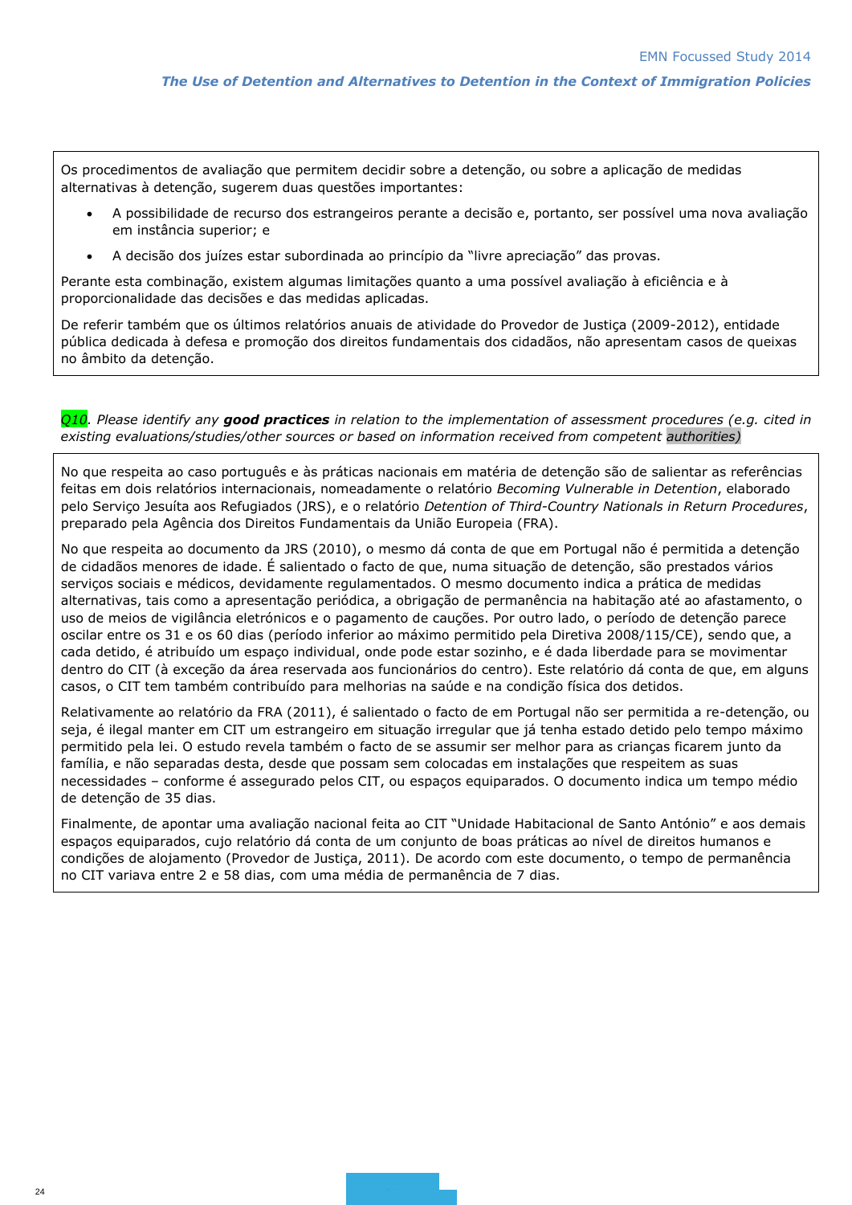Os procedimentos de avaliação que permitem decidir sobre a detenção, ou sobre a aplicação de medidas alternativas à detenção, sugerem duas questões importantes:

- A possibilidade de recurso dos estrangeiros perante a decisão e, portanto, ser possível uma nova avaliação em instância superior; e
- A decisão dos juízes estar subordinada ao princípio da "livre apreciação" das provas.

Perante esta combinação, existem algumas limitações quanto a uma possível avaliação à eficiência e à proporcionalidade das decisões e das medidas aplicadas.

De referir também que os últimos relatórios anuais de atividade do Provedor de Justiça (2009-2012), entidade pública dedicada à defesa e promoção dos direitos fundamentais dos cidadãos, não apresentam casos de queixas no âmbito da detenção.

*Q10. Please identify any **good practices** in relation to the implementation of assessment procedures (e.g. cited in existing evaluations/studies/other sources or based on information received from competent authorities)*

No que respeita ao caso português e às práticas nacionais em matéria de detenção são de salientar as referências feitas em dois relatórios internacionais, nomeadamente o relatório *Becoming Vulnerable in Detention*, elaborado pelo Serviço Jesuíta aos Refugiados (JRS), e o relatório *Detention of Third-Country Nationals in Return Procedures*, preparado pela Agência dos Direitos Fundamentais da União Europeia (FRA).

No que respeita ao documento da JRS (2010), o mesmo dá conta de que em Portugal não é permitida a detenção de cidadãos menores de idade. É salientado o facto de que, numa situação de detenção, são prestados vários serviços sociais e médicos, devidamente regulamentados. O mesmo documento indica a prática de medidas alternativas, tais como a apresentação periódica, a obrigação de permanência na habitação até ao afastamento, o uso de meios de vigilância eletrónicos e o pagamento de cauções. Por outro lado, o período de detenção parece oscilar entre os 31 e os 60 dias (período inferior ao máximo permitido pela Diretiva 2008/115/CE), sendo que, a cada detido, é atribuído um espaço individual, onde pode estar sozinho, e é dada liberdade para se movimentar dentro do CIT (à exceção da área reservada aos funcionários do centro). Este relatório dá conta de que, em alguns casos, o CIT tem também contribuído para melhorias na saúde e na condição física dos detidos.

Relativamente ao relatório da FRA (2011), é salientado o facto de em Portugal não ser permitida a re-detenção, ou seja, é ilegal manter em CIT um estrangeiro em situação irregular que já tenha estado detido pelo tempo máximo permitido pela lei. O estudo revela também o facto de se assumir ser melhor para as crianças ficarem junto da família, e não separadas desta, desde que possam sem colocadas em instalações que respeitem as suas necessidades – conforme é assegurado pelos CIT, ou espaços equiparados. O documento indica um tempo médio de detenção de 35 dias.

Finalmente, de apontar uma avaliação nacional feita ao CIT "Unidade Habitacional de Santo António" e aos demais espaços equiparados, cujo relatório dá conta de um conjunto de boas práticas ao nível de direitos humanos e condições de alojamento (Provedor de Justiça, 2011). De acordo com este documento, o tempo de permanência no CIT variava entre 2 e 58 dias, com uma média de permanência de 7 dias.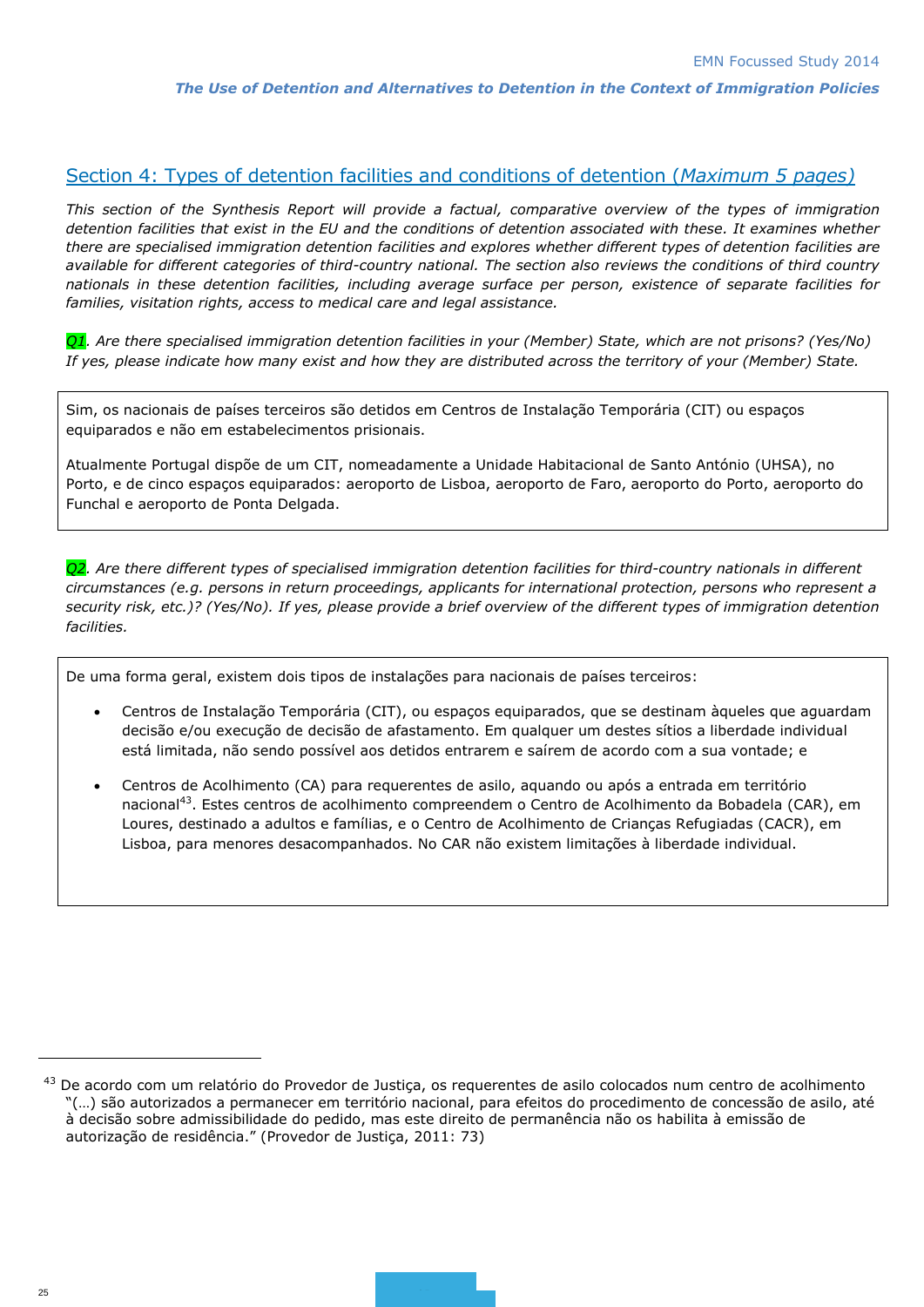## Section 4: Types of detention facilities and conditions of detention (*Maximum 5 pages*)

*This section of the Synthesis Report will provide a factual, comparative overview of the types of immigration detention facilities that exist in the EU and the conditions of detention associated with these. It examines whether there are specialised immigration detention facilities and explores whether different types of detention facilities are available for different categories of third-country national. The section also reviews the conditions of third country nationals in these detention facilities, including average surface per person, existence of separate facilities for families, visitation rights, access to medical care and legal assistance.*

*Q1. Are there specialised immigration detention facilities in your (Member) State, which are not prisons? (Yes/No) If yes, please indicate how many exist and how they are distributed across the territory of your (Member) State.*

Sim, os nacionais de países terceiros são detidos em Centros de Instalação Temporária (CIT) ou espaços equiparados e não em estabelecimentos prisionais.

Atualmente Portugal dispõe de um CIT, nomeadamente a Unidade Habitacional de Santo António (UHSA), no Porto, e de cinco espaços equiparados: aeroporto de Lisboa, aeroporto de Faro, aeroporto do Porto, aeroporto do Funchal e aeroporto de Ponta Delgada.

*Q2. Are there different types of specialised immigration detention facilities for third-country nationals in different circumstances (e.g. persons in return proceedings, applicants for international protection, persons who represent a security risk, etc.)? (Yes/No). If yes, please provide a brief overview of the different types of immigration detention facilities.*

De uma forma geral, existem dois tipos de instalações para nacionais de países terceiros:

- Centros de Instalação Temporária (CIT), ou espaços equiparados, que se destinam àqueles que aguardam decisão e/ou execução de decisão de afastamento. Em qualquer um destes sítios a liberdade individual está limitada, não sendo possível aos detidos entrarem e saírem de acordo com a sua vontade; e
- Centros de Acolhimento (CA) para requerentes de asilo, aquando ou após a entrada em território nacional[43]. Estes centros de acolhimento compreendem o Centro de Acolhimento da Bobadela (CAR), em Loures, destinado a adultos e famílias, e o Centro de Acolhimento de Crianças Refugiadas (CACR), em Lisboa, para menores desacompanhados. No CAR não existem limitações à liberdade individual.

[43] De acordo com um relatório do Provedor de Justiça, os requerentes de asilo colocados num centro de acolhimento "(…) são autorizados a permanecer em território nacional, para efeitos do procedimento de concessão de asilo, até à decisão sobre admissibilidade do pedido, mas este direito de permanência não os habilita à emissão de autorização de residência." (Provedor de Justiça, 2011: 73)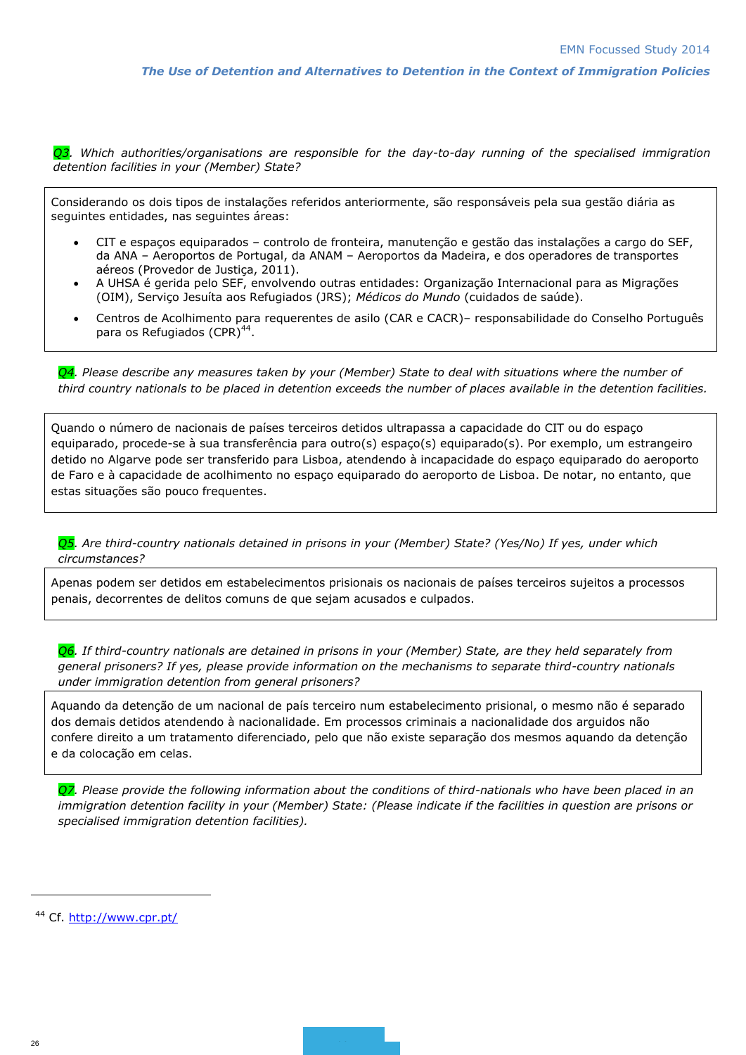*Q3. Which authorities/organisations are responsible for the day-to-day running of the specialised immigration detention facilities in your (Member) State?*

Considerando os dois tipos de instalações referidos anteriormente, são responsáveis pela sua gestão diária as seguintes entidades, nas seguintes áreas:

- CIT e espaços equiparados – controlo de fronteira, manutenção e gestão das instalações a cargo do SEF, da ANA – Aeroportos de Portugal, da ANAM – Aeroportos da Madeira, e dos operadores de transportes aéreos (Provedor de Justiça, 2011).
- A UHSA é gerida pelo SEF, envolvendo outras entidades: Organização Internacional para as Migrações (OIM), Serviço Jesuíta aos Refugiados (JRS); *Médicos do Mundo* (cuidados de saúde).
- Centros de Acolhimento para requerentes de asilo (CAR e CACR)– responsabilidade do Conselho Português para os Refugiados (CPR)[44].

*Q4. Please describe any measures taken by your (Member) State to deal with situations where the number of third country nationals to be placed in detention exceeds the number of places available in the detention facilities.*

Quando o número de nacionais de países terceiros detidos ultrapassa a capacidade do CIT ou do espaço equiparado, procede-se à sua transferência para outro(s) espaço(s) equiparado(s). Por exemplo, um estrangeiro detido no Algarve pode ser transferido para Lisboa, atendendo à incapacidade do espaço equiparado do aeroporto de Faro e à capacidade de acolhimento no espaço equiparado do aeroporto de Lisboa. De notar, no entanto, que estas situações são pouco frequentes.

*Q5. Are third-country nationals detained in prisons in your (Member) State? (Yes/No) If yes, under which circumstances?*

Apenas podem ser detidos em estabelecimentos prisionais os nacionais de países terceiros sujeitos a processos penais, decorrentes de delitos comuns de que sejam acusados e culpados.

*Q6. If third-country nationals are detained in prisons in your (Member) State, are they held separately from general prisoners? If yes, please provide information on the mechanisms to separate third-country nationals under immigration detention from general prisoners?*

Aquando da detenção de um nacional de país terceiro num estabelecimento prisional, o mesmo não é separado dos demais detidos atendendo à nacionalidade. Em processos criminais a nacionalidade dos arguidos não confere direito a um tratamento diferenciado, pelo que não existe separação dos mesmos aquando da detenção e da colocação em celas.

*Q7. Please provide the following information about the conditions of third-nationals who have been placed in an immigration detention facility in your (Member) State: (Please indicate if the facilities in question are prisons or specialised immigration detention facilities).*

---

[44] Cf. http://www.cpr.pt/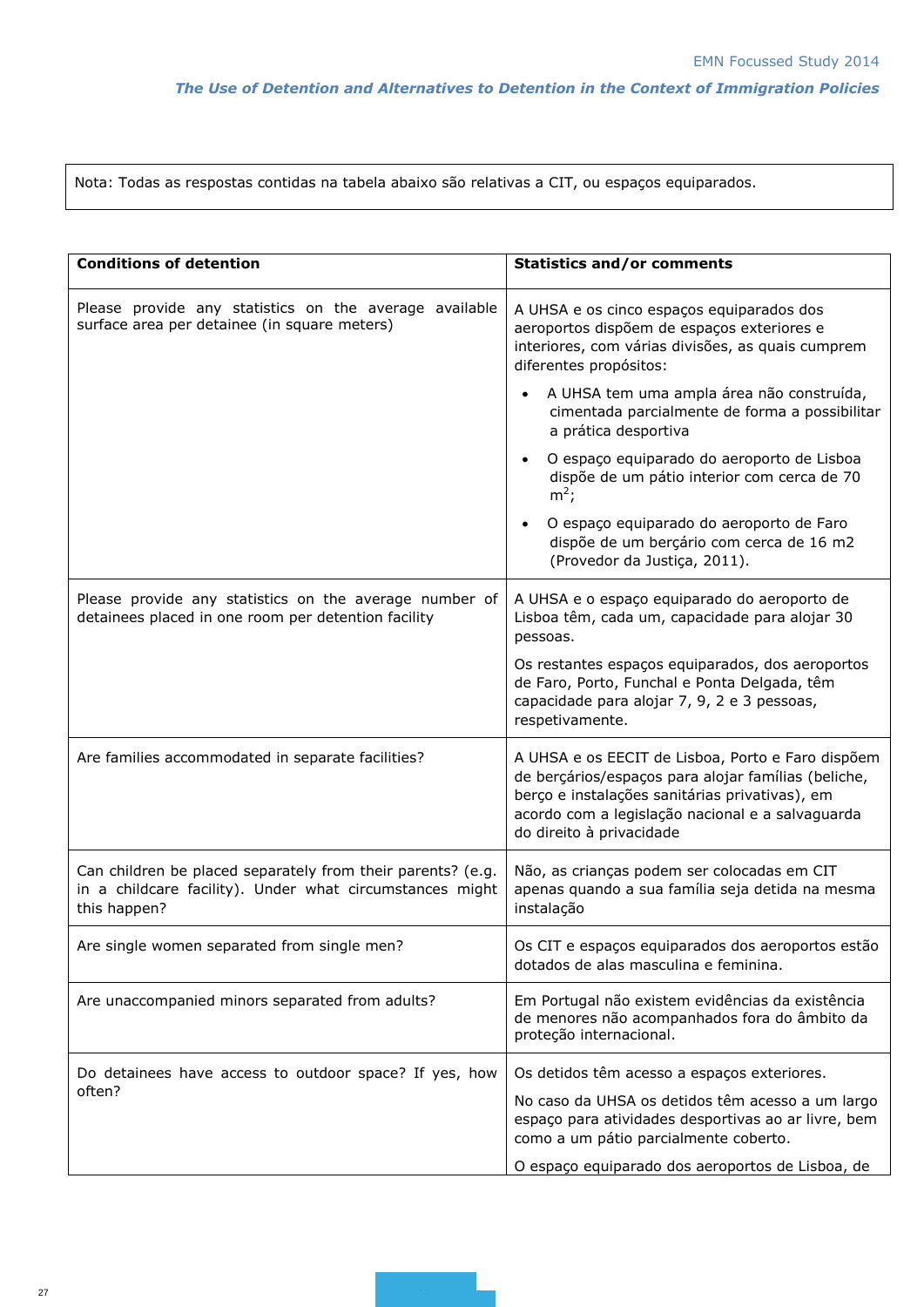Nota: Todas as respostas contidas na tabela abaixo são relativas a CIT, ou espaços equiparados.

| **Conditions of detention** | **Statistics and/or comments** |
|---|---|
| Please provide any statistics on the average available surface area per detainee (in square meters) | A UHSA e os cinco espaços equiparados dos aeroportos dispõem de espaços exteriores e interiores, com várias divisões, as quais cumprem diferentes propósitos:<br>• A UHSA tem uma ampla área não construída, cimentada parcialmente de forma a possibilitar a prática desportiva<br>• O espaço equiparado do aeroporto de Lisboa dispõe de um pátio interior com cerca de 70 $m^2$;<br>• O espaço equiparado do aeroporto de Faro dispõe de um berçário com cerca de 16 m2 (Provedor da Justiça, 2011). |
| Please provide any statistics on the average number of detainees placed in one room per detention facility | A UHSA e o espaço equiparado do aeroporto de Lisboa têm, cada um, capacidade para alojar 30 pessoas.<br>Os restantes espaços equiparados, dos aeroportos de Faro, Porto, Funchal e Ponta Delgada, têm capacidade para alojar 7, 9, 2 e 3 pessoas, respetivamente. |
| Are families accommodated in separate facilities? | A UHSA e os EECIT de Lisboa, Porto e Faro dispõem de berçários/espaços para alojar famílias (beliche, berço e instalações sanitárias privativas), em acordo com a legislação nacional e a salvaguarda do direito à privacidade |
| Can children be placed separately from their parents? (e.g. in a childcare facility). Under what circumstances might this happen? | Não, as crianças podem ser colocadas em CIT apenas quando a sua família seja detida na mesma instalação |
| Are single women separated from single men? | Os CIT e espaços equiparados dos aeroportos estão dotados de alas masculina e feminina. |
| Are unaccompanied minors separated from adults? | Em Portugal não existem evidências da existência de menores não acompanhados fora do âmbito da proteção internacional. |
| Do detainees have access to outdoor space? If yes, how often? | Os detidos têm acesso a espaços exteriores.<br>No caso da UHSA os detidos têm acesso a um largo espaço para atividades desportivas ao ar livre, bem como a um pátio parcialmente coberto.<br>O espaço equiparado dos aeroportos de Lisboa, de |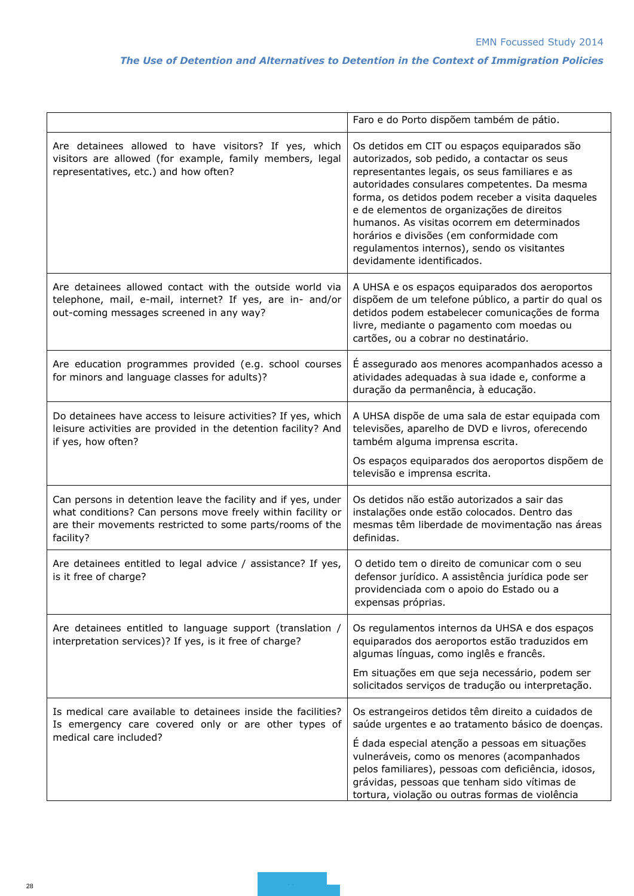| | |
|---|---|
| | Faro e do Porto dispõem também de pátio. |
| Are detainees allowed to have visitors? If yes, which visitors are allowed (for example, family members, legal representatives, etc.) and how often? | Os detidos em CIT ou espaços equiparados são autorizados, sob pedido, a contactar os seus representantes legais, os seus familiares e as autoridades consulares competentes. Da mesma forma, os detidos podem receber a visita daqueles e de elementos de organizações de direitos humanos. As visitas ocorrem em determinados horários e divisões (em conformidade com regulamentos internos), sendo os visitantes devidamente identificados. |
| Are detainees allowed contact with the outside world via telephone, mail, e-mail, internet? If yes, are in- and/or out-coming messages screened in any way? | A UHSA e os espaços equiparados dos aeroportos dispõem de um telefone público, a partir do qual os detidos podem estabelecer comunicações de forma livre, mediante o pagamento com moedas ou cartões, ou a cobrar no destinatário. |
| Are education programmes provided (e.g. school courses for minors and language classes for adults)? | É assegurado aos menores acompanhados acesso a atividades adequadas à sua idade e, conforme a duração da permanência, à educação. |
| Do detainees have access to leisure activities? If yes, which leisure activities are provided in the detention facility? And if yes, how often? | A UHSA dispõe de uma sala de estar equipada com televisões, aparelho de DVD e livros, oferecendo também alguma imprensa escrita.<br><br>Os espaços equiparados dos aeroportos dispõem de televisão e imprensa escrita. |
| Can persons in detention leave the facility and if yes, under what conditions? Can persons move freely within facility or are their movements restricted to some parts/rooms of the facility? | Os detidos não estão autorizados a sair das instalações onde estão colocados. Dentro das mesmas têm liberdade de movimentação nas áreas definidas. |
| Are detainees entitled to legal advice / assistance? If yes, is it free of charge? | O detido tem o direito de comunicar com o seu defensor jurídico. A assistência jurídica pode ser providenciada com o apoio do Estado ou a expensas próprias. |
| Are detainees entitled to language support (translation / interpretation services)? If yes, is it free of charge? | Os regulamentos internos da UHSA e dos espaços equiparados dos aeroportos estão traduzidos em algumas línguas, como inglês e francês.<br><br>Em situações em que seja necessário, podem ser solicitados serviços de tradução ou interpretação. |
| Is medical care available to detainees inside the facilities? Is emergency care covered only or are other types of medical care included? | Os estrangeiros detidos têm direito a cuidados de saúde urgentes e ao tratamento básico de doenças.<br><br>É dada especial atenção a pessoas em situações vulneráveis, como os menores (acompanhados pelos familiares), pessoas com deficiência, idosos, grávidas, pessoas que tenham sido vítimas de tortura, violação ou outras formas de violência |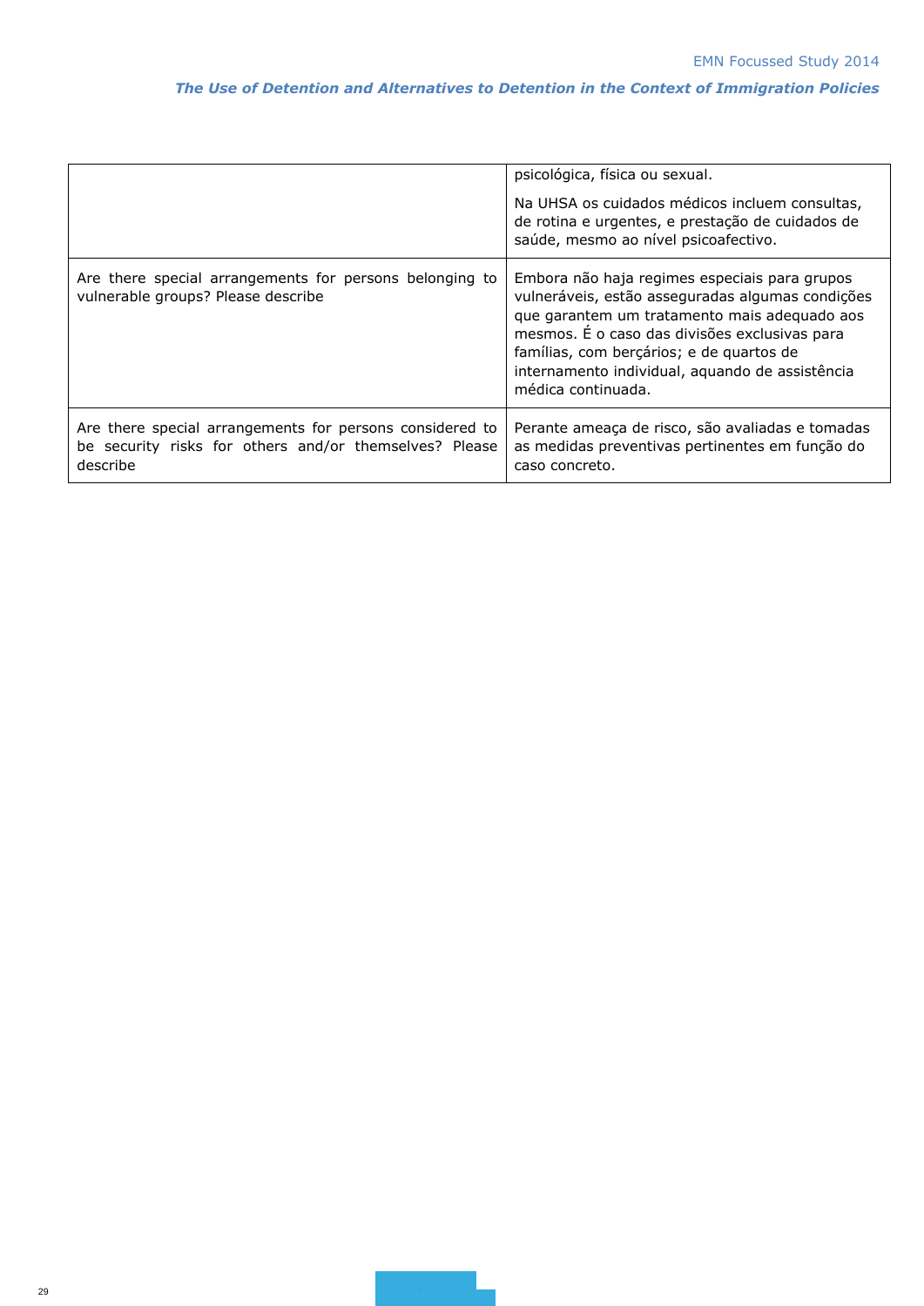|  |  |
|---|---|
|  | psicológica, física ou sexual.<br><br>Na UHSA os cuidados médicos incluem consultas, de rotina e urgentes, e prestação de cuidados de saúde, mesmo ao nível psicoafectivo. |
| Are there special arrangements for persons belonging to vulnerable groups? Please describe | Embora não haja regimes especiais para grupos vulneráveis, estão asseguradas algumas condições que garantem um tratamento mais adequado aos mesmos. É o caso das divisões exclusivas para famílias, com berçários; e de quartos de internamento individual, aquando de assistência médica continuada. |
| Are there special arrangements for persons considered to be security risks for others and/or themselves? Please describe | Perante ameaça de risco, são avaliadas e tomadas as medidas preventivas pertinentes em função do caso concreto. |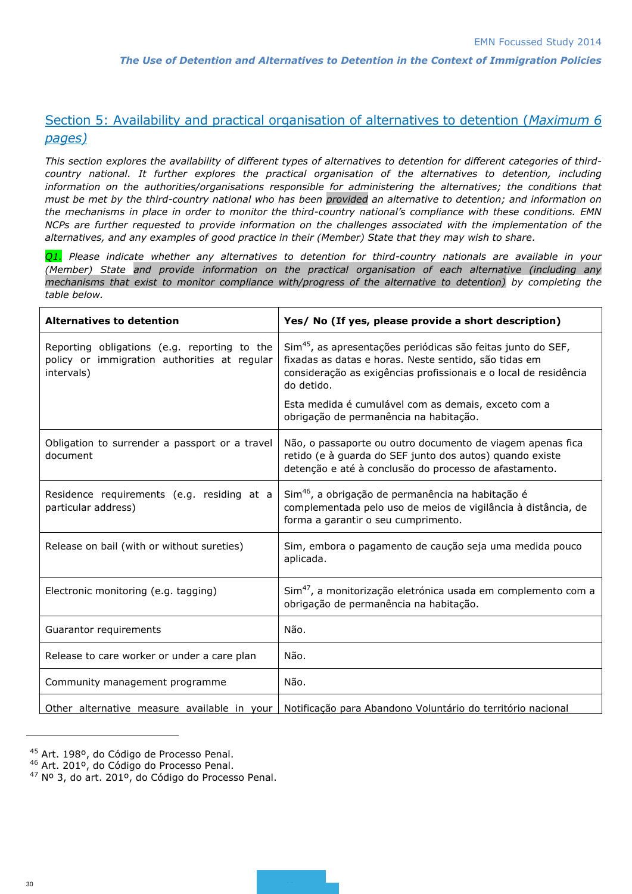## Section 5: Availability and practical organisation of alternatives to detention (*Maximum 6 pages*)

*This section explores the availability of different types of alternatives to detention for different categories of third-country national. It further explores the practical organisation of the alternatives to detention, including information on the authorities/organisations responsible for administering the alternatives; the conditions that must be met by the third-country national who has been provided an alternative to detention; and information on the mechanisms in place in order to monitor the third-country national's compliance with these conditions. EMN NCPs are further requested to provide information on the challenges associated with the implementation of the alternatives, and any examples of good practice in their (Member) State that they may wish to share.*

*Q1. Please indicate whether any alternatives to detention for third-country nationals are available in your (Member) State and provide information on the practical organisation of each alternative (including any mechanisms that exist to monitor compliance with/progress of the alternative to detention) by completing the table below.*

| **Alternatives to detention** | **Yes/ No (If yes, please provide a short description)** |
|---|---|
| Reporting obligations (e.g. reporting to the policy or immigration authorities at regular intervals) | Sim[45], as apresentações periódicas são feitas junto do SEF, fixadas as datas e horas. Neste sentido, são tidas em consideração as exigências profissionais e o local de residência do detido. Esta medida é cumulável com as demais, exceto com a obrigação de permanência na habitação. |
| Obligation to surrender a passport or a travel document | Não, o passaporte ou outro documento de viagem apenas fica retido (e à guarda do SEF junto dos autos) quando existe detenção e até à conclusão do processo de afastamento. |
| Residence requirements (e.g. residing at a particular address) | Sim[46], a obrigação de permanência na habitação é complementada pelo uso de meios de vigilância à distância, de forma a garantir o seu cumprimento. |
| Release on bail (with or without sureties) | Sim, embora o pagamento de caução seja uma medida pouco aplicada. |
| Electronic monitoring (e.g. tagging) | Sim[47], a monitorização eletrónica usada em complemento com a obrigação de permanência na habitação. |
| Guarantor requirements | Não. |
| Release to care worker or under a care plan | Não. |
| Community management programme | Não. |
| Other alternative measure available in your | Notificação para Abandono Voluntário do território nacional |

[45] Art. 198º, do Código de Processo Penal.
[46] Art. 201º, do Código do Processo Penal.
[47] Nº 3, do art. 201º, do Código do Processo Penal.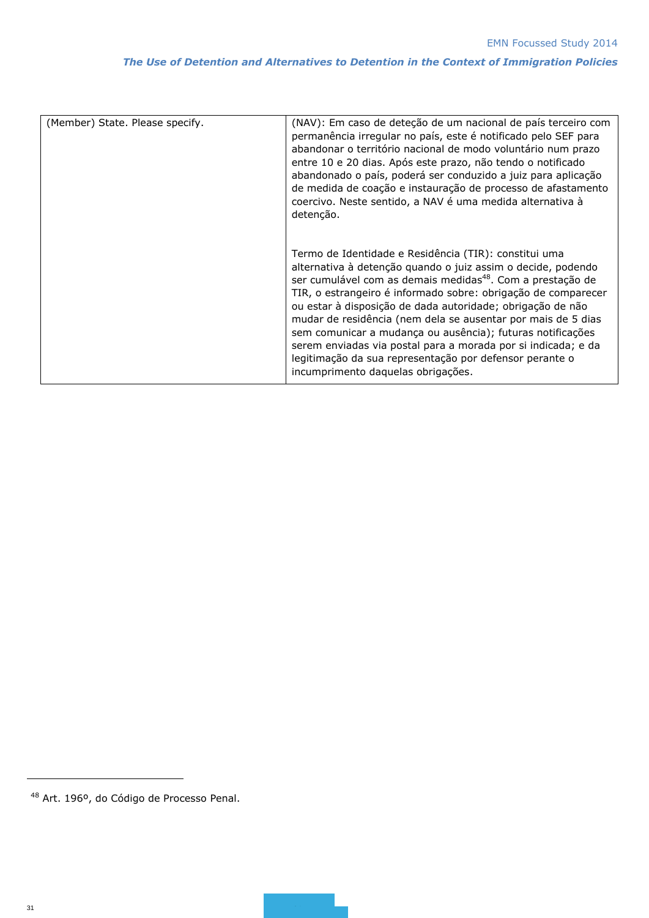| | |
|---|---|
| (Member) State. Please specify. | (NAV): Em caso de deteção de um nacional de país terceiro com permanência irregular no país, este é notificado pelo SEF para abandonar o território nacional de modo voluntário num prazo entre 10 e 20 dias. Após este prazo, não tendo o notificado abandonado o país, poderá ser conduzido a juiz para aplicação de medida de coação e instauração de processo de afastamento coercivo. Neste sentido, a NAV é uma medida alternativa à detenção.<br><br>Termo de Identidade e Residência (TIR): constitui uma alternativa à detenção quando o juiz assim o decide, podendo ser cumulável com as demais medidas[48]. Com a prestação de TIR, o estrangeiro é informado sobre: obrigação de comparecer ou estar à disposição de dada autoridade; obrigação de não mudar de residência (nem dela se ausentar por mais de 5 dias sem comunicar a mudança ou ausência); futuras notificações serem enviadas via postal para a morada por si indicada; e da legitimação da sua representação por defensor perante o incumprimento daquelas obrigações. |

[48] Art. 196º, do Código de Processo Penal.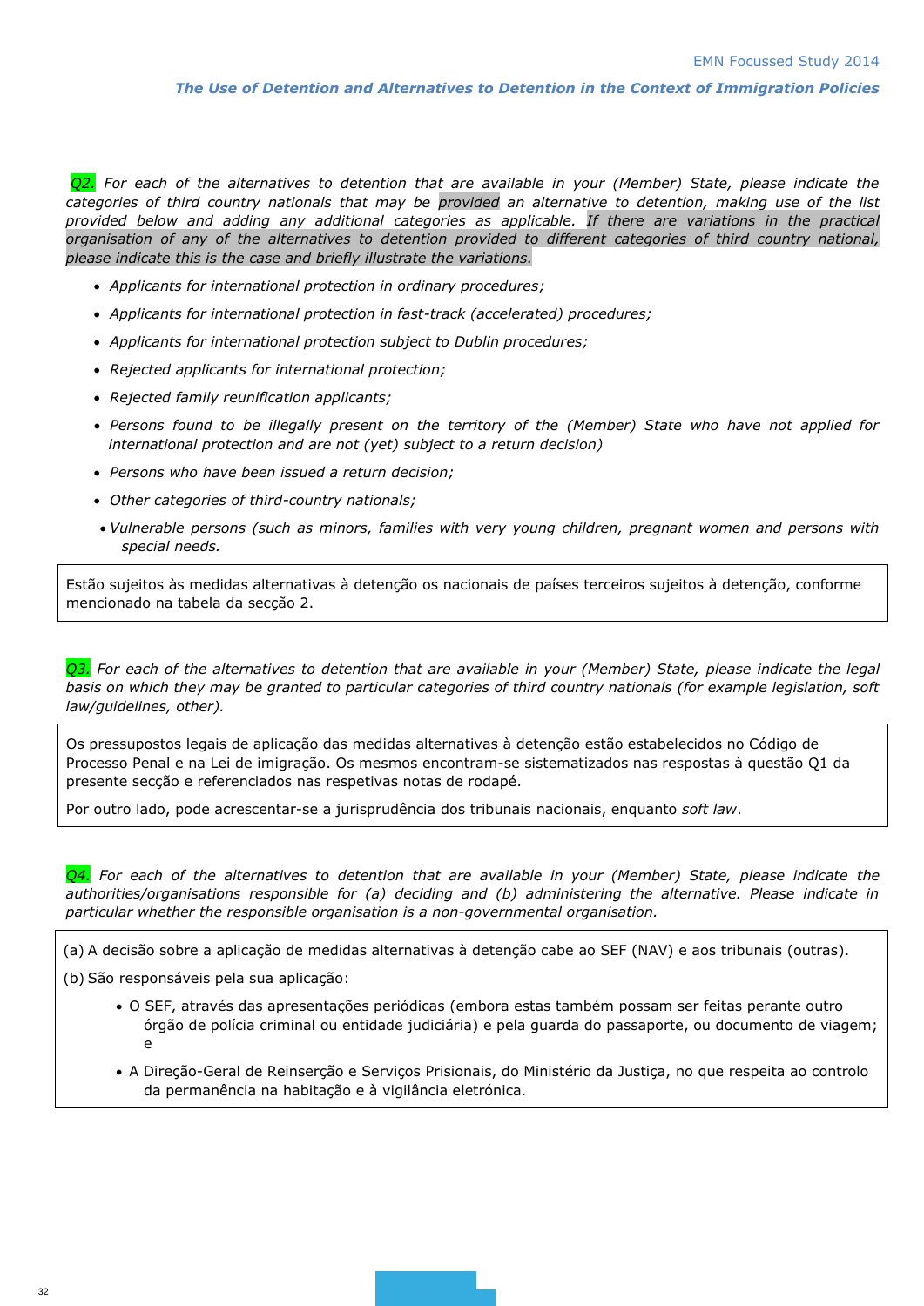*Q2. For each of the alternatives to detention that are available in your (Member) State, please indicate the categories of third country nationals that may be provided an alternative to detention, making use of the list provided below and adding any additional categories as applicable. If there are variations in the practical organisation of any of the alternatives to detention provided to different categories of third country national, please indicate this is the case and briefly illustrate the variations.*

- *Applicants for international protection in ordinary procedures;*
- *Applicants for international protection in fast-track (accelerated) procedures;*
- *Applicants for international protection subject to Dublin procedures;*
- *Rejected applicants for international protection;*
- *Rejected family reunification applicants;*
- *Persons found to be illegally present on the territory of the (Member) State who have not applied for international protection and are not (yet) subject to a return decision)*
- *Persons who have been issued a return decision;*
- *Other categories of third-country nationals;*
- *Vulnerable persons (such as minors, families with very young children, pregnant women and persons with special needs.*

Estão sujeitos às medidas alternativas à detenção os nacionais de países terceiros sujeitos à detenção, conforme mencionado na tabela da secção 2.

*Q3. For each of the alternatives to detention that are available in your (Member) State, please indicate the legal basis on which they may be granted to particular categories of third country nationals (for example legislation, soft law/guidelines, other).*

Os pressupostos legais de aplicação das medidas alternativas à detenção estão estabelecidos no Código de Processo Penal e na Lei de imigração. Os mesmos encontram-se sistematizados nas respostas à questão Q1 da presente secção e referenciados nas respetivas notas de rodapé.

Por outro lado, pode acrescentar-se a jurisprudência dos tribunais nacionais, enquanto *soft law*.

*Q4. For each of the alternatives to detention that are available in your (Member) State, please indicate the authorities/organisations responsible for (a) deciding and (b) administering the alternative. Please indicate in particular whether the responsible organisation is a non-governmental organisation.*

(a) A decisão sobre a aplicação de medidas alternativas à detenção cabe ao SEF (NAV) e aos tribunais (outras).

(b) São responsáveis pela sua aplicação:

- O SEF, através das apresentações periódicas (embora estas também possam ser feitas perante outro órgão de polícia criminal ou entidade judiciária) e pela guarda do passaporte, ou documento de viagem; e
- A Direção-Geral de Reinserção e Serviços Prisionais, do Ministério da Justiça, no que respeita ao controlo da permanência na habitação e à vigilância eletrónica.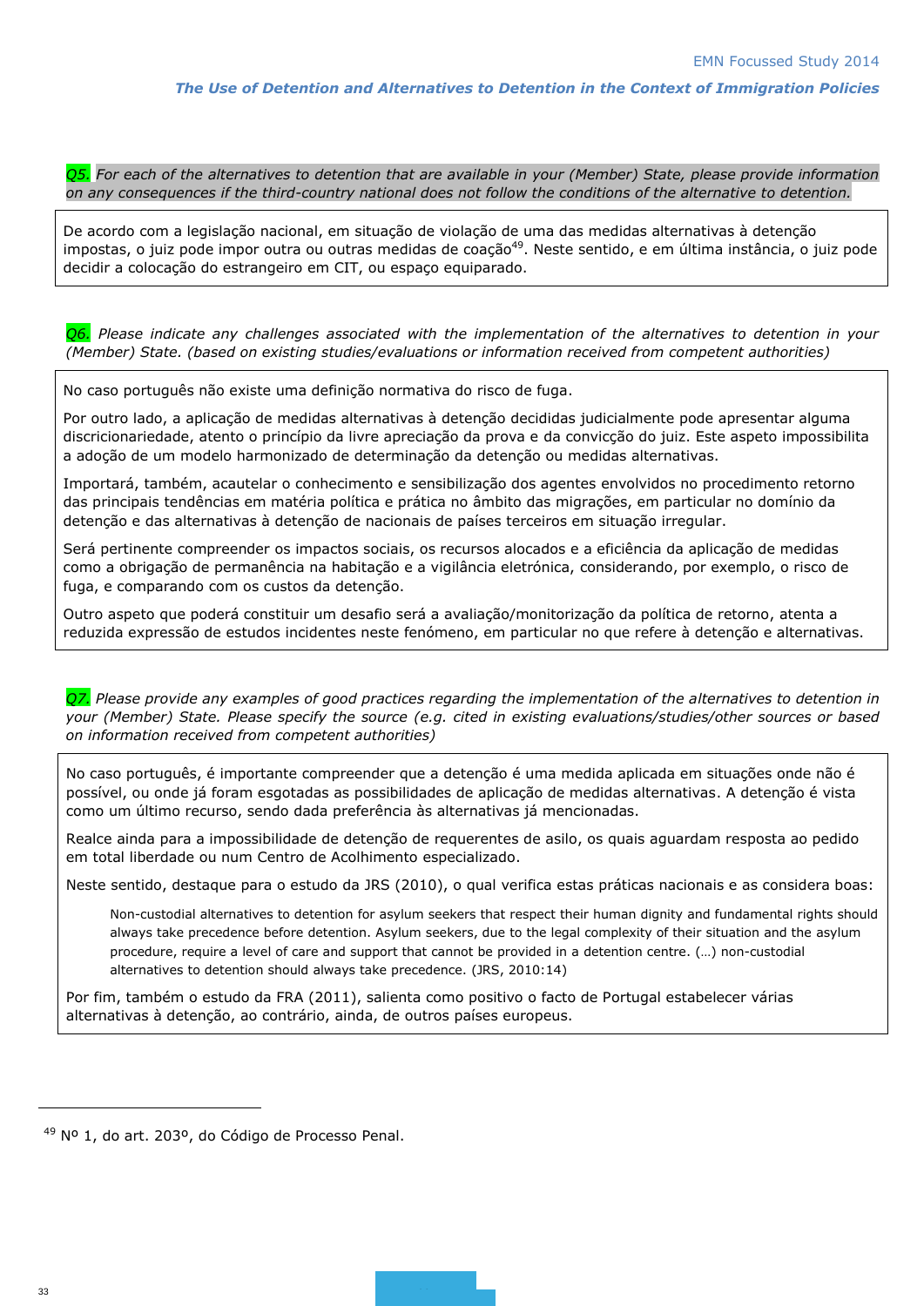*Q5. For each of the alternatives to detention that are available in your (Member) State, please provide information on any consequences if the third-country national does not follow the conditions of the alternative to detention.*

De acordo com a legislação nacional, em situação de violação de uma das medidas alternativas à detenção impostas, o juiz pode impor outra ou outras medidas de coação[49]. Neste sentido, e em última instância, o juiz pode decidir a colocação do estrangeiro em CIT, ou espaço equiparado.

*Q6. Please indicate any challenges associated with the implementation of the alternatives to detention in your (Member) State. (based on existing studies/evaluations or information received from competent authorities)*

No caso português não existe uma definição normativa do risco de fuga.

Por outro lado, a aplicação de medidas alternativas à detenção decididas judicialmente pode apresentar alguma discricionariedade, atento o princípio da livre apreciação da prova e da convicção do juiz. Este aspeto impossibilita a adoção de um modelo harmonizado de determinação da detenção ou medidas alternativas.

Importará, também, acautelar o conhecimento e sensibilização dos agentes envolvidos no procedimento retorno das principais tendências em matéria política e prática no âmbito das migrações, em particular no domínio da detenção e das alternativas à detenção de nacionais de países terceiros em situação irregular.

Será pertinente compreender os impactos sociais, os recursos alocados e a eficiência da aplicação de medidas como a obrigação de permanência na habitação e a vigilância eletrónica, considerando, por exemplo, o risco de fuga, e comparando com os custos da detenção.

Outro aspeto que poderá constituir um desafio será a avaliação/monitorização da política de retorno, atenta a reduzida expressão de estudos incidentes neste fenómeno, em particular no que refere à detenção e alternativas.

*Q7. Please provide any examples of good practices regarding the implementation of the alternatives to detention in your (Member) State. Please specify the source (e.g. cited in existing evaluations/studies/other sources or based on information received from competent authorities)*

No caso português, é importante compreender que a detenção é uma medida aplicada em situações onde não é possível, ou onde já foram esgotadas as possibilidades de aplicação de medidas alternativas. A detenção é vista como um último recurso, sendo dada preferência às alternativas já mencionadas.

Realce ainda para a impossibilidade de detenção de requerentes de asilo, os quais aguardam resposta ao pedido em total liberdade ou num Centro de Acolhimento especializado.

Neste sentido, destaque para o estudo da JRS (2010), o qual verifica estas práticas nacionais e as considera boas:

> Non-custodial alternatives to detention for asylum seekers that respect their human dignity and fundamental rights should always take precedence before detention. Asylum seekers, due to the legal complexity of their situation and the asylum procedure, require a level of care and support that cannot be provided in a detention centre. (…) non-custodial alternatives to detention should always take precedence. (JRS, 2010:14)

Por fim, também o estudo da FRA (2011), salienta como positivo o facto de Portugal estabelecer várias alternativas à detenção, ao contrário, ainda, de outros países europeus.

---

[49] Nº 1, do art. 203º, do Código de Processo Penal.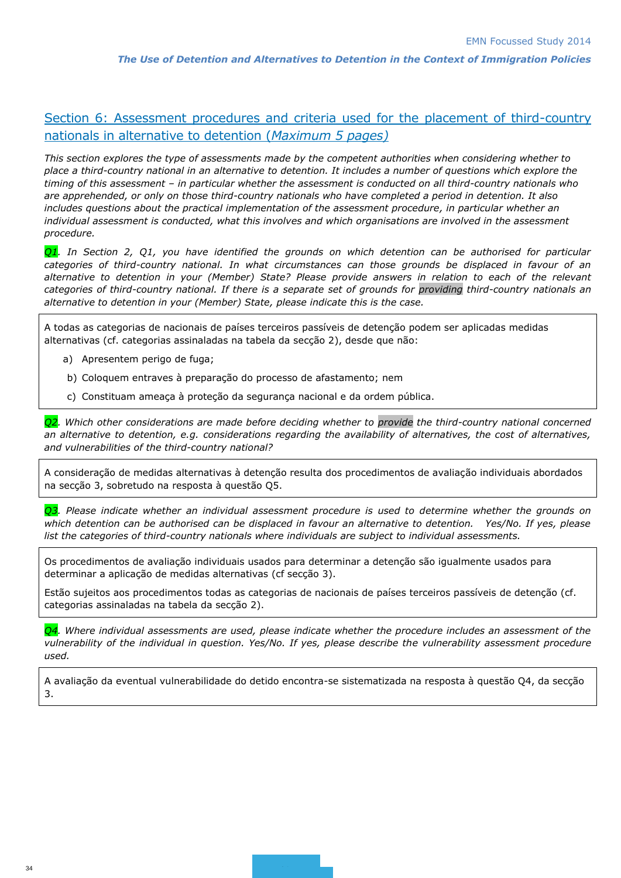## Section 6: Assessment procedures and criteria used for the placement of third-country nationals in alternative to detention (*Maximum 5 pages)*

*This section explores the type of assessments made by the competent authorities when considering whether to place a third-country national in an alternative to detention. It includes a number of questions which explore the timing of this assessment – in particular whether the assessment is conducted on all third-country nationals who are apprehended, or only on those third-country nationals who have completed a period in detention. It also includes questions about the practical implementation of the assessment procedure, in particular whether an individual assessment is conducted, what this involves and which organisations are involved in the assessment procedure.*

*Q1. In Section 2, Q1, you have identified the grounds on which detention can be authorised for particular categories of third-country national. In what circumstances can those grounds be displaced in favour of an alternative to detention in your (Member) State? Please provide answers in relation to each of the relevant categories of third-country national. If there is a separate set of grounds for providing third-country nationals an alternative to detention in your (Member) State, please indicate this is the case.*

A todas as categorias de nacionais de países terceiros passíveis de detenção podem ser aplicadas medidas alternativas (cf. categorias assinaladas na tabela da secção 2), desde que não:

a) Apresentem perigo de fuga;
b) Coloquem entraves à preparação do processo de afastamento; nem
c) Constituam ameaça à proteção da segurança nacional e da ordem pública.

*Q2. Which other considerations are made before deciding whether to provide the third-country national concerned an alternative to detention, e.g. considerations regarding the availability of alternatives, the cost of alternatives, and vulnerabilities of the third-country national?*

A consideração de medidas alternativas à detenção resulta dos procedimentos de avaliação individuais abordados na secção 3, sobretudo na resposta à questão Q5.

*Q3. Please indicate whether an individual assessment procedure is used to determine whether the grounds on which detention can be authorised can be displaced in favour an alternative to detention. Yes/No. If yes, please list the categories of third-country nationals where individuals are subject to individual assessments.*

Os procedimentos de avaliação individuais usados para determinar a detenção são igualmente usados para determinar a aplicação de medidas alternativas (cf secção 3).

Estão sujeitos aos procedimentos todas as categorias de nacionais de países terceiros passíveis de detenção (cf. categorias assinaladas na tabela da secção 2).

*Q4. Where individual assessments are used, please indicate whether the procedure includes an assessment of the vulnerability of the individual in question. Yes/No. If yes, please describe the vulnerability assessment procedure used.*

A avaliação da eventual vulnerabilidade do detido encontra-se sistematizada na resposta à questão Q4, da secção 3.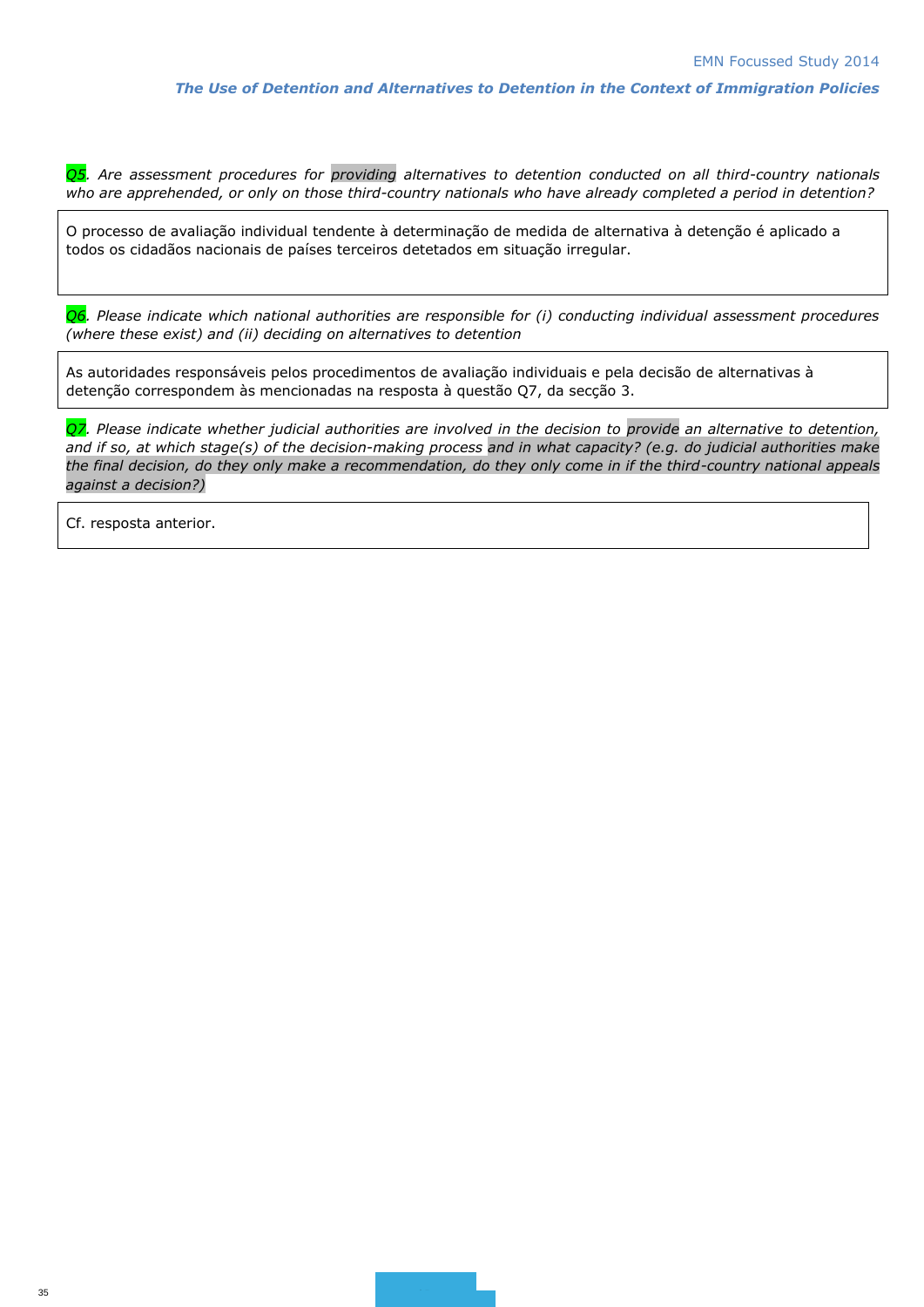*Q5. Are assessment procedures for providing alternatives to detention conducted on all third-country nationals who are apprehended, or only on those third-country nationals who have already completed a period in detention?*

O processo de avaliação individual tendente à determinação de medida de alternativa à detenção é aplicado a todos os cidadãos nacionais de países terceiros detetados em situação irregular.

*Q6. Please indicate which national authorities are responsible for (i) conducting individual assessment procedures (where these exist) and (ii) deciding on alternatives to detention*

As autoridades responsáveis pelos procedimentos de avaliação individuais e pela decisão de alternativas à detenção correspondem às mencionadas na resposta à questão Q7, da secção 3.

*Q7. Please indicate whether judicial authorities are involved in the decision to provide an alternative to detention, and if so, at which stage(s) of the decision-making process and in what capacity? (e.g. do judicial authorities make the final decision, do they only make a recommendation, do they only come in if the third-country national appeals against a decision?)*

Cf. resposta anterior.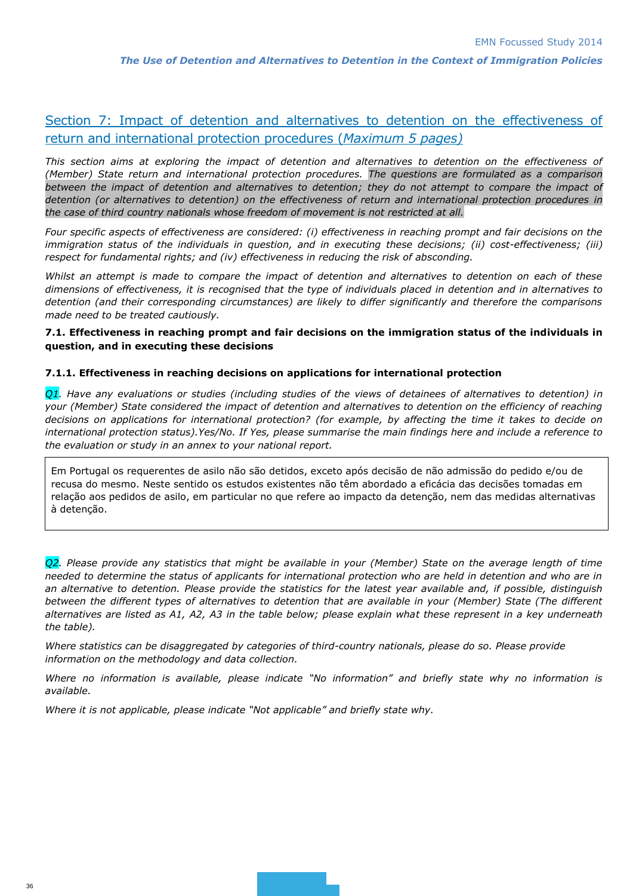## Section 7: Impact of detention and alternatives to detention on the effectiveness of return and international protection procedures (*Maximum 5 pages*)

*This section aims at exploring the impact of detention and alternatives to detention on the effectiveness of (Member) State return and international protection procedures. The questions are formulated as a comparison between the impact of detention and alternatives to detention; they do not attempt to compare the impact of detention (or alternatives to detention) on the effectiveness of return and international protection procedures in the case of third country nationals whose freedom of movement is not restricted at all.*

*Four specific aspects of effectiveness are considered: (i) effectiveness in reaching prompt and fair decisions on the immigration status of the individuals in question, and in executing these decisions; (ii) cost-effectiveness; (iii) respect for fundamental rights; and (iv) effectiveness in reducing the risk of absconding.*

*Whilst an attempt is made to compare the impact of detention and alternatives to detention on each of these dimensions of effectiveness, it is recognised that the type of individuals placed in detention and in alternatives to detention (and their corresponding circumstances) are likely to differ significantly and therefore the comparisons made need to be treated cautiously.*

**7.1. Effectiveness in reaching prompt and fair decisions on the immigration status of the individuals in question, and in executing these decisions**

**7.1.1. Effectiveness in reaching decisions on applications for international protection**

*Q1. Have any evaluations or studies (including studies of the views of detainees of alternatives to detention) in your (Member) State considered the impact of detention and alternatives to detention on the efficiency of reaching decisions on applications for international protection? (for example, by affecting the time it takes to decide on international protection status).Yes/No. If Yes, please summarise the main findings here and include a reference to the evaluation or study in an annex to your national report.*

Em Portugal os requerentes de asilo não são detidos, exceto após decisão de não admissão do pedido e/ou de recusa do mesmo. Neste sentido os estudos existentes não têm abordado a eficácia das decisões tomadas em relação aos pedidos de asilo, em particular no que refere ao impacto da detenção, nem das medidas alternativas à detenção.

*Q2. Please provide any statistics that might be available in your (Member) State on the average length of time needed to determine the status of applicants for international protection who are held in detention and who are in an alternative to detention. Please provide the statistics for the latest year available and, if possible, distinguish between the different types of alternatives to detention that are available in your (Member) State (The different alternatives are listed as A1, A2, A3 in the table below; please explain what these represent in a key underneath the table).*

*Where statistics can be disaggregated by categories of third-country nationals, please do so. Please provide information on the methodology and data collection.*

*Where no information is available, please indicate "No information" and briefly state why no information is available.*

*Where it is not applicable, please indicate "Not applicable" and briefly state why.*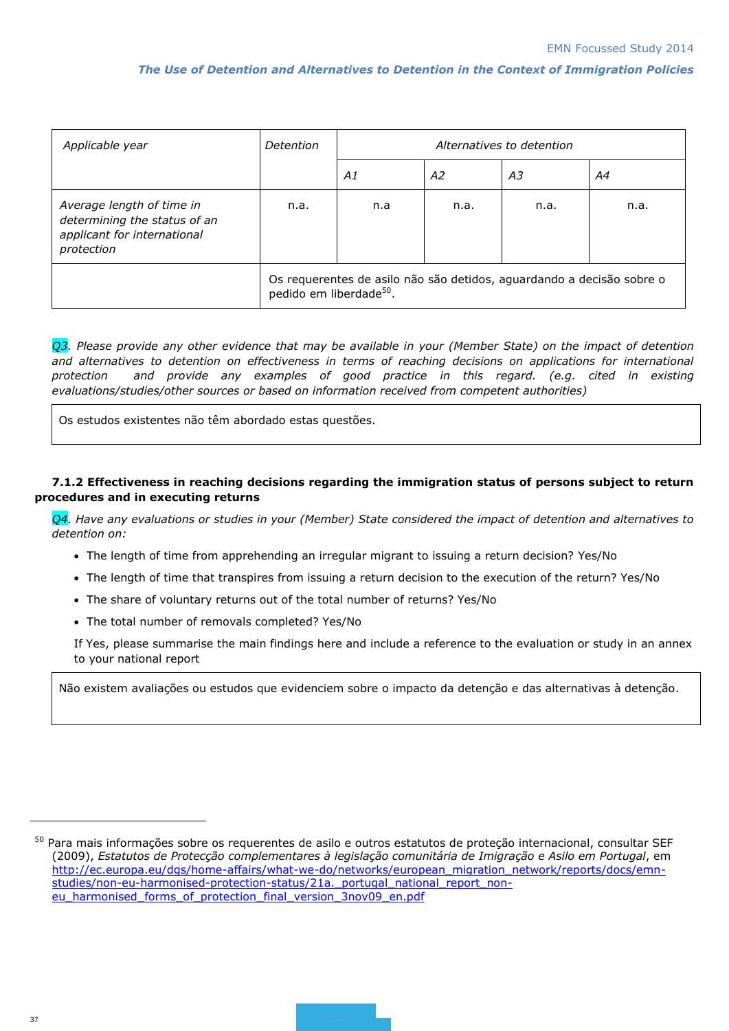| *Applicable year* | *Detention* | *Alternatives to detention* | | | |
|---|---|---|---|---|---|
| | | *A1* | *A2* | *A3* | *A4* |
| *Average length of time in determining the status of an applicant for international protection* | n.a. | n.a | n.a. | n.a. | n.a. |
| | Os requerentes de asilo não são detidos, aguardando a decisão sobre o pedido em liberdade[50]. | | | | |

*Q3. Please provide any other evidence that may be available in your (Member State) on the impact of detention and alternatives to detention on effectiveness in terms of reaching decisions on applications for international protection and provide any examples of good practice in this regard. (e.g. cited in existing evaluations/studies/other sources or based on information received from competent authorities)*

Os estudos existentes não têm abordado estas questões.

### 7.1.2 Effectiveness in reaching decisions regarding the immigration status of persons subject to return procedures and in executing returns

*Q4. Have any evaluations or studies in your (Member) State considered the impact of detention and alternatives to detention on:*

- The length of time from apprehending an irregular migrant to issuing a return decision? Yes/No
- The length of time that transpires from issuing a return decision to the execution of the return? Yes/No
- The share of voluntary returns out of the total number of returns? Yes/No
- The total number of removals completed? Yes/No

If Yes, please summarise the main findings here and include a reference to the evaluation or study in an annex to your national report

Não existem avaliações ou estudos que evidenciem sobre o impacto da detenção e das alternativas à detenção.

---

[50] Para mais informações sobre os requerentes de asilo e outros estatutos de proteção internacional, consultar SEF (2009), *Estatutos de Protecção complementares à legislação comunitária de Imigração e Asilo em Portugal*, em http://ec.europa.eu/dgs/home-affairs/what-we-do/networks/european_migration_network/reports/docs/emn-studies/non-eu-harmonised-protection-status/21a._portugal_national_report_non-eu_harmonised_forms_of_protection_final_version_3nov09_en.pdf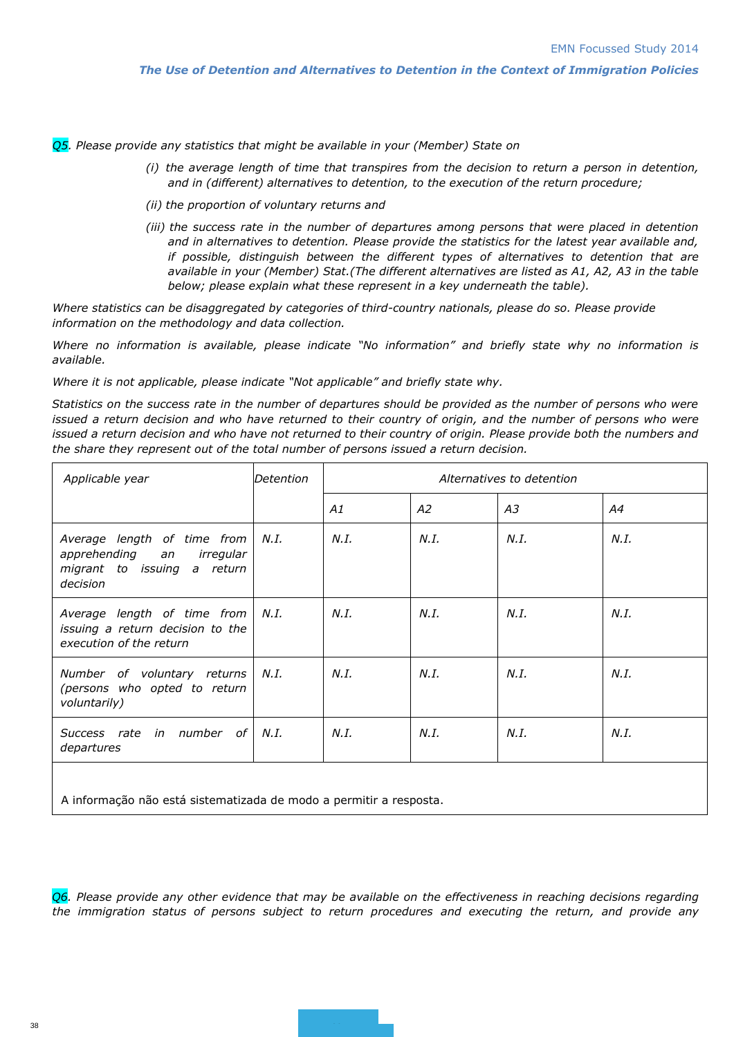*Q5. Please provide any statistics that might be available in your (Member) State on*

*(i) the average length of time that transpires from the decision to return a person in detention, and in (different) alternatives to detention, to the execution of the return procedure;*

*(ii) the proportion of voluntary returns and*

*(iii) the success rate in the number of departures among persons that were placed in detention and in alternatives to detention. Please provide the statistics for the latest year available and, if possible, distinguish between the different types of alternatives to detention that are available in your (Member) Stat.(The different alternatives are listed as A1, A2, A3 in the table below; please explain what these represent in a key underneath the table).*

*Where statistics can be disaggregated by categories of third-country nationals, please do so. Please provide information on the methodology and data collection.*

*Where no information is available, please indicate "No information" and briefly state why no information is available.*

*Where it is not applicable, please indicate "Not applicable" and briefly state why.*

*Statistics on the success rate in the number of departures should be provided as the number of persons who were issued a return decision and who have returned to their country of origin, and the number of persons who were issued a return decision and who have not returned to their country of origin. Please provide both the numbers and the share they represent out of the total number of persons issued a return decision.*

| *Applicable year* | *Detention* | *Alternatives to detention* | | | |
|---|---|---|---|---|---|
| | | *A1* | *A2* | *A3* | *A4* |
| *Average length of time from apprehending an irregular migrant to issuing a return decision* | *N.I.* | *N.I.* | *N.I.* | *N.I.* | *N.I.* |
| *Average length of time from issuing a return decision to the execution of the return* | *N.I.* | *N.I.* | *N.I.* | *N.I.* | *N.I.* |
| *Number of voluntary returns (persons who opted to return voluntarily)* | *N.I.* | *N.I.* | *N.I.* | *N.I.* | *N.I.* |
| *Success rate in number of departures* | *N.I.* | *N.I.* | *N.I.* | *N.I.* | *N.I.* |
| A informação não está sistematizada de modo a permitir a resposta. | | | | | |

*Q6. Please provide any other evidence that may be available on the effectiveness in reaching decisions regarding the immigration status of persons subject to return procedures and executing the return, and provide any*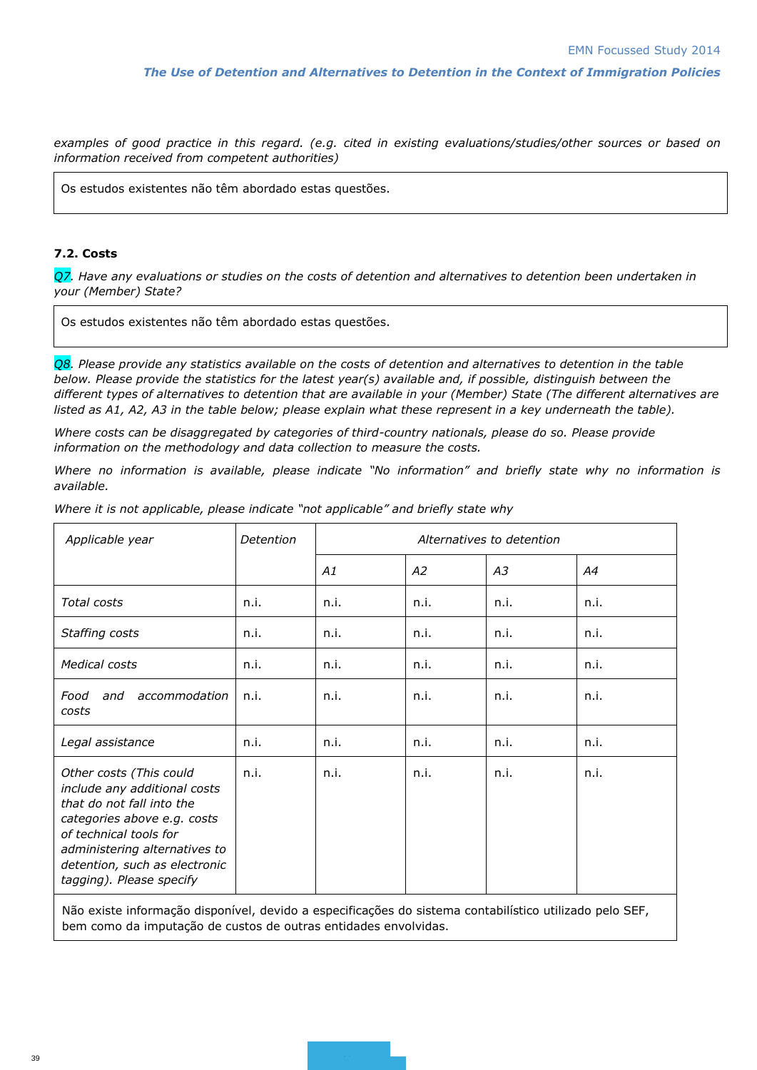*examples of good practice in this regard. (e.g. cited in existing evaluations/studies/other sources or based on information received from competent authorities)*

Os estudos existentes não têm abordado estas questões.

### 7.2. Costs

*Q7. Have any evaluations or studies on the costs of detention and alternatives to detention been undertaken in your (Member) State?*

Os estudos existentes não têm abordado estas questões.

*Q8. Please provide any statistics available on the costs of detention and alternatives to detention in the table below. Please provide the statistics for the latest year(s) available and, if possible, distinguish between the different types of alternatives to detention that are available in your (Member) State (The different alternatives are listed as A1, A2, A3 in the table below; please explain what these represent in a key underneath the table).*

*Where costs can be disaggregated by categories of third-country nationals, please do so. Please provide information on the methodology and data collection to measure the costs.*

*Where no information is available, please indicate "No information" and briefly state why no information is available.*

*Where it is not applicable, please indicate "not applicable" and briefly state why*

| *Applicable year* | *Detention* | *Alternatives to detention* | | | |
|---|---|---|---|---|---|
| | | *A1* | *A2* | *A3* | *A4* |
| *Total costs* | n.i. | n.i. | n.i. | n.i. | n.i. |
| *Staffing costs* | n.i. | n.i. | n.i. | n.i. | n.i. |
| *Medical costs* | n.i. | n.i. | n.i. | n.i. | n.i. |
| *Food and accommodation costs* | n.i. | n.i. | n.i. | n.i. | n.i. |
| *Legal assistance* | n.i. | n.i. | n.i. | n.i. | n.i. |
| *Other costs (This could include any additional costs that do not fall into the categories above e.g. costs of technical tools for administering alternatives to detention, such as electronic tagging). Please specify* | n.i. | n.i. | n.i. | n.i. | n.i. |

Não existe informação disponível, devido a especificações do sistema contabilístico utilizado pelo SEF, bem como da imputação de custos de outras entidades envolvidas.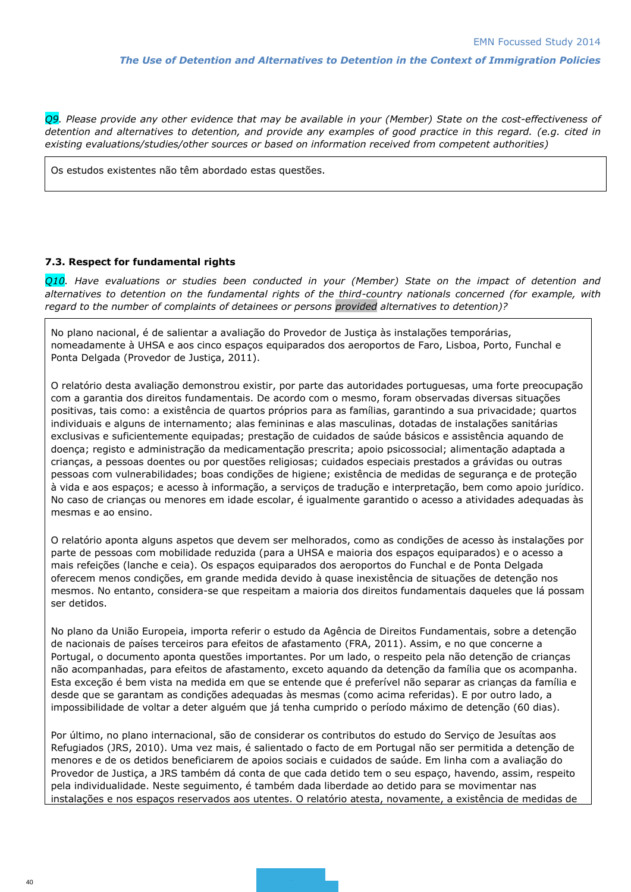*Q9. Please provide any other evidence that may be available in your (Member) State on the cost-effectiveness of detention and alternatives to detention, and provide any examples of good practice in this regard. (e.g. cited in existing evaluations/studies/other sources or based on information received from competent authorities)*

Os estudos existentes não têm abordado estas questões.

### 7.3. Respect for fundamental rights

*Q10. Have evaluations or studies been conducted in your (Member) State on the impact of detention and alternatives to detention on the fundamental rights of the third-country nationals concerned (for example, with regard to the number of complaints of detainees or persons provided alternatives to detention)?*

No plano nacional, é de salientar a avaliação do Provedor de Justiça às instalações temporárias, nomeadamente à UHSA e aos cinco espaços equiparados dos aeroportos de Faro, Lisboa, Porto, Funchal e Ponta Delgada (Provedor de Justiça, 2011).

O relatório desta avaliação demonstrou existir, por parte das autoridades portuguesas, uma forte preocupação com a garantia dos direitos fundamentais. De acordo com o mesmo, foram observadas diversas situações positivas, tais como: a existência de quartos próprios para as famílias, garantindo a sua privacidade; quartos individuais e alguns de internamento; alas femininas e alas masculinas, dotadas de instalações sanitárias exclusivas e suficientemente equipadas; prestação de cuidados de saúde básicos e assistência aquando de doença; registo e administração da medicamentação prescrita; apoio psicossocial; alimentação adaptada a crianças, a pessoas doentes ou por questões religiosas; cuidados especiais prestados a grávidas ou outras pessoas com vulnerabilidades; boas condições de higiene; existência de medidas de segurança e de proteção à vida e aos espaços; e acesso à informação, a serviços de tradução e interpretação, bem como apoio jurídico. No caso de crianças ou menores em idade escolar, é igualmente garantido o acesso a atividades adequadas às mesmas e ao ensino.

O relatório aponta alguns aspetos que devem ser melhorados, como as condições de acesso às instalações por parte de pessoas com mobilidade reduzida (para a UHSA e maioria dos espaços equiparados) e o acesso a mais refeições (lanche e ceia). Os espaços equiparados dos aeroportos do Funchal e de Ponta Delgada oferecem menos condições, em grande medida devido à quase inexistência de situações de detenção nos mesmos. No entanto, considera-se que respeitam a maioria dos direitos fundamentais daqueles que lá possam ser detidos.

No plano da União Europeia, importa referir o estudo da Agência de Direitos Fundamentais, sobre a detenção de nacionais de países terceiros para efeitos de afastamento (FRA, 2011). Assim, e no que concerne a Portugal, o documento aponta questões importantes. Por um lado, o respeito pela não detenção de crianças não acompanhadas, para efeitos de afastamento, exceto aquando da detenção da família que os acompanha. Esta exceção é bem vista na medida em que se entende que é preferível não separar as crianças da família e desde que se garantam as condições adequadas às mesmas (como acima referidas). E por outro lado, a impossibilidade de voltar a deter alguém que já tenha cumprido o período máximo de detenção (60 dias).

Por último, no plano internacional, são de considerar os contributos do estudo do Serviço de Jesuítas aos Refugiados (JRS, 2010). Uma vez mais, é salientado o facto de em Portugal não ser permitida a detenção de menores e de os detidos beneficiarem de apoios sociais e cuidados de saúde. Em linha com a avaliação do Provedor de Justiça, a JRS também dá conta de que cada detido tem o seu espaço, havendo, assim, respeito pela individualidade. Neste seguimento, é também dada liberdade ao detido para se movimentar nas instalações e nos espaços reservados aos utentes. O relatório atesta, novamente, a existência de medidas de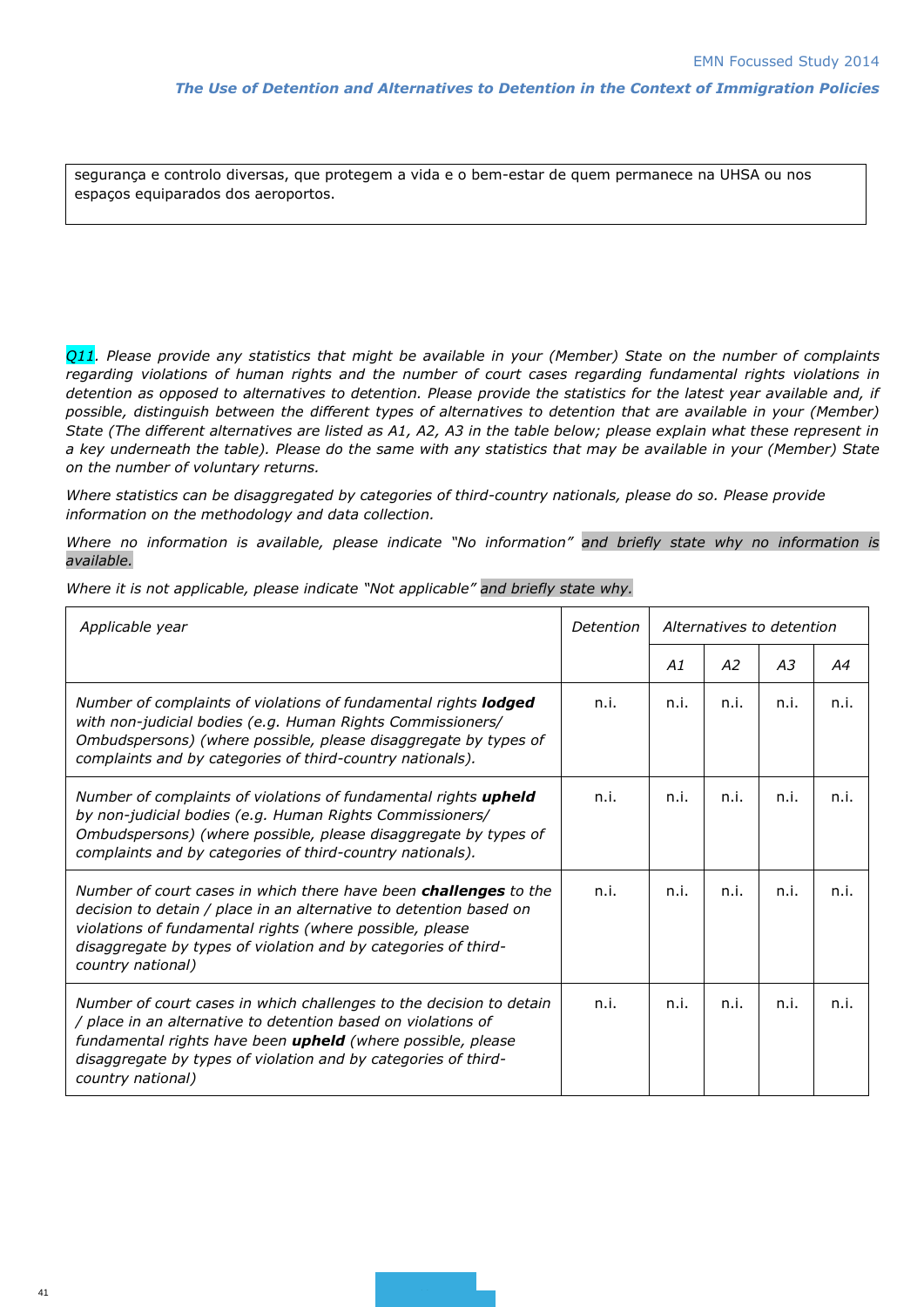segurança e controlo diversas, que protegem a vida e o bem-estar de quem permanece na UHSA ou nos espaços equiparados dos aeroportos.

*Q11. Please provide any statistics that might be available in your (Member) State on the number of complaints regarding violations of human rights and the number of court cases regarding fundamental rights violations in detention as opposed to alternatives to detention. Please provide the statistics for the latest year available and, if possible, distinguish between the different types of alternatives to detention that are available in your (Member) State (The different alternatives are listed as A1, A2, A3 in the table below; please explain what these represent in a key underneath the table). Please do the same with any statistics that may be available in your (Member) State on the number of voluntary returns.*

*Where statistics can be disaggregated by categories of third-country nationals, please do so. Please provide information on the methodology and data collection.*

*Where no information is available, please indicate "No information" and briefly state why no information is available.*

*Where it is not applicable, please indicate "Not applicable" and briefly state why.*

| *Applicable year* | *Detention* | *Alternatives to detention* | | | |
|---|---|---|---|---|---|
| | | *A1* | *A2* | *A3* | *A4* |
| *Number of complaints of violations of fundamental rights **lodged** with non-judicial bodies (e.g. Human Rights Commissioners/ Ombudspersons) (where possible, please disaggregate by types of complaints and by categories of third-country nationals).* | n.i. | n.i. | n.i. | n.i. | n.i. |
| *Number of complaints of violations of fundamental rights **upheld** by non-judicial bodies (e.g. Human Rights Commissioners/ Ombudspersons) (where possible, please disaggregate by types of complaints and by categories of third-country nationals).* | n.i. | n.i. | n.i. | n.i. | n.i. |
| *Number of court cases in which there have been **challenges** to the decision to detain / place in an alternative to detention based on violations of fundamental rights (where possible, please disaggregate by types of violation and by categories of third-country national)* | n.i. | n.i. | n.i. | n.i. | n.i. |
| *Number of court cases in which challenges to the decision to detain / place in an alternative to detention based on violations of fundamental rights have been **upheld** (where possible, please disaggregate by types of violation and by categories of third-country national)* | n.i. | n.i. | n.i. | n.i. | n.i. |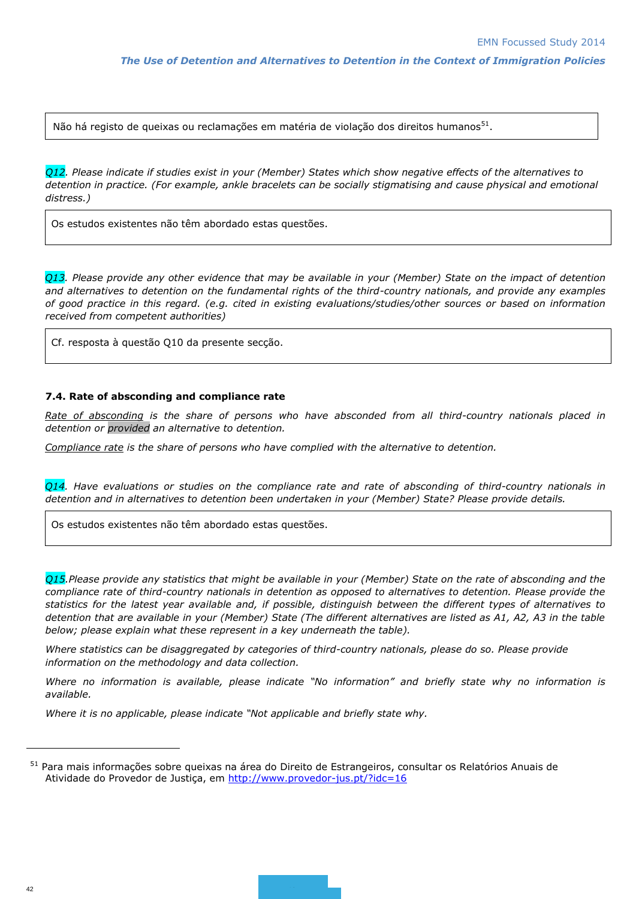| Não há registo de queixas ou reclamações em matéria de violação dos direitos humanos[51]. |
|---|

*Q12. Please indicate if studies exist in your (Member) States which show negative effects of the alternatives to detention in practice. (For example, ankle bracelets can be socially stigmatising and cause physical and emotional distress.)*

| Os estudos existentes não têm abordado estas questões. |
|---|

*Q13. Please provide any other evidence that may be available in your (Member) State on the impact of detention and alternatives to detention on the fundamental rights of the third-country nationals, and provide any examples of good practice in this regard. (e.g. cited in existing evaluations/studies/other sources or based on information received from competent authorities)*

| Cf. resposta à questão Q10 da presente secção. |
|---|

**7.4. Rate of absconding and compliance rate**

*Rate of absconding is the share of persons who have absconded from all third-country nationals placed in detention or provided an alternative to detention.*

*Compliance rate is the share of persons who have complied with the alternative to detention.*

*Q14. Have evaluations or studies on the compliance rate and rate of absconding of third-country nationals in detention and in alternatives to detention been undertaken in your (Member) State? Please provide details.*

| Os estudos existentes não têm abordado estas questões. |
|---|

*Q15.Please provide any statistics that might be available in your (Member) State on the rate of absconding and the compliance rate of third-country nationals in detention as opposed to alternatives to detention. Please provide the statistics for the latest year available and, if possible, distinguish between the different types of alternatives to detention that are available in your (Member) State (The different alternatives are listed as A1, A2, A3 in the table below; please explain what these represent in a key underneath the table).*

*Where statistics can be disaggregated by categories of third-country nationals, please do so. Please provide information on the methodology and data collection.*

*Where no information is available, please indicate "No information" and briefly state why no information is available.*

*Where it is no applicable, please indicate "Not applicable and briefly state why.*

---

[51] Para mais informações sobre queixas na área do Direito de Estrangeiros, consultar os Relatórios Anuais de Atividade do Provedor de Justiça, em http://www.provedor-jus.pt/?idc=16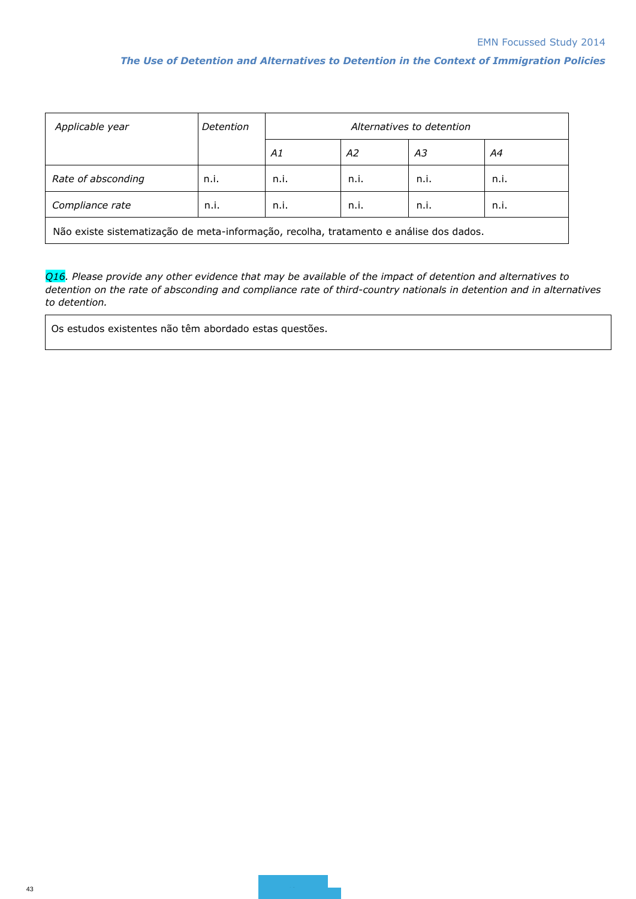| *Applicable year* | *Detention* | *Alternatives to detention* | | | |
|---|---|---|---|---|---|
| | | *A1* | *A2* | *A3* | *A4* |
| *Rate of absconding* | n.i. | n.i. | n.i. | n.i. | n.i. |
| *Compliance rate* | n.i. | n.i. | n.i. | n.i. | n.i. |
| Não existe sistematização de meta-informação, recolha, tratamento e análise dos dados. | | | | | |

*Q16. Please provide any other evidence that may be available of the impact of detention and alternatives to detention on the rate of absconding and compliance rate of third-country nationals in detention and in alternatives to detention.*

Os estudos existentes não têm abordado estas questões.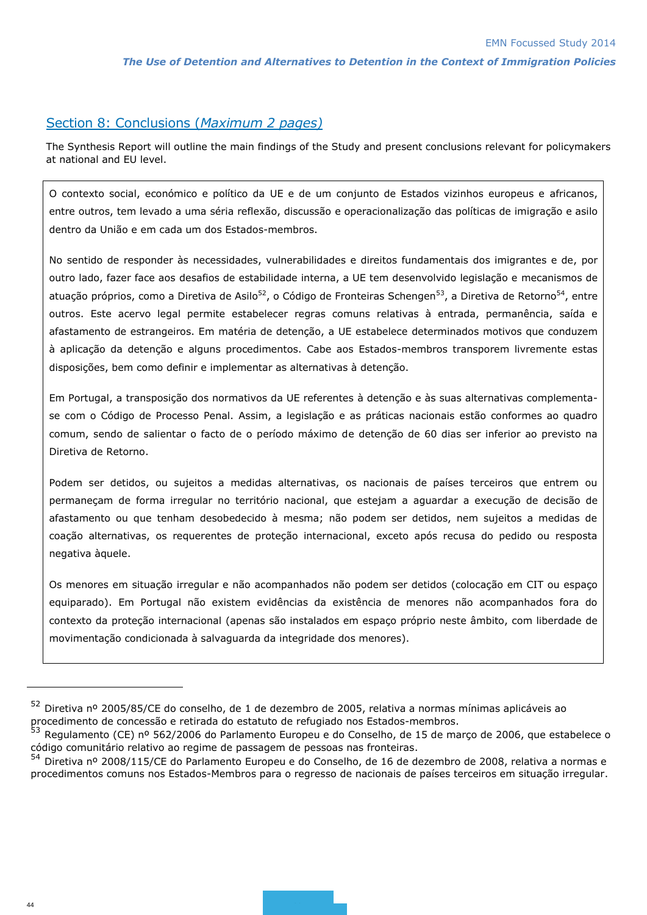## Section 8: Conclusions (*Maximum 2 pages*)

The Synthesis Report will outline the main findings of the Study and present conclusions relevant for policymakers at national and EU level.

O contexto social, económico e político da UE e de um conjunto de Estados vizinhos europeus e africanos, entre outros, tem levado a uma séria reflexão, discussão e operacionalização das políticas de imigração e asilo dentro da União e em cada um dos Estados-membros.

No sentido de responder às necessidades, vulnerabilidades e direitos fundamentais dos imigrantes e de, por outro lado, fazer face aos desafios de estabilidade interna, a UE tem desenvolvido legislação e mecanismos de atuação próprios, como a Diretiva de Asilo[52], o Código de Fronteiras Schengen[53], a Diretiva de Retorno[54], entre outros. Este acervo legal permite estabelecer regras comuns relativas à entrada, permanência, saída e afastamento de estrangeiros. Em matéria de detenção, a UE estabelece determinados motivos que conduzem à aplicação da detenção e alguns procedimentos. Cabe aos Estados-membros transporem livremente estas disposições, bem como definir e implementar as alternativas à detenção.

Em Portugal, a transposição dos normativos da UE referentes à detenção e às suas alternativas complementa-se com o Código de Processo Penal. Assim, a legislação e as práticas nacionais estão conformes ao quadro comum, sendo de salientar o facto de o período máximo de detenção de 60 dias ser inferior ao previsto na Diretiva de Retorno.

Podem ser detidos, ou sujeitos a medidas alternativas, os nacionais de países terceiros que entrem ou permaneçam de forma irregular no território nacional, que estejam a aguardar a execução de decisão de afastamento ou que tenham desobedecido à mesma; não podem ser detidos, nem sujeitos a medidas de coação alternativas, os requerentes de proteção internacional, exceto após recusa do pedido ou resposta negativa àquele.

Os menores em situação irregular e não acompanhados não podem ser detidos (colocação em CIT ou espaço equiparado). Em Portugal não existem evidências da existência de menores não acompanhados fora do contexto da proteção internacional (apenas são instalados em espaço próprio neste âmbito, com liberdade de movimentação condicionada à salvaguarda da integridade dos menores).

---

[52] Diretiva nº 2005/85/CE do conselho, de 1 de dezembro de 2005, relativa a normas mínimas aplicáveis ao procedimento de concessão e retirada do estatuto de refugiado nos Estados-membros.

[53] Regulamento (CE) nº 562/2006 do Parlamento Europeu e do Conselho, de 15 de março de 2006, que estabelece o código comunitário relativo ao regime de passagem de pessoas nas fronteiras.

[54] Diretiva nº 2008/115/CE do Parlamento Europeu e do Conselho, de 16 de dezembro de 2008, relativa a normas e procedimentos comuns nos Estados-Membros para o regresso de nacionais de países terceiros em situação irregular.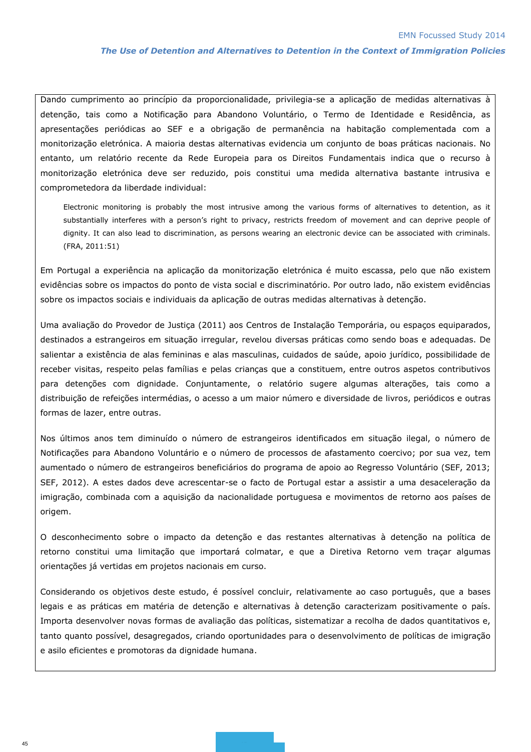Dando cumprimento ao princípio da proporcionalidade, privilegia-se a aplicação de medidas alternativas à detenção, tais como a Notificação para Abandono Voluntário, o Termo de Identidade e Residência, as apresentações periódicas ao SEF e a obrigação de permanência na habitação complementada com a monitorização eletrónica. A maioria destas alternativas evidencia um conjunto de boas práticas nacionais. No entanto, um relatório recente da Rede Europeia para os Direitos Fundamentais indica que o recurso à monitorização eletrónica deve ser reduzido, pois constitui uma medida alternativa bastante intrusiva e comprometedora da liberdade individual:

> Electronic monitoring is probably the most intrusive among the various forms of alternatives to detention, as it substantially interferes with a person's right to privacy, restricts freedom of movement and can deprive people of dignity. It can also lead to discrimination, as persons wearing an electronic device can be associated with criminals. (FRA, 2011:51)

Em Portugal a experiência na aplicação da monitorização eletrónica é muito escassa, pelo que não existem evidências sobre os impactos do ponto de vista social e discriminatório. Por outro lado, não existem evidências sobre os impactos sociais e individuais da aplicação de outras medidas alternativas à detenção.

Uma avaliação do Provedor de Justiça (2011) aos Centros de Instalação Temporária, ou espaços equiparados, destinados a estrangeiros em situação irregular, revelou diversas práticas como sendo boas e adequadas. De salientar a existência de alas femininas e alas masculinas, cuidados de saúde, apoio jurídico, possibilidade de receber visitas, respeito pelas famílias e pelas crianças que a constituem, entre outros aspetos contributivos para detenções com dignidade. Conjuntamente, o relatório sugere algumas alterações, tais como a distribuição de refeições intermédias, o acesso a um maior número e diversidade de livros, periódicos e outras formas de lazer, entre outras.

Nos últimos anos tem diminuído o número de estrangeiros identificados em situação ilegal, o número de Notificações para Abandono Voluntário e o número de processos de afastamento coercivo; por sua vez, tem aumentado o número de estrangeiros beneficiários do programa de apoio ao Regresso Voluntário (SEF, 2013; SEF, 2012). A estes dados deve acrescentar-se o facto de Portugal estar a assistir a uma desaceleração da imigração, combinada com a aquisição da nacionalidade portuguesa e movimentos de retorno aos países de origem.

O desconhecimento sobre o impacto da detenção e das restantes alternativas à detenção na política de retorno constitui uma limitação que importará colmatar, e que a Diretiva Retorno vem traçar algumas orientações já vertidas em projetos nacionais em curso.

Considerando os objetivos deste estudo, é possível concluir, relativamente ao caso português, que a bases legais e as práticas em matéria de detenção e alternativas à detenção caracterizam positivamente o país. Importa desenvolver novas formas de avaliação das políticas, sistematizar a recolha de dados quantitativos e, tanto quanto possível, desagregados, criando oportunidades para o desenvolvimento de políticas de imigração e asilo eficientes e promotoras da dignidade humana.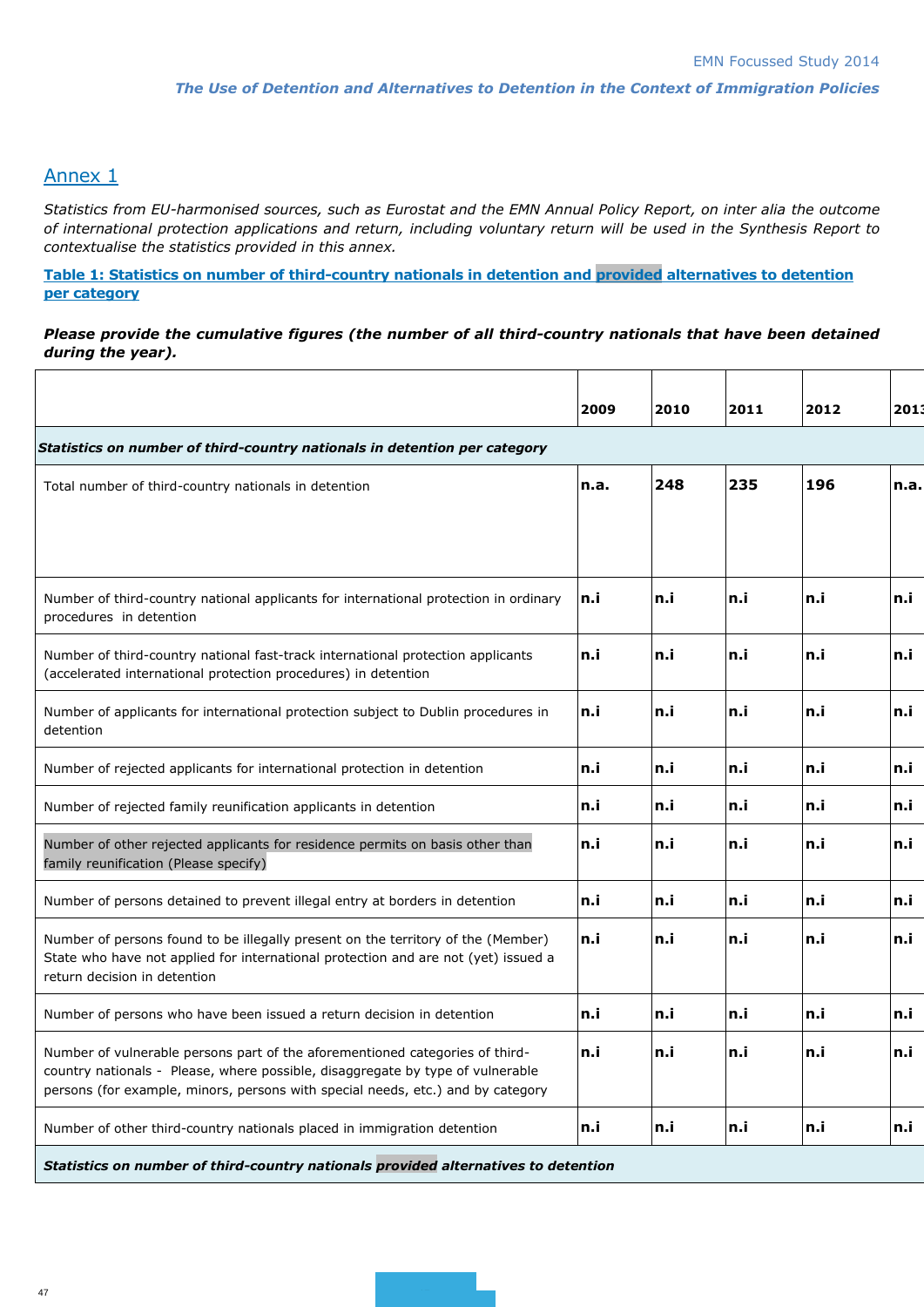## Annex 1

*Statistics from EU-harmonised sources, such as Eurostat and the EMN Annual Policy Report, on inter alia the outcome of international protection applications and return, including voluntary return will be used in the Synthesis Report to contextualise the statistics provided in this annex.*

**Table 1: Statistics on number of third-country nationals in detention and provided alternatives to detention per category**

***Please provide the cumulative figures (the number of all third-country nationals that have been detained during the year).***

| | 2009 | 2010 | 2011 | 2012 | 2013 |
|---|---|---|---|---|---|
| ***Statistics on number of third-country nationals in detention per category*** | | | | | |
| Total number of third-country nationals in detention | **n.a.** | **248** | **235** | **196** | **n.a.** |
| Number of third-country national applicants for international protection in ordinary procedures in detention | **n.i** | **n.i** | **n.i** | **n.i** | **n.i** |
| Number of third-country national fast-track international protection applicants (accelerated international protection procedures) in detention | **n.i** | **n.i** | **n.i** | **n.i** | **n.i** |
| Number of applicants for international protection subject to Dublin procedures in detention | **n.i** | **n.i** | **n.i** | **n.i** | **n.i** |
| Number of rejected applicants for international protection in detention | **n.i** | **n.i** | **n.i** | **n.i** | **n.i** |
| Number of rejected family reunification applicants in detention | **n.i** | **n.i** | **n.i** | **n.i** | **n.i** |
| Number of other rejected applicants for residence permits on basis other than family reunification (Please specify) | **n.i** | **n.i** | **n.i** | **n.i** | **n.i** |
| Number of persons detained to prevent illegal entry at borders in detention | **n.i** | **n.i** | **n.i** | **n.i** | **n.i** |
| Number of persons found to be illegally present on the territory of the (Member) State who have not applied for international protection and are not (yet) issued a return decision in detention | **n.i** | **n.i** | **n.i** | **n.i** | **n.i** |
| Number of persons who have been issued a return decision in detention | **n.i** | **n.i** | **n.i** | **n.i** | **n.i** |
| Number of vulnerable persons part of the aforementioned categories of third-country nationals - Please, where possible, disaggregate by type of vulnerable persons (for example, minors, persons with special needs, etc.) and by category | **n.i** | **n.i** | **n.i** | **n.i** | **n.i** |
| Number of other third-country nationals placed in immigration detention | **n.i** | **n.i** | **n.i** | **n.i** | **n.i** |
| ***Statistics on number of third-country nationals provided alternatives to detention*** | | | | | |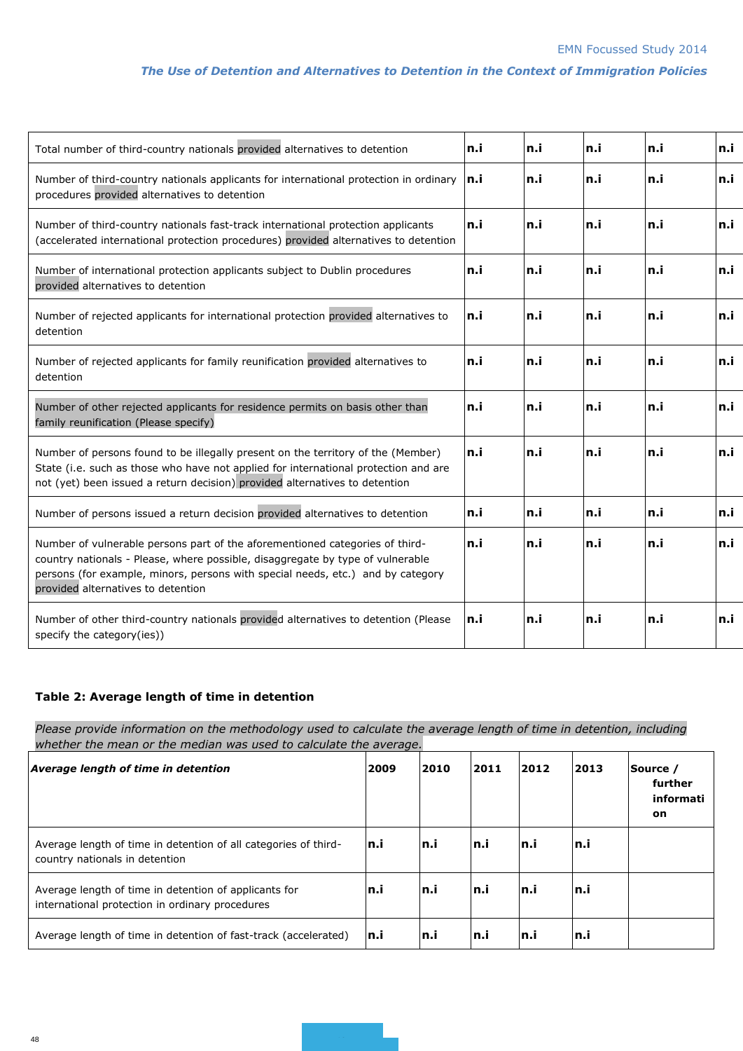| | | | | | |
|---|---|---|---|---|---|
| Total number of third-country nationals provided alternatives to detention | **n.i** | **n.i** | **n.i** | **n.i** | **n.i** |
| Number of third-country nationals applicants for international protection in ordinary procedures provided alternatives to detention | **n.i** | **n.i** | **n.i** | **n.i** | **n.i** |
| Number of third-country nationals fast-track international protection applicants (accelerated international protection procedures) provided alternatives to detention | **n.i** | **n.i** | **n.i** | **n.i** | **n.i** |
| Number of international protection applicants subject to Dublin procedures provided alternatives to detention | **n.i** | **n.i** | **n.i** | **n.i** | **n.i** |
| Number of rejected applicants for international protection provided alternatives to detention | **n.i** | **n.i** | **n.i** | **n.i** | **n.i** |
| Number of rejected applicants for family reunification provided alternatives to detention | **n.i** | **n.i** | **n.i** | **n.i** | **n.i** |
| Number of other rejected applicants for residence permits on basis other than family reunification (Please specify) | **n.i** | **n.i** | **n.i** | **n.i** | **n.i** |
| Number of persons found to be illegally present on the territory of the (Member) State (i.e. such as those who have not applied for international protection and are not (yet) been issued a return decision) provided alternatives to detention | **n.i** | **n.i** | **n.i** | **n.i** | **n.i** |
| Number of persons issued a return decision provided alternatives to detention | **n.i** | **n.i** | **n.i** | **n.i** | **n.i** |
| Number of vulnerable persons part of the aforementioned categories of third-country nationals - Please, where possible, disaggregate by type of vulnerable persons (for example, minors, persons with special needs, etc.) and by category provided alternatives to detention | **n.i** | **n.i** | **n.i** | **n.i** | **n.i** |
| Number of other third-country nationals provided alternatives to detention (Please specify the category(ies)) | **n.i** | **n.i** | **n.i** | **n.i** | **n.i** |

**Table 2: Average length of time in detention**

*Please provide information on the methodology used to calculate the average length of time in detention, including whether the mean or the median was used to calculate the average.*

| ***Average length of time in detention*** | **2009** | **2010** | **2011** | **2012** | **2013** | **Source / further information** |
|---|---|---|---|---|---|---|
| Average length of time in detention of all categories of third-country nationals in detention | **n.i** | **n.i** | **n.i** | **n.i** | **n.i** | |
| Average length of time in detention of applicants for international protection in ordinary procedures | **n.i** | **n.i** | **n.i** | **n.i** | **n.i** | |
| Average length of time in detention of fast-track (accelerated) | **n.i** | **n.i** | **n.i** | **n.i** | **n.i** | |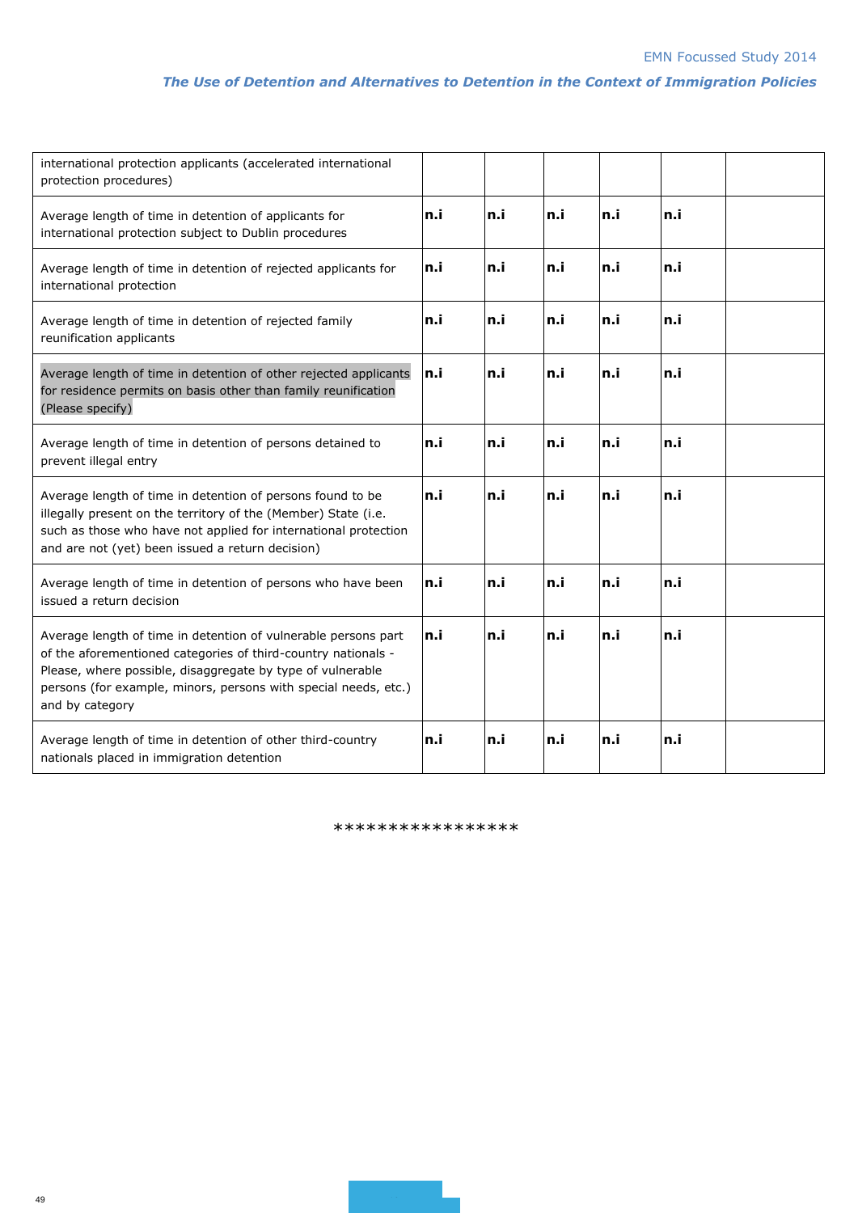| | | | | | | |
|---|---|---|---|---|---|---|
| international protection applicants (accelerated international protection procedures) | | | | | | |
| Average length of time in detention of applicants for international protection subject to Dublin procedures | **n.i** | **n.i** | **n.i** | **n.i** | **n.i** | |
| Average length of time in detention of rejected applicants for international protection | **n.i** | **n.i** | **n.i** | **n.i** | **n.i** | |
| Average length of time in detention of rejected family reunification applicants | **n.i** | **n.i** | **n.i** | **n.i** | **n.i** | |
| Average length of time in detention of other rejected applicants for residence permits on basis other than family reunification (Please specify) | **n.i** | **n.i** | **n.i** | **n.i** | **n.i** | |
| Average length of time in detention of persons detained to prevent illegal entry | **n.i** | **n.i** | **n.i** | **n.i** | **n.i** | |
| Average length of time in detention of persons found to be illegally present on the territory of the (Member) State (i.e. such as those who have not applied for international protection and are not (yet) been issued a return decision) | **n.i** | **n.i** | **n.i** | **n.i** | **n.i** | |
| Average length of time in detention of persons who have been issued a return decision | **n.i** | **n.i** | **n.i** | **n.i** | **n.i** | |
| Average length of time in detention of vulnerable persons part of the aforementioned categories of third-country nationals - Please, where possible, disaggregate by type of vulnerable persons (for example, minors, persons with special needs, etc.) and by category | **n.i** | **n.i** | **n.i** | **n.i** | **n.i** | |
| Average length of time in detention of other third-country nationals placed in immigration detention | **n.i** | **n.i** | **n.i** | **n.i** | **n.i** | |

****************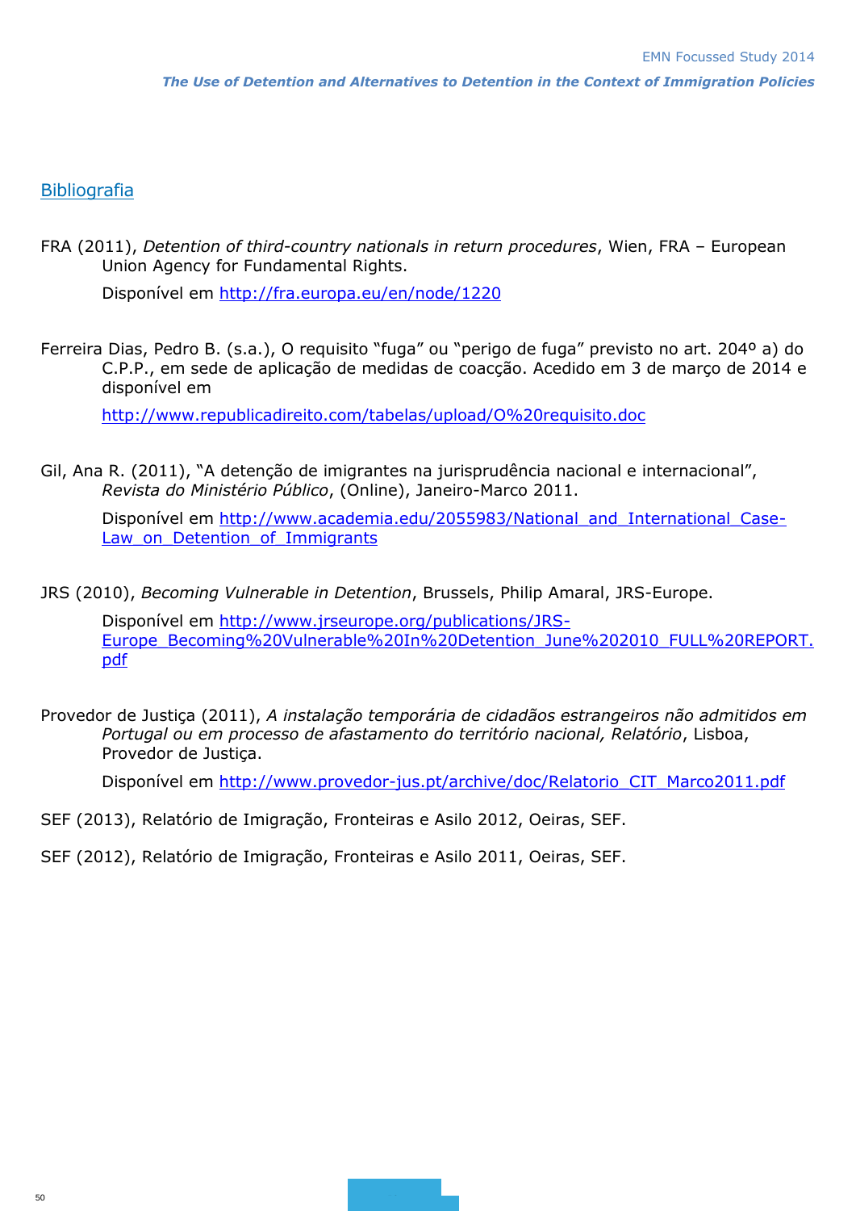## Bibliografia

FRA (2011), *Detention of third-country nationals in return procedures*, Wien, FRA – European Union Agency for Fundamental Rights.

Disponível em http://fra.europa.eu/en/node/1220

Ferreira Dias, Pedro B. (s.a.), O requisito "fuga" ou "perigo de fuga" previsto no art. 204º a) do C.P.P., em sede de aplicação de medidas de coacção. Acedido em 3 de março de 2014 e disponível em

http://www.republicadireito.com/tabelas/upload/O%20requisito.doc

Gil, Ana R. (2011), "A detenção de imigrantes na jurisprudência nacional e internacional", *Revista do Ministério Público*, (Online), Janeiro-Marco 2011.

Disponível em http://www.academia.edu/2055983/National_and_International_Case-Law_on_Detention_of_Immigrants

JRS (2010), *Becoming Vulnerable in Detention*, Brussels, Philip Amaral, JRS-Europe.

Disponível em http://www.jrseurope.org/publications/JRS-Europe_Becoming%20Vulnerable%20In%20Detention_June%202010_FULL%20REPORT.pdf

Provedor de Justiça (2011), *A instalação temporária de cidadãos estrangeiros não admitidos em Portugal ou em processo de afastamento do território nacional, Relatório*, Lisboa, Provedor de Justiça.

Disponível em http://www.provedor-jus.pt/archive/doc/Relatorio_CIT_Marco2011.pdf

SEF (2013), Relatório de Imigração, Fronteiras e Asilo 2012, Oeiras, SEF.

SEF (2012), Relatório de Imigração, Fronteiras e Asilo 2011, Oeiras, SEF.